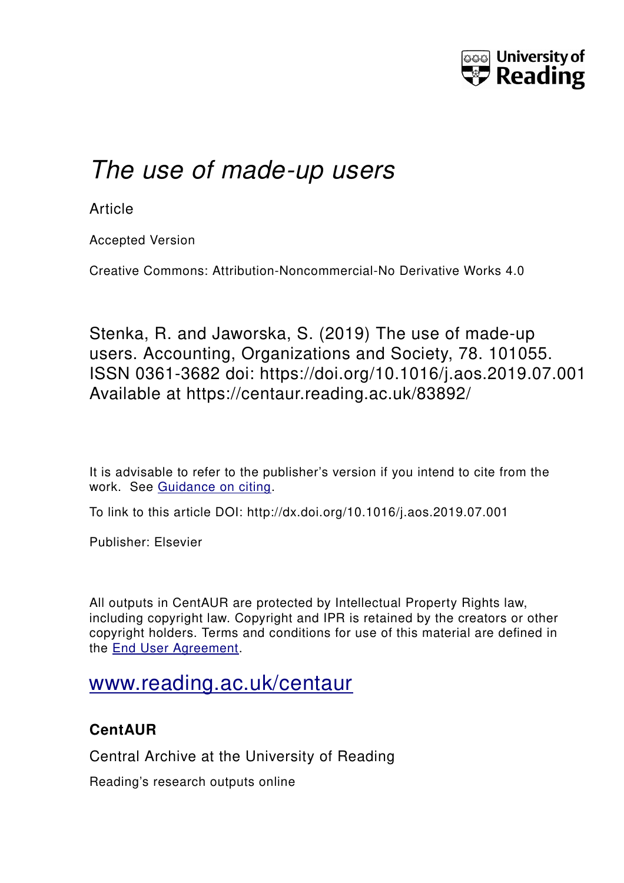University of Reading

# *The use of made-up users*

Article

Accepted Version

Creative Commons: Attribution-Noncommercial-No Derivative Works 4.0

Stenka, R. and Jaworska, S. (2019) The use of made-up users. Accounting, Organizations and Society, 78. 101055. ISSN 0361-3682 doi: https://doi.org/10.1016/j.aos.2019.07.001 Available at https://centaur.reading.ac.uk/83892/

It is advisable to refer to the publisher's version if you intend to cite from the work. See Guidance on citing.

To link to this article DOI: http://dx.doi.org/10.1016/j.aos.2019.07.001

Publisher: Elsevier

All outputs in CentAUR are protected by Intellectual Property Rights law, including copyright law. Copyright and IPR is retained by the creators or other copyright holders. Terms and conditions for use of this material are defined in the End User Agreement.

www.reading.ac.uk/centaur

**CentAUR**

Central Archive at the University of Reading

Reading's research outputs online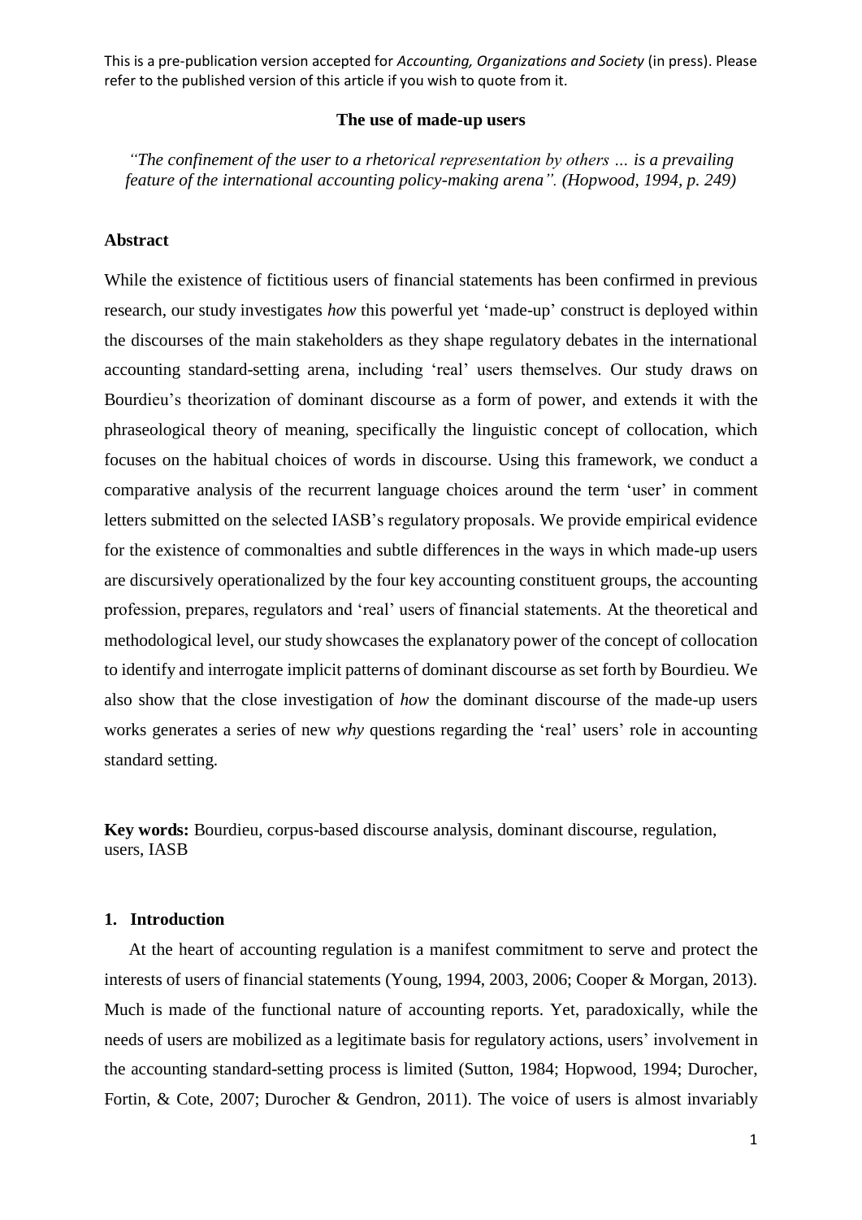This is a pre-publication version accepted for *Accounting, Organizations and Society* (in press). Please refer to the published version of this article if you wish to quote from it.

**The use of made-up users**

*"The confinement of the user to a rhetorical representation by others … is a prevailing feature of the international accounting policy-making arena". (Hopwood, 1994, p. 249)*

## Abstract

While the existence of fictitious users of financial statements has been confirmed in previous research, our study investigates *how* this powerful yet 'made-up' construct is deployed within the discourses of the main stakeholders as they shape regulatory debates in the international accounting standard-setting arena, including 'real' users themselves. Our study draws on Bourdieu's theorization of dominant discourse as a form of power, and extends it with the phraseological theory of meaning, specifically the linguistic concept of collocation, which focuses on the habitual choices of words in discourse. Using this framework, we conduct a comparative analysis of the recurrent language choices around the term 'user' in comment letters submitted on the selected IASB's regulatory proposals. We provide empirical evidence for the existence of commonalties and subtle differences in the ways in which made-up users are discursively operationalized by the four key accounting constituent groups, the accounting profession, prepares, regulators and 'real' users of financial statements. At the theoretical and methodological level, our study showcases the explanatory power of the concept of collocation to identify and interrogate implicit patterns of dominant discourse as set forth by Bourdieu. We also show that the close investigation of *how* the dominant discourse of the made-up users works generates a series of new *why* questions regarding the 'real' users' role in accounting standard setting.

**Key words:** Bourdieu, corpus-based discourse analysis, dominant discourse, regulation, users, IASB

## 1. Introduction

At the heart of accounting regulation is a manifest commitment to serve and protect the interests of users of financial statements (Young, 1994, 2003, 2006; Cooper & Morgan, 2013). Much is made of the functional nature of accounting reports. Yet, paradoxically, while the needs of users are mobilized as a legitimate basis for regulatory actions, users' involvement in the accounting standard-setting process is limited (Sutton, 1984; Hopwood, 1994; Durocher, Fortin, & Cote, 2007; Durocher & Gendron, 2011). The voice of users is almost invariably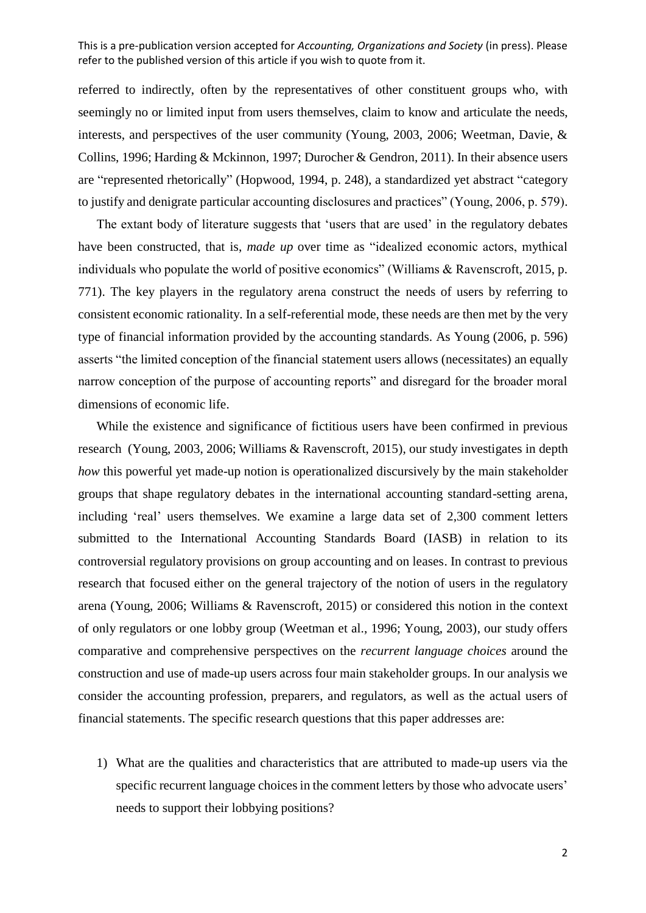referred to indirectly, often by the representatives of other constituent groups who, with seemingly no or limited input from users themselves, claim to know and articulate the needs, interests, and perspectives of the user community (Young, 2003, 2006; Weetman, Davie, & Collins, 1996; Harding & Mckinnon, 1997; Durocher & Gendron, 2011). In their absence users are "represented rhetorically" (Hopwood, 1994, p. 248), a standardized yet abstract "category to justify and denigrate particular accounting disclosures and practices" (Young, 2006, p. 579).

The extant body of literature suggests that 'users that are used' in the regulatory debates have been constructed, that is, *made up* over time as "idealized economic actors, mythical individuals who populate the world of positive economics" (Williams & Ravenscroft, 2015, p. 771). The key players in the regulatory arena construct the needs of users by referring to consistent economic rationality. In a self-referential mode, these needs are then met by the very type of financial information provided by the accounting standards. As Young (2006, p. 596) asserts "the limited conception of the financial statement users allows (necessitates) an equally narrow conception of the purpose of accounting reports" and disregard for the broader moral dimensions of economic life.

While the existence and significance of fictitious users have been confirmed in previous research (Young, 2003, 2006; Williams & Ravenscroft, 2015), our study investigates in depth *how* this powerful yet made-up notion is operationalized discursively by the main stakeholder groups that shape regulatory debates in the international accounting standard-setting arena, including 'real' users themselves. We examine a large data set of 2,300 comment letters submitted to the International Accounting Standards Board (IASB) in relation to its controversial regulatory provisions on group accounting and on leases. In contrast to previous research that focused either on the general trajectory of the notion of users in the regulatory arena (Young, 2006; Williams & Ravenscroft, 2015) or considered this notion in the context of only regulators or one lobby group (Weetman et al., 1996; Young, 2003), our study offers comparative and comprehensive perspectives on the *recurrent language choices* around the construction and use of made-up users across four main stakeholder groups. In our analysis we consider the accounting profession, preparers, and regulators, as well as the actual users of financial statements. The specific research questions that this paper addresses are:

1) What are the qualities and characteristics that are attributed to made-up users via the specific recurrent language choices in the comment letters by those who advocate users' needs to support their lobbying positions?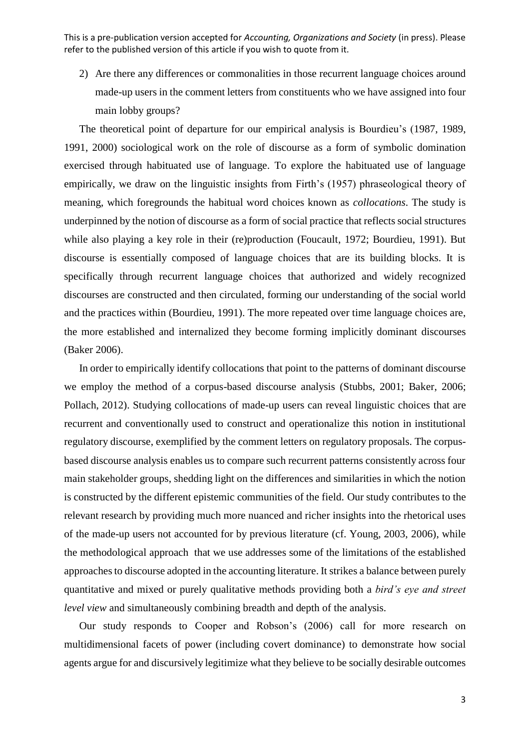2) Are there any differences or commonalities in those recurrent language choices around made-up users in the comment letters from constituents who we have assigned into four main lobby groups?

The theoretical point of departure for our empirical analysis is Bourdieu's (1987, 1989, 1991, 2000) sociological work on the role of discourse as a form of symbolic domination exercised through habituated use of language. To explore the habituated use of language empirically, we draw on the linguistic insights from Firth's (1957) phraseological theory of meaning, which foregrounds the habitual word choices known as *collocations*. The study is underpinned by the notion of discourse as a form of social practice that reflects social structures while also playing a key role in their (re)production (Foucault, 1972; Bourdieu, 1991). But discourse is essentially composed of language choices that are its building blocks. It is specifically through recurrent language choices that authorized and widely recognized discourses are constructed and then circulated, forming our understanding of the social world and the practices within (Bourdieu, 1991). The more repeated over time language choices are, the more established and internalized they become forming implicitly dominant discourses (Baker 2006).

In order to empirically identify collocations that point to the patterns of dominant discourse we employ the method of a corpus-based discourse analysis (Stubbs, 2001; Baker, 2006; Pollach, 2012). Studying collocations of made-up users can reveal linguistic choices that are recurrent and conventionally used to construct and operationalize this notion in institutional regulatory discourse, exemplified by the comment letters on regulatory proposals. The corpus-based discourse analysis enables us to compare such recurrent patterns consistently across four main stakeholder groups, shedding light on the differences and similarities in which the notion is constructed by the different epistemic communities of the field. Our study contributes to the relevant research by providing much more nuanced and richer insights into the rhetorical uses of the made-up users not accounted for by previous literature (cf. Young, 2003, 2006), while the methodological approach that we use addresses some of the limitations of the established approaches to discourse adopted in the accounting literature. It strikes a balance between purely quantitative and mixed or purely qualitative methods providing both a *bird's eye and street level view* and simultaneously combining breadth and depth of the analysis.

Our study responds to Cooper and Robson's (2006) call for more research on multidimensional facets of power (including covert dominance) to demonstrate how social agents argue for and discursively legitimize what they believe to be socially desirable outcomes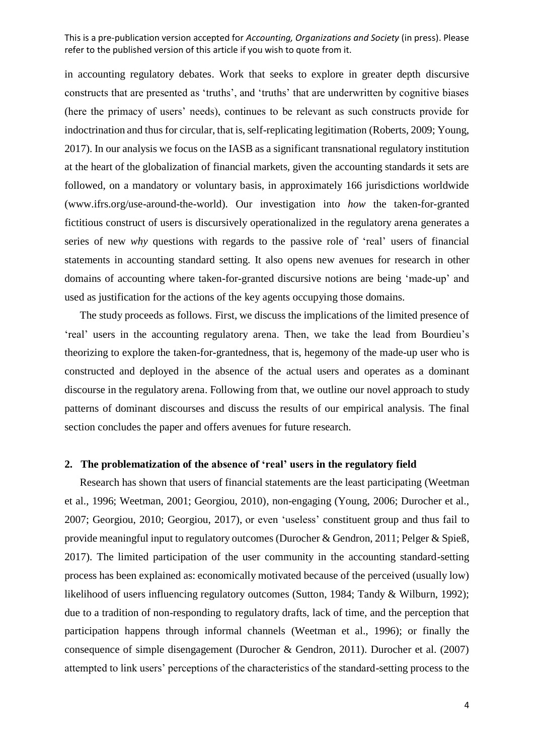in accounting regulatory debates. Work that seeks to explore in greater depth discursive constructs that are presented as 'truths', and 'truths' that are underwritten by cognitive biases (here the primacy of users' needs), continues to be relevant as such constructs provide for indoctrination and thus for circular, that is, self-replicating legitimation (Roberts, 2009; Young, 2017). In our analysis we focus on the IASB as a significant transnational regulatory institution at the heart of the globalization of financial markets, given the accounting standards it sets are followed, on a mandatory or voluntary basis, in approximately 166 jurisdictions worldwide (www.ifrs.org/use-around-the-world). Our investigation into *how* the taken-for-granted fictitious construct of users is discursively operationalized in the regulatory arena generates a series of new *why* questions with regards to the passive role of 'real' users of financial statements in accounting standard setting. It also opens new avenues for research in other domains of accounting where taken-for-granted discursive notions are being 'made-up' and used as justification for the actions of the key agents occupying those domains.

The study proceeds as follows. First, we discuss the implications of the limited presence of 'real' users in the accounting regulatory arena. Then, we take the lead from Bourdieu's theorizing to explore the taken-for-grantedness, that is, hegemony of the made-up user who is constructed and deployed in the absence of the actual users and operates as a dominant discourse in the regulatory arena. Following from that, we outline our novel approach to study patterns of dominant discourses and discuss the results of our empirical analysis. The final section concludes the paper and offers avenues for future research.

## 2. The problematization of the absence of 'real' users in the regulatory field

Research has shown that users of financial statements are the least participating (Weetman et al., 1996; Weetman, 2001; Georgiou, 2010), non-engaging (Young, 2006; Durocher et al., 2007; Georgiou, 2010; Georgiou, 2017), or even 'useless' constituent group and thus fail to provide meaningful input to regulatory outcomes (Durocher & Gendron, 2011; Pelger & Spieß, 2017). The limited participation of the user community in the accounting standard-setting process has been explained as: economically motivated because of the perceived (usually low) likelihood of users influencing regulatory outcomes (Sutton, 1984; Tandy & Wilburn, 1992); due to a tradition of non-responding to regulatory drafts, lack of time, and the perception that participation happens through informal channels (Weetman et al., 1996); or finally the consequence of simple disengagement (Durocher & Gendron, 2011). Durocher et al. (2007) attempted to link users' perceptions of the characteristics of the standard-setting process to the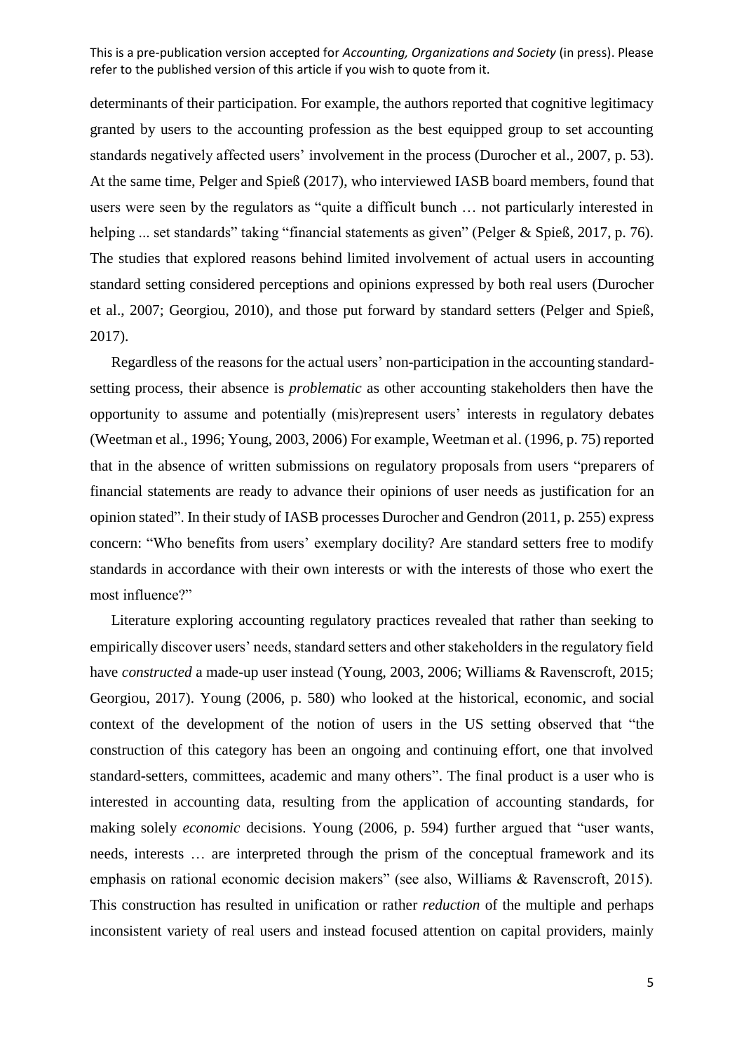determinants of their participation. For example, the authors reported that cognitive legitimacy granted by users to the accounting profession as the best equipped group to set accounting standards negatively affected users' involvement in the process (Durocher et al., 2007, p. 53). At the same time, Pelger and Spieß (2017), who interviewed IASB board members, found that users were seen by the regulators as "quite a difficult bunch … not particularly interested in helping ... set standards" taking "financial statements as given" (Pelger & Spieß, 2017, p. 76). The studies that explored reasons behind limited involvement of actual users in accounting standard setting considered perceptions and opinions expressed by both real users (Durocher et al., 2007; Georgiou, 2010), and those put forward by standard setters (Pelger and Spieß, 2017).

Regardless of the reasons for the actual users' non-participation in the accounting standard-setting process, their absence is *problematic* as other accounting stakeholders then have the opportunity to assume and potentially (mis)represent users' interests in regulatory debates (Weetman et al., 1996; Young, 2003, 2006) For example, Weetman et al. (1996, p. 75) reported that in the absence of written submissions on regulatory proposals from users "preparers of financial statements are ready to advance their opinions of user needs as justification for an opinion stated". In their study of IASB processes Durocher and Gendron (2011, p. 255) express concern: "Who benefits from users' exemplary docility? Are standard setters free to modify standards in accordance with their own interests or with the interests of those who exert the most influence?"

Literature exploring accounting regulatory practices revealed that rather than seeking to empirically discover users' needs, standard setters and other stakeholders in the regulatory field have *constructed* a made-up user instead (Young, 2003, 2006; Williams & Ravenscroft, 2015; Georgiou, 2017). Young (2006, p. 580) who looked at the historical, economic, and social context of the development of the notion of users in the US setting observed that "the construction of this category has been an ongoing and continuing effort, one that involved standard-setters, committees, academic and many others". The final product is a user who is interested in accounting data, resulting from the application of accounting standards, for making solely *economic* decisions. Young (2006, p. 594) further argued that "user wants, needs, interests … are interpreted through the prism of the conceptual framework and its emphasis on rational economic decision makers" (see also, Williams & Ravenscroft, 2015). This construction has resulted in unification or rather *reduction* of the multiple and perhaps inconsistent variety of real users and instead focused attention on capital providers, mainly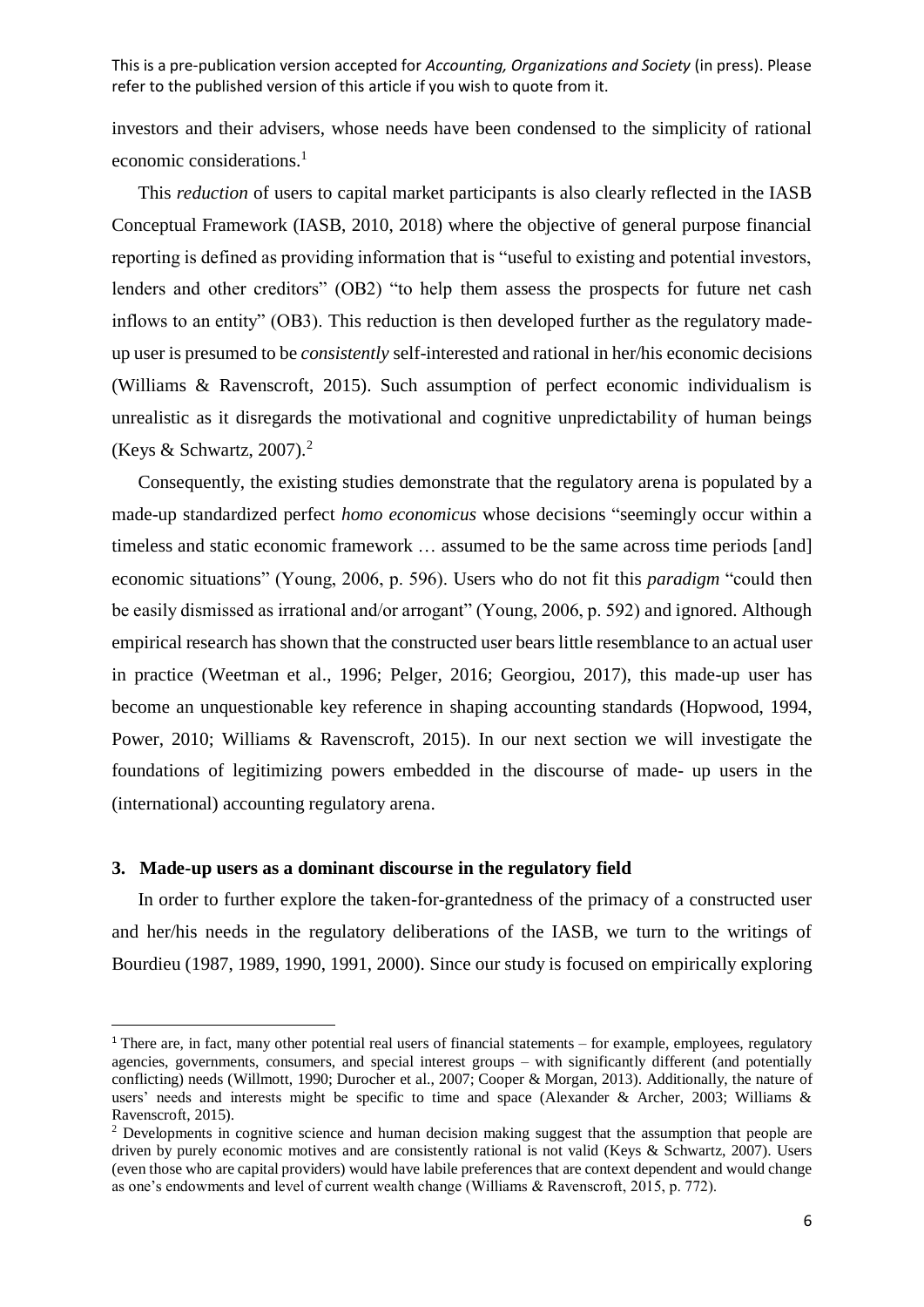investors and their advisers, whose needs have been condensed to the simplicity of rational economic considerations.[1]

This *reduction* of users to capital market participants is also clearly reflected in the IASB Conceptual Framework (IASB, 2010, 2018) where the objective of general purpose financial reporting is defined as providing information that is "useful to existing and potential investors, lenders and other creditors" (OB2) "to help them assess the prospects for future net cash inflows to an entity" (OB3). This reduction is then developed further as the regulatory made-up user is presumed to be *consistently* self-interested and rational in her/his economic decisions (Williams & Ravenscroft, 2015). Such assumption of perfect economic individualism is unrealistic as it disregards the motivational and cognitive unpredictability of human beings (Keys & Schwartz, 2007).[2]

Consequently, the existing studies demonstrate that the regulatory arena is populated by a made-up standardized perfect *homo economicus* whose decisions "seemingly occur within a timeless and static economic framework … assumed to be the same across time periods [and] economic situations" (Young, 2006, p. 596). Users who do not fit this *paradigm* "could then be easily dismissed as irrational and/or arrogant" (Young, 2006, p. 592) and ignored. Although empirical research has shown that the constructed user bears little resemblance to an actual user in practice (Weetman et al., 1996; Pelger, 2016; Georgiou, 2017), this made-up user has become an unquestionable key reference in shaping accounting standards (Hopwood, 1994, Power, 2010; Williams & Ravenscroft, 2015). In our next section we will investigate the foundations of legitimizing powers embedded in the discourse of made- up users in the (international) accounting regulatory arena.

## 3. Made-up users as a dominant discourse in the regulatory field

In order to further explore the taken-for-grantedness of the primacy of a constructed user and her/his needs in the regulatory deliberations of the IASB, we turn to the writings of Bourdieu (1987, 1989, 1990, 1991, 2000). Since our study is focused on empirically exploring

---

[1] There are, in fact, many other potential real users of financial statements – for example, employees, regulatory agencies, governments, consumers, and special interest groups – with significantly different (and potentially conflicting) needs (Willmott, 1990; Durocher et al., 2007; Cooper & Morgan, 2013). Additionally, the nature of users' needs and interests might be specific to time and space (Alexander & Archer, 2003; Williams & Ravenscroft, 2015).

[2] Developments in cognitive science and human decision making suggest that the assumption that people are driven by purely economic motives and are consistently rational is not valid (Keys & Schwartz, 2007). Users (even those who are capital providers) would have labile preferences that are context dependent and would change as one's endowments and level of current wealth change (Williams & Ravenscroft, 2015, p. 772).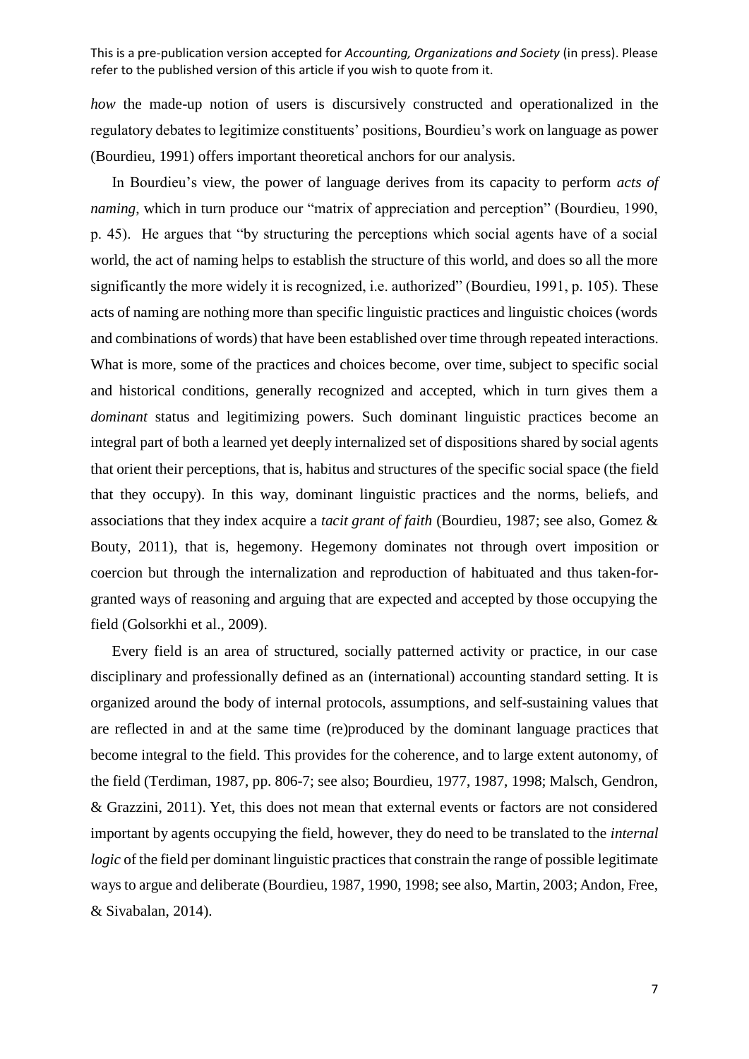*how* the made-up notion of users is discursively constructed and operationalized in the regulatory debates to legitimize constituents' positions, Bourdieu's work on language as power (Bourdieu, 1991) offers important theoretical anchors for our analysis.

In Bourdieu's view, the power of language derives from its capacity to perform *acts of naming*, which in turn produce our "matrix of appreciation and perception" (Bourdieu, 1990, p. 45). He argues that "by structuring the perceptions which social agents have of a social world, the act of naming helps to establish the structure of this world, and does so all the more significantly the more widely it is recognized, i.e. authorized" (Bourdieu, 1991, p. 105). These acts of naming are nothing more than specific linguistic practices and linguistic choices (words and combinations of words) that have been established over time through repeated interactions. What is more, some of the practices and choices become, over time, subject to specific social and historical conditions, generally recognized and accepted, which in turn gives them a *dominant* status and legitimizing powers. Such dominant linguistic practices become an integral part of both a learned yet deeply internalized set of dispositions shared by social agents that orient their perceptions, that is, habitus and structures of the specific social space (the field that they occupy). In this way, dominant linguistic practices and the norms, beliefs, and associations that they index acquire a *tacit grant of faith* (Bourdieu, 1987; see also, Gomez & Bouty, 2011), that is, hegemony. Hegemony dominates not through overt imposition or coercion but through the internalization and reproduction of habituated and thus taken-for-granted ways of reasoning and arguing that are expected and accepted by those occupying the field (Golsorkhi et al., 2009).

Every field is an area of structured, socially patterned activity or practice, in our case disciplinary and professionally defined as an (international) accounting standard setting. It is organized around the body of internal protocols, assumptions, and self-sustaining values that are reflected in and at the same time (re)produced by the dominant language practices that become integral to the field. This provides for the coherence, and to large extent autonomy, of the field (Terdiman, 1987, pp. 806-7; see also; Bourdieu, 1977, 1987, 1998; Malsch, Gendron, & Grazzini, 2011). Yet, this does not mean that external events or factors are not considered important by agents occupying the field, however, they do need to be translated to the *internal logic* of the field per dominant linguistic practices that constrain the range of possible legitimate ways to argue and deliberate (Bourdieu, 1987, 1990, 1998; see also, Martin, 2003; Andon, Free, & Sivabalan, 2014).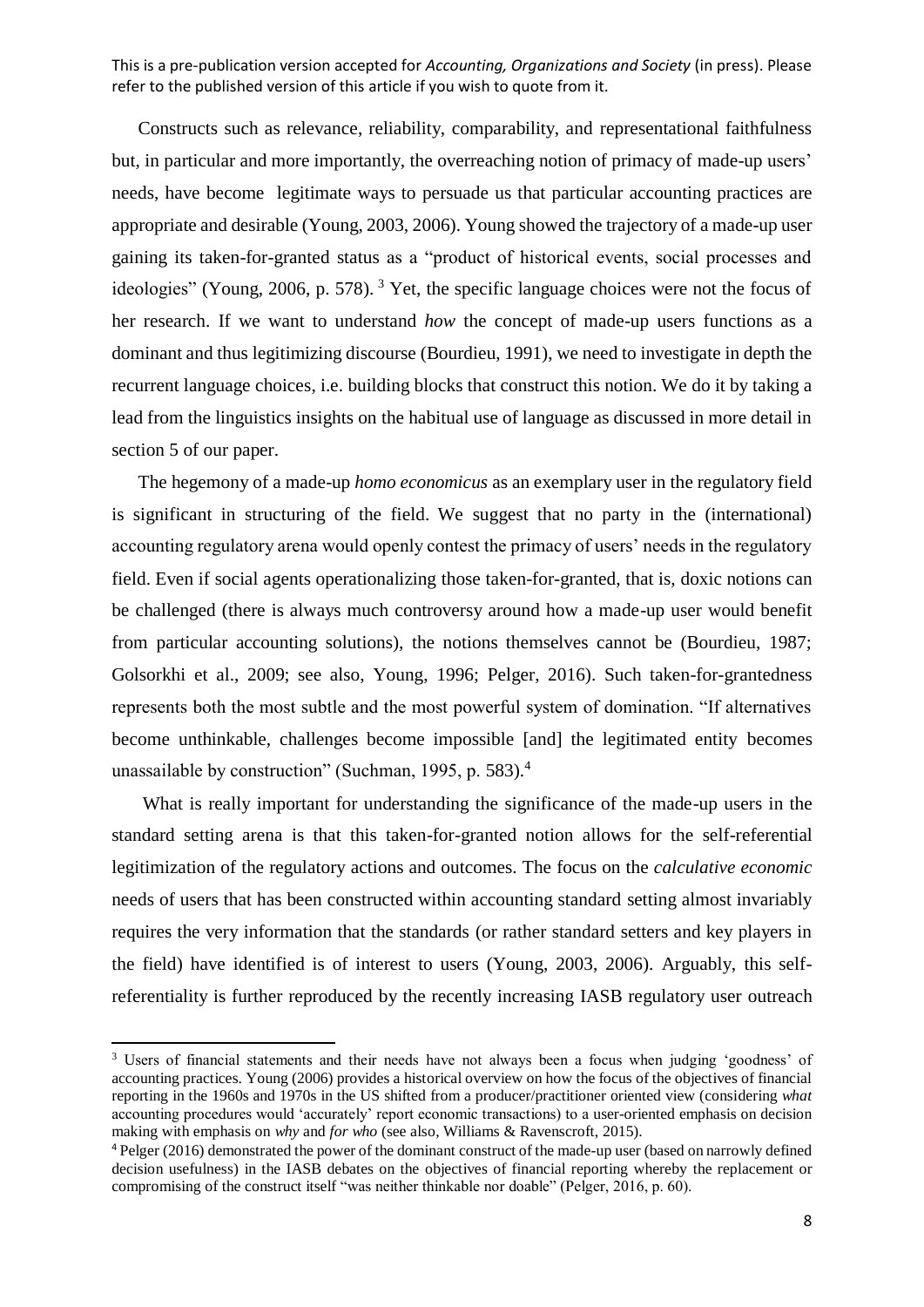Constructs such as relevance, reliability, comparability, and representational faithfulness but, in particular and more importantly, the overreaching notion of primacy of made-up users' needs, have become legitimate ways to persuade us that particular accounting practices are appropriate and desirable (Young, 2003, 2006). Young showed the trajectory of a made-up user gaining its taken-for-granted status as a "product of historical events, social processes and ideologies" (Young, 2006, p. 578).[3] Yet, the specific language choices were not the focus of her research. If we want to understand *how* the concept of made-up users functions as a dominant and thus legitimizing discourse (Bourdieu, 1991), we need to investigate in depth the recurrent language choices, i.e. building blocks that construct this notion. We do it by taking a lead from the linguistics insights on the habitual use of language as discussed in more detail in section 5 of our paper.

The hegemony of a made-up *homo economicus* as an exemplary user in the regulatory field is significant in structuring of the field. We suggest that no party in the (international) accounting regulatory arena would openly contest the primacy of users' needs in the regulatory field. Even if social agents operationalizing those taken-for-granted, that is, doxic notions can be challenged (there is always much controversy around how a made-up user would benefit from particular accounting solutions), the notions themselves cannot be (Bourdieu, 1987; Golsorkhi et al., 2009; see also, Young, 1996; Pelger, 2016). Such taken-for-grantedness represents both the most subtle and the most powerful system of domination. "If alternatives become unthinkable, challenges become impossible [and] the legitimated entity becomes unassailable by construction" (Suchman, 1995, p. 583).[4]

What is really important for understanding the significance of the made-up users in the standard setting arena is that this taken-for-granted notion allows for the self-referential legitimization of the regulatory actions and outcomes. The focus on the *calculative economic* needs of users that has been constructed within accounting standard setting almost invariably requires the very information that the standards (or rather standard setters and key players in the field) have identified is of interest to users (Young, 2003, 2006). Arguably, this self-referentiality is further reproduced by the recently increasing IASB regulatory user outreach

---

[3] Users of financial statements and their needs have not always been a focus when judging 'goodness' of accounting practices. Young (2006) provides a historical overview on how the focus of the objectives of financial reporting in the 1960s and 1970s in the US shifted from a producer/practitioner oriented view (considering *what* accounting procedures would 'accurately' report economic transactions) to a user-oriented emphasis on decision making with emphasis on *why* and *for who* (see also, Williams & Ravenscroft, 2015).

[4] Pelger (2016) demonstrated the power of the dominant construct of the made-up user (based on narrowly defined decision usefulness) in the IASB debates on the objectives of financial reporting whereby the replacement or compromising of the construct itself "was neither thinkable nor doable" (Pelger, 2016, p. 60).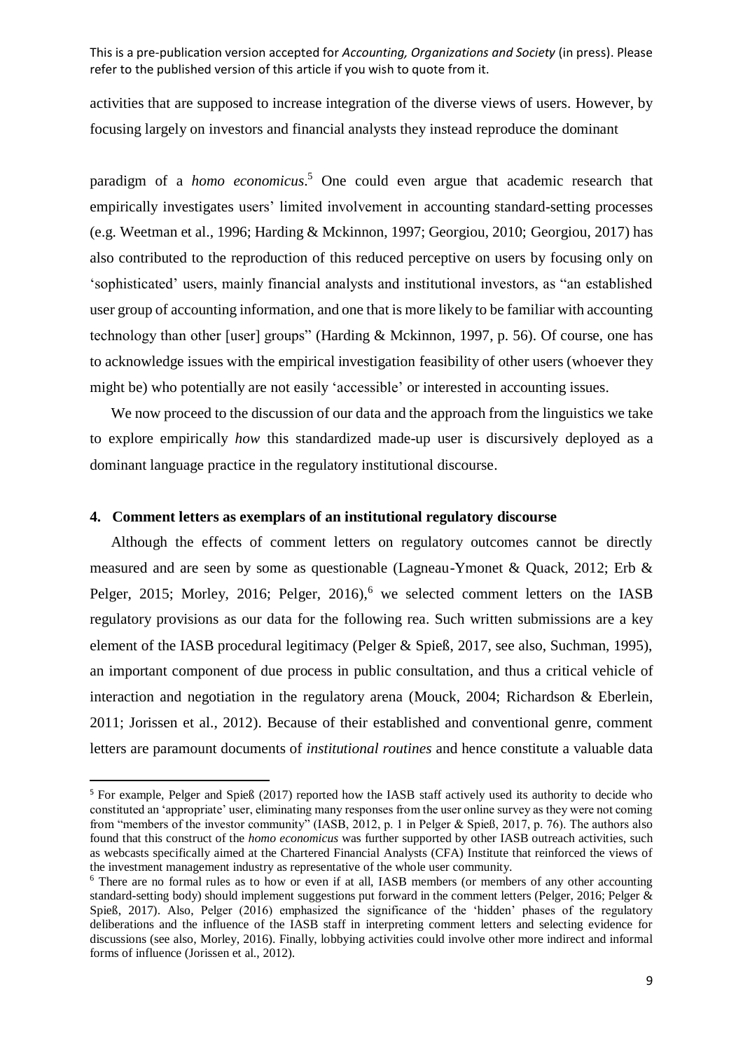activities that are supposed to increase integration of the diverse views of users. However, by focusing largely on investors and financial analysts they instead reproduce the dominant

paradigm of a *homo economicus*.[5] One could even argue that academic research that empirically investigates users' limited involvement in accounting standard-setting processes (e.g. Weetman et al., 1996; Harding & Mckinnon, 1997; Georgiou, 2010; Georgiou, 2017) has also contributed to the reproduction of this reduced perceptive on users by focusing only on 'sophisticated' users, mainly financial analysts and institutional investors, as "an established user group of accounting information, and one that is more likely to be familiar with accounting technology than other [user] groups" (Harding & Mckinnon, 1997, p. 56). Of course, one has to acknowledge issues with the empirical investigation feasibility of other users (whoever they might be) who potentially are not easily 'accessible' or interested in accounting issues.

We now proceed to the discussion of our data and the approach from the linguistics we take to explore empirically *how* this standardized made-up user is discursively deployed as a dominant language practice in the regulatory institutional discourse.

## 4. Comment letters as exemplars of an institutional regulatory discourse

Although the effects of comment letters on regulatory outcomes cannot be directly measured and are seen by some as questionable (Lagneau-Ymonet & Quack, 2012; Erb & Pelger, 2015; Morley, 2016; Pelger, 2016),[6] we selected comment letters on the IASB regulatory provisions as our data for the following rea. Such written submissions are a key element of the IASB procedural legitimacy (Pelger & Spieß, 2017, see also, Suchman, 1995), an important component of due process in public consultation, and thus a critical vehicle of interaction and negotiation in the regulatory arena (Mouck, 2004; Richardson & Eberlein, 2011; Jorissen et al., 2012). Because of their established and conventional genre, comment letters are paramount documents of *institutional routines* and hence constitute a valuable data

---

[5] For example, Pelger and Spieß (2017) reported how the IASB staff actively used its authority to decide who constituted an 'appropriate' user, eliminating many responses from the user online survey as they were not coming from "members of the investor community" (IASB, 2012, p. 1 in Pelger & Spieß, 2017, p. 76). The authors also found that this construct of the *homo economicus* was further supported by other IASB outreach activities, such as webcasts specifically aimed at the Chartered Financial Analysts (CFA) Institute that reinforced the views of the investment management industry as representative of the whole user community.

[6] There are no formal rules as to how or even if at all, IASB members (or members of any other accounting standard-setting body) should implement suggestions put forward in the comment letters (Pelger, 2016; Pelger & Spieß, 2017). Also, Pelger (2016) emphasized the significance of the 'hidden' phases of the regulatory deliberations and the influence of the IASB staff in interpreting comment letters and selecting evidence for discussions (see also, Morley, 2016). Finally, lobbying activities could involve other more indirect and informal forms of influence (Jorissen et al., 2012).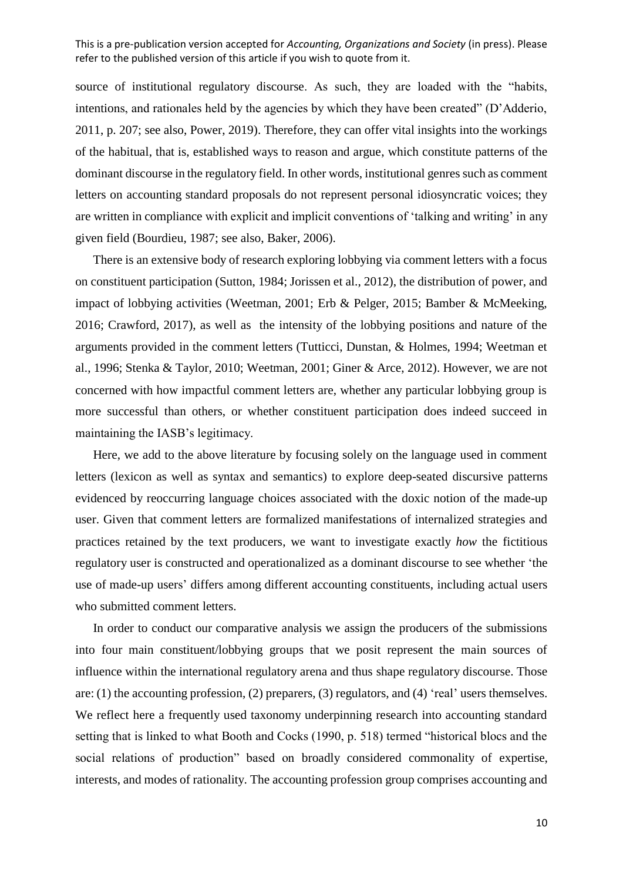source of institutional regulatory discourse. As such, they are loaded with the "habits, intentions, and rationales held by the agencies by which they have been created" (D'Adderio, 2011, p. 207; see also, Power, 2019). Therefore, they can offer vital insights into the workings of the habitual, that is, established ways to reason and argue, which constitute patterns of the dominant discourse in the regulatory field. In other words, institutional genres such as comment letters on accounting standard proposals do not represent personal idiosyncratic voices; they are written in compliance with explicit and implicit conventions of 'talking and writing' in any given field (Bourdieu, 1987; see also, Baker, 2006).

There is an extensive body of research exploring lobbying via comment letters with a focus on constituent participation (Sutton, 1984; Jorissen et al., 2012), the distribution of power, and impact of lobbying activities (Weetman, 2001; Erb & Pelger, 2015; Bamber & McMeeking, 2016; Crawford, 2017), as well as the intensity of the lobbying positions and nature of the arguments provided in the comment letters (Tutticci, Dunstan, & Holmes, 1994; Weetman et al., 1996; Stenka & Taylor, 2010; Weetman, 2001; Giner & Arce, 2012). However, we are not concerned with how impactful comment letters are, whether any particular lobbying group is more successful than others, or whether constituent participation does indeed succeed in maintaining the IASB's legitimacy.

Here, we add to the above literature by focusing solely on the language used in comment letters (lexicon as well as syntax and semantics) to explore deep-seated discursive patterns evidenced by reoccurring language choices associated with the doxic notion of the made-up user. Given that comment letters are formalized manifestations of internalized strategies and practices retained by the text producers, we want to investigate exactly *how* the fictitious regulatory user is constructed and operationalized as a dominant discourse to see whether 'the use of made-up users' differs among different accounting constituents, including actual users who submitted comment letters.

In order to conduct our comparative analysis we assign the producers of the submissions into four main constituent/lobbying groups that we posit represent the main sources of influence within the international regulatory arena and thus shape regulatory discourse. Those are: (1) the accounting profession, (2) preparers, (3) regulators, and (4) 'real' users themselves. We reflect here a frequently used taxonomy underpinning research into accounting standard setting that is linked to what Booth and Cocks (1990, p. 518) termed "historical blocs and the social relations of production" based on broadly considered commonality of expertise, interests, and modes of rationality. The accounting profession group comprises accounting and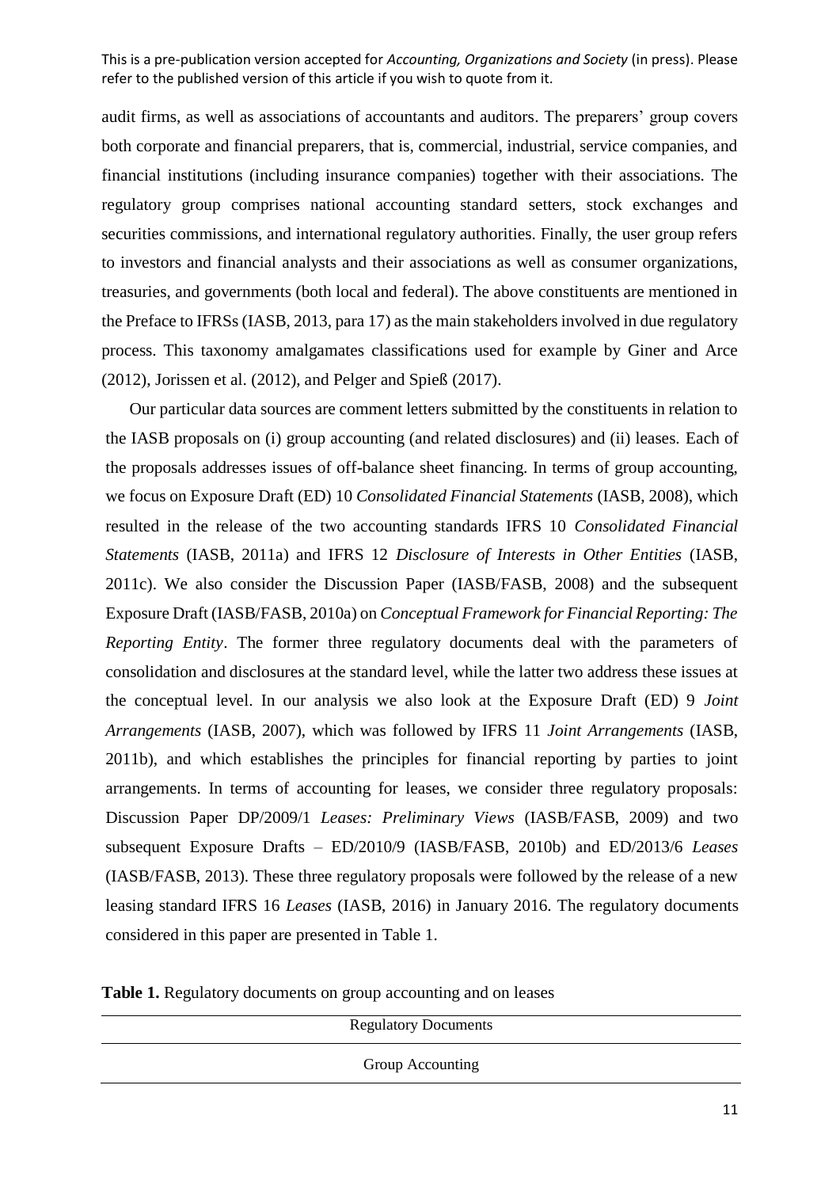audit firms, as well as associations of accountants and auditors. The preparers' group covers both corporate and financial preparers, that is, commercial, industrial, service companies, and financial institutions (including insurance companies) together with their associations. The regulatory group comprises national accounting standard setters, stock exchanges and securities commissions, and international regulatory authorities. Finally, the user group refers to investors and financial analysts and their associations as well as consumer organizations, treasuries, and governments (both local and federal). The above constituents are mentioned in the Preface to IFRSs (IASB, 2013, para 17) as the main stakeholders involved in due regulatory process. This taxonomy amalgamates classifications used for example by Giner and Arce (2012), Jorissen et al. (2012), and Pelger and Spieß (2017).

Our particular data sources are comment letters submitted by the constituents in relation to the IASB proposals on (i) group accounting (and related disclosures) and (ii) leases. Each of the proposals addresses issues of off-balance sheet financing. In terms of group accounting, we focus on Exposure Draft (ED) 10 *Consolidated Financial Statements* (IASB, 2008), which resulted in the release of the two accounting standards IFRS 10 *Consolidated Financial Statements* (IASB, 2011a) and IFRS 12 *Disclosure of Interests in Other Entities* (IASB, 2011c). We also consider the Discussion Paper (IASB/FASB, 2008) and the subsequent Exposure Draft (IASB/FASB, 2010a) on *Conceptual Framework for Financial Reporting: The Reporting Entity*. The former three regulatory documents deal with the parameters of consolidation and disclosures at the standard level, while the latter two address these issues at the conceptual level. In our analysis we also look at the Exposure Draft (ED) 9 *Joint Arrangements* (IASB, 2007), which was followed by IFRS 11 *Joint Arrangements* (IASB, 2011b), and which establishes the principles for financial reporting by parties to joint arrangements. In terms of accounting for leases, we consider three regulatory proposals: Discussion Paper DP/2009/1 *Leases: Preliminary Views* (IASB/FASB, 2009) and two subsequent Exposure Drafts – ED/2010/9 (IASB/FASB, 2010b) and ED/2013/6 *Leases* (IASB/FASB, 2013). These three regulatory proposals were followed by the release of a new leasing standard IFRS 16 *Leases* (IASB, 2016) in January 2016. The regulatory documents considered in this paper are presented in Table 1.

**Table 1.** Regulatory documents on group accounting and on leases

| Regulatory Documents |
|---|
| Group Accounting |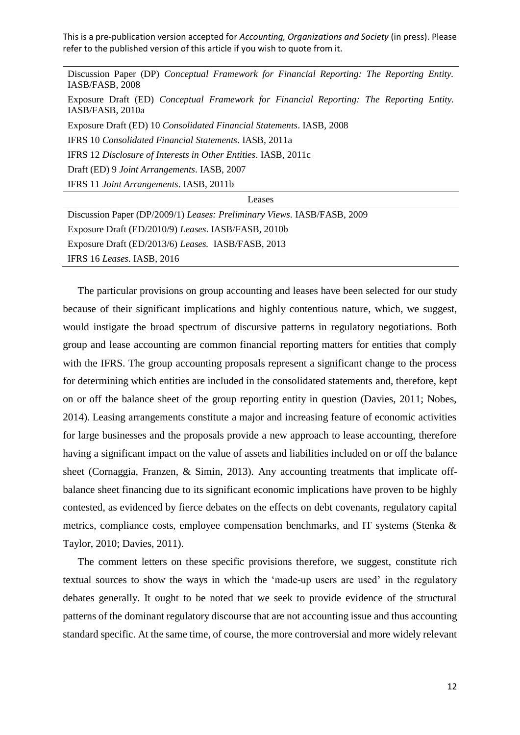| |
|---|
| Discussion Paper (DP) *Conceptual Framework for Financial Reporting: The Reporting Entity*. IASB/FASB, 2008 |
| Exposure Draft (ED) *Conceptual Framework for Financial Reporting: The Reporting Entity*. IASB/FASB, 2010a |
| Exposure Draft (ED) 10 *Consolidated Financial Statements*. IASB, 2008 |
| IFRS 10 *Consolidated Financial Statements*. IASB, 2011a |
| IFRS 12 *Disclosure of Interests in Other Entities*. IASB, 2011c |
| Draft (ED) 9 *Joint Arrangements*. IASB, 2007 |
| IFRS 11 *Joint Arrangements*. IASB, 2011b |
| Leases |
| Discussion Paper (DP/2009/1) *Leases: Preliminary Views*. IASB/FASB, 2009 |
| Exposure Draft (ED/2010/9) *Leases*. IASB/FASB, 2010b |
| Exposure Draft (ED/2013/6) *Leases*. IASB/FASB, 2013 |
| IFRS 16 *Leases*. IASB, 2016 |

The particular provisions on group accounting and leases have been selected for our study because of their significant implications and highly contentious nature, which, we suggest, would instigate the broad spectrum of discursive patterns in regulatory negotiations. Both group and lease accounting are common financial reporting matters for entities that comply with the IFRS. The group accounting proposals represent a significant change to the process for determining which entities are included in the consolidated statements and, therefore, kept on or off the balance sheet of the group reporting entity in question (Davies, 2011; Nobes, 2014). Leasing arrangements constitute a major and increasing feature of economic activities for large businesses and the proposals provide a new approach to lease accounting, therefore having a significant impact on the value of assets and liabilities included on or off the balance sheet (Cornaggia, Franzen, & Simin, 2013). Any accounting treatments that implicate off-balance sheet financing due to its significant economic implications have proven to be highly contested, as evidenced by fierce debates on the effects on debt covenants, regulatory capital metrics, compliance costs, employee compensation benchmarks, and IT systems (Stenka & Taylor, 2010; Davies, 2011).

The comment letters on these specific provisions therefore, we suggest, constitute rich textual sources to show the ways in which the 'made-up users are used' in the regulatory debates generally. It ought to be noted that we seek to provide evidence of the structural patterns of the dominant regulatory discourse that are not accounting issue and thus accounting standard specific. At the same time, of course, the more controversial and more widely relevant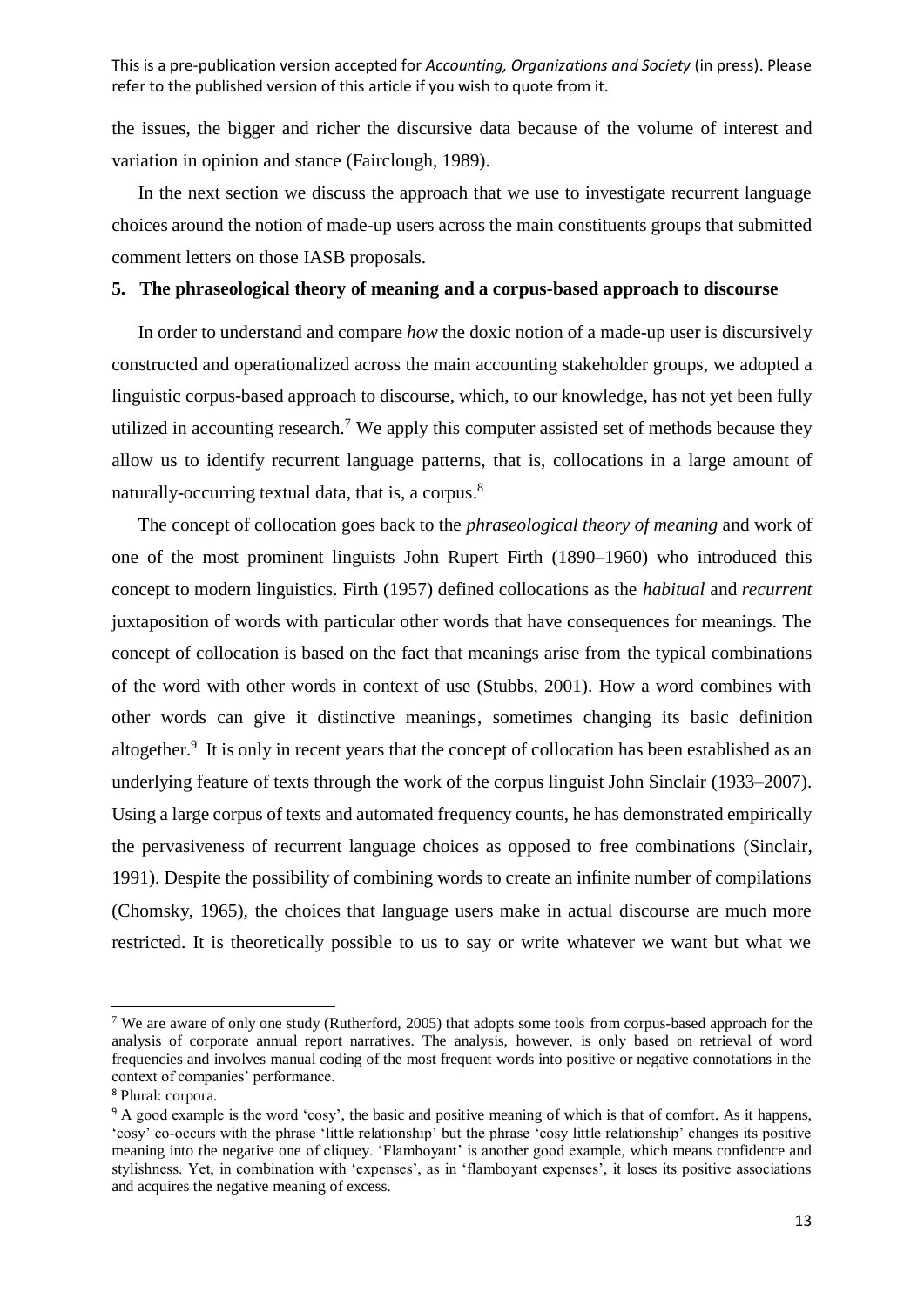the issues, the bigger and richer the discursive data because of the volume of interest and variation in opinion and stance (Fairclough, 1989).

In the next section we discuss the approach that we use to investigate recurrent language choices around the notion of made-up users across the main constituents groups that submitted comment letters on those IASB proposals.

## 5. The phraseological theory of meaning and a corpus-based approach to discourse

In order to understand and compare *how* the doxic notion of a made-up user is discursively constructed and operationalized across the main accounting stakeholder groups, we adopted a linguistic corpus-based approach to discourse, which, to our knowledge, has not yet been fully utilized in accounting research.[7] We apply this computer assisted set of methods because they allow us to identify recurrent language patterns, that is, collocations in a large amount of naturally-occurring textual data, that is, a corpus.[8]

The concept of collocation goes back to the *phraseological theory of meaning* and work of one of the most prominent linguists John Rupert Firth (1890–1960) who introduced this concept to modern linguistics. Firth (1957) defined collocations as the *habitual* and *recurrent* juxtaposition of words with particular other words that have consequences for meanings. The concept of collocation is based on the fact that meanings arise from the typical combinations of the word with other words in context of use (Stubbs, 2001). How a word combines with other words can give it distinctive meanings, sometimes changing its basic definition altogether.[9] It is only in recent years that the concept of collocation has been established as an underlying feature of texts through the work of the corpus linguist John Sinclair (1933–2007). Using a large corpus of texts and automated frequency counts, he has demonstrated empirically the pervasiveness of recurrent language choices as opposed to free combinations (Sinclair, 1991). Despite the possibility of combining words to create an infinite number of compilations (Chomsky, 1965), the choices that language users make in actual discourse are much more restricted. It is theoretically possible to us to say or write whatever we want but what we

---

[7] We are aware of only one study (Rutherford, 2005) that adopts some tools from corpus-based approach for the analysis of corporate annual report narratives. The analysis, however, is only based on retrieval of word frequencies and involves manual coding of the most frequent words into positive or negative connotations in the context of companies' performance.

[8] Plural: corpora.

[9] A good example is the word 'cosy', the basic and positive meaning of which is that of comfort. As it happens, 'cosy' co-occurs with the phrase 'little relationship' but the phrase 'cosy little relationship' changes its positive meaning into the negative one of cliquey. 'Flamboyant' is another good example, which means confidence and stylishness. Yet, in combination with 'expenses', as in 'flamboyant expenses', it loses its positive associations and acquires the negative meaning of excess.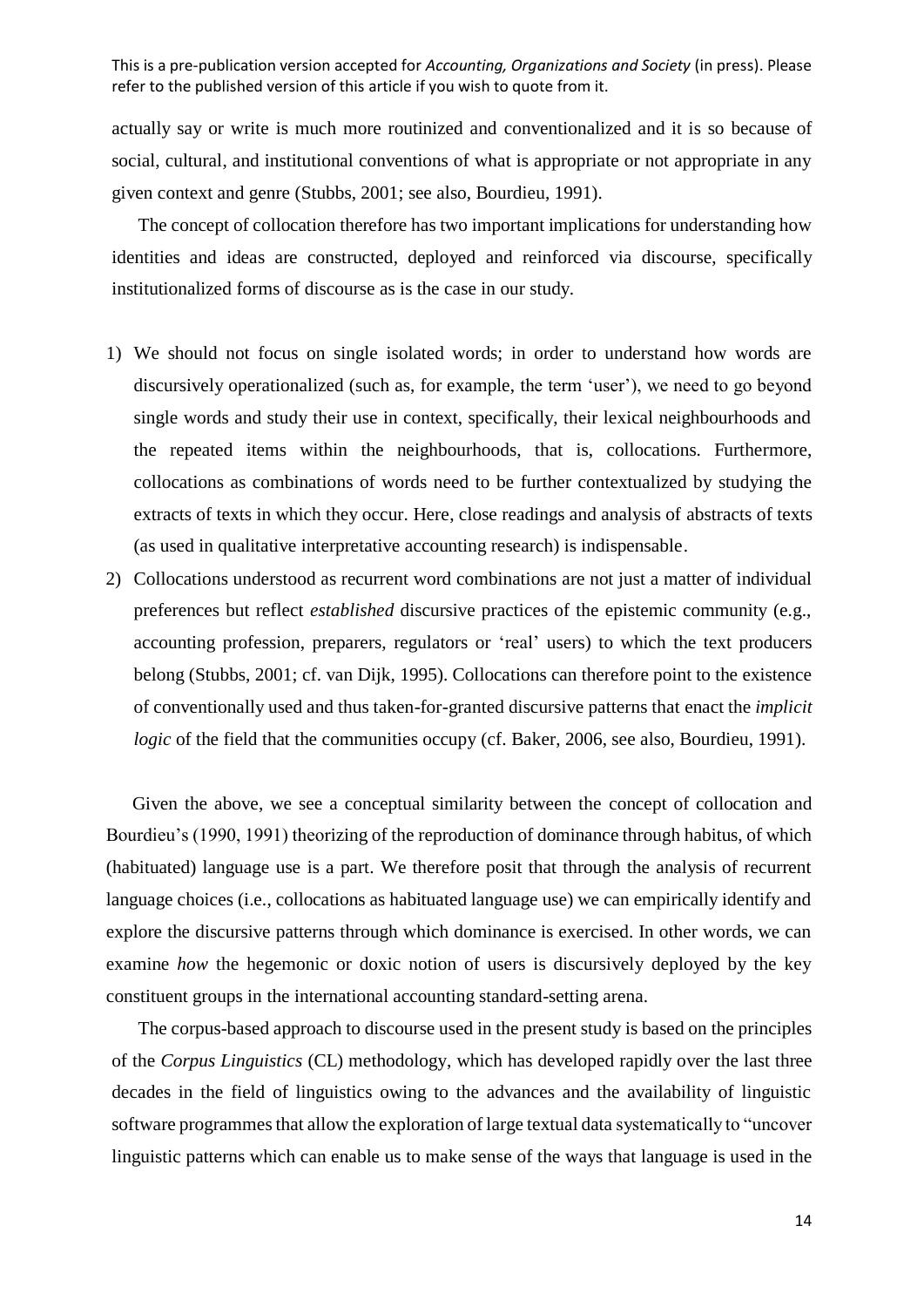actually say or write is much more routinized and conventionalized and it is so because of social, cultural, and institutional conventions of what is appropriate or not appropriate in any given context and genre (Stubbs, 2001; see also, Bourdieu, 1991).

The concept of collocation therefore has two important implications for understanding how identities and ideas are constructed, deployed and reinforced via discourse, specifically institutionalized forms of discourse as is the case in our study.

1) We should not focus on single isolated words; in order to understand how words are discursively operationalized (such as, for example, the term 'user'), we need to go beyond single words and study their use in context, specifically, their lexical neighbourhoods and the repeated items within the neighbourhoods, that is, collocations. Furthermore, collocations as combinations of words need to be further contextualized by studying the extracts of texts in which they occur. Here, close readings and analysis of abstracts of texts (as used in qualitative interpretative accounting research) is indispensable.
2) Collocations understood as recurrent word combinations are not just a matter of individual preferences but reflect *established* discursive practices of the epistemic community (e.g., accounting profession, preparers, regulators or 'real' users) to which the text producers belong (Stubbs, 2001; cf. van Dijk, 1995). Collocations can therefore point to the existence of conventionally used and thus taken-for-granted discursive patterns that enact the *implicit logic* of the field that the communities occupy (cf. Baker, 2006, see also, Bourdieu, 1991).

Given the above, we see a conceptual similarity between the concept of collocation and Bourdieu's (1990, 1991) theorizing of the reproduction of dominance through habitus, of which (habituated) language use is a part. We therefore posit that through the analysis of recurrent language choices (i.e., collocations as habituated language use) we can empirically identify and explore the discursive patterns through which dominance is exercised. In other words, we can examine *how* the hegemonic or doxic notion of users is discursively deployed by the key constituent groups in the international accounting standard-setting arena.

The corpus-based approach to discourse used in the present study is based on the principles of the *Corpus Linguistics* (CL) methodology, which has developed rapidly over the last three decades in the field of linguistics owing to the advances and the availability of linguistic software programmes that allow the exploration of large textual data systematically to "uncover linguistic patterns which can enable us to make sense of the ways that language is used in the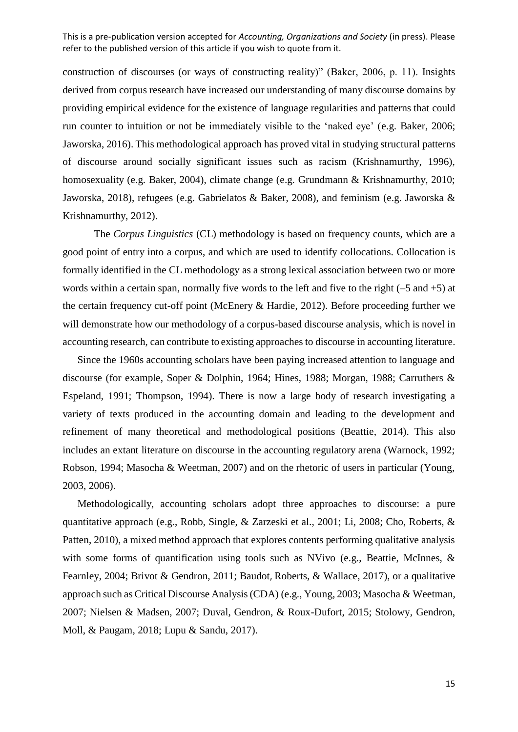construction of discourses (or ways of constructing reality)" (Baker, 2006, p. 11). Insights derived from corpus research have increased our understanding of many discourse domains by providing empirical evidence for the existence of language regularities and patterns that could run counter to intuition or not be immediately visible to the 'naked eye' (e.g. Baker, 2006; Jaworska, 2016). This methodological approach has proved vital in studying structural patterns of discourse around socially significant issues such as racism (Krishnamurthy, 1996), homosexuality (e.g. Baker, 2004), climate change (e.g. Grundmann & Krishnamurthy, 2010; Jaworska, 2018), refugees (e.g. Gabrielatos & Baker, 2008), and feminism (e.g. Jaworska & Krishnamurthy, 2012).

The *Corpus Linguistics* (CL) methodology is based on frequency counts, which are a good point of entry into a corpus, and which are used to identify collocations. Collocation is formally identified in the CL methodology as a strong lexical association between two or more words within a certain span, normally five words to the left and five to the right (–5 and +5) at the certain frequency cut-off point (McEnery & Hardie, 2012). Before proceeding further we will demonstrate how our methodology of a corpus-based discourse analysis, which is novel in accounting research, can contribute to existing approaches to discourse in accounting literature.

Since the 1960s accounting scholars have been paying increased attention to language and discourse (for example, Soper & Dolphin, 1964; Hines, 1988; Morgan, 1988; Carruthers & Espeland, 1991; Thompson, 1994). There is now a large body of research investigating a variety of texts produced in the accounting domain and leading to the development and refinement of many theoretical and methodological positions (Beattie, 2014). This also includes an extant literature on discourse in the accounting regulatory arena (Warnock, 1992; Robson, 1994; Masocha & Weetman, 2007) and on the rhetoric of users in particular (Young, 2003, 2006).

Methodologically, accounting scholars adopt three approaches to discourse: a pure quantitative approach (e.g., Robb, Single, & Zarzeski et al., 2001; Li, 2008; Cho, Roberts, & Patten, 2010), a mixed method approach that explores contents performing qualitative analysis with some forms of quantification using tools such as NVivo (e.g., Beattie, McInnes, & Fearnley, 2004; Brivot & Gendron, 2011; Baudot, Roberts, & Wallace, 2017), or a qualitative approach such as Critical Discourse Analysis (CDA) (e.g., Young, 2003; Masocha & Weetman, 2007; Nielsen & Madsen, 2007; Duval, Gendron, & Roux-Dufort, 2015; Stolowy, Gendron, Moll, & Paugam, 2018; Lupu & Sandu, 2017).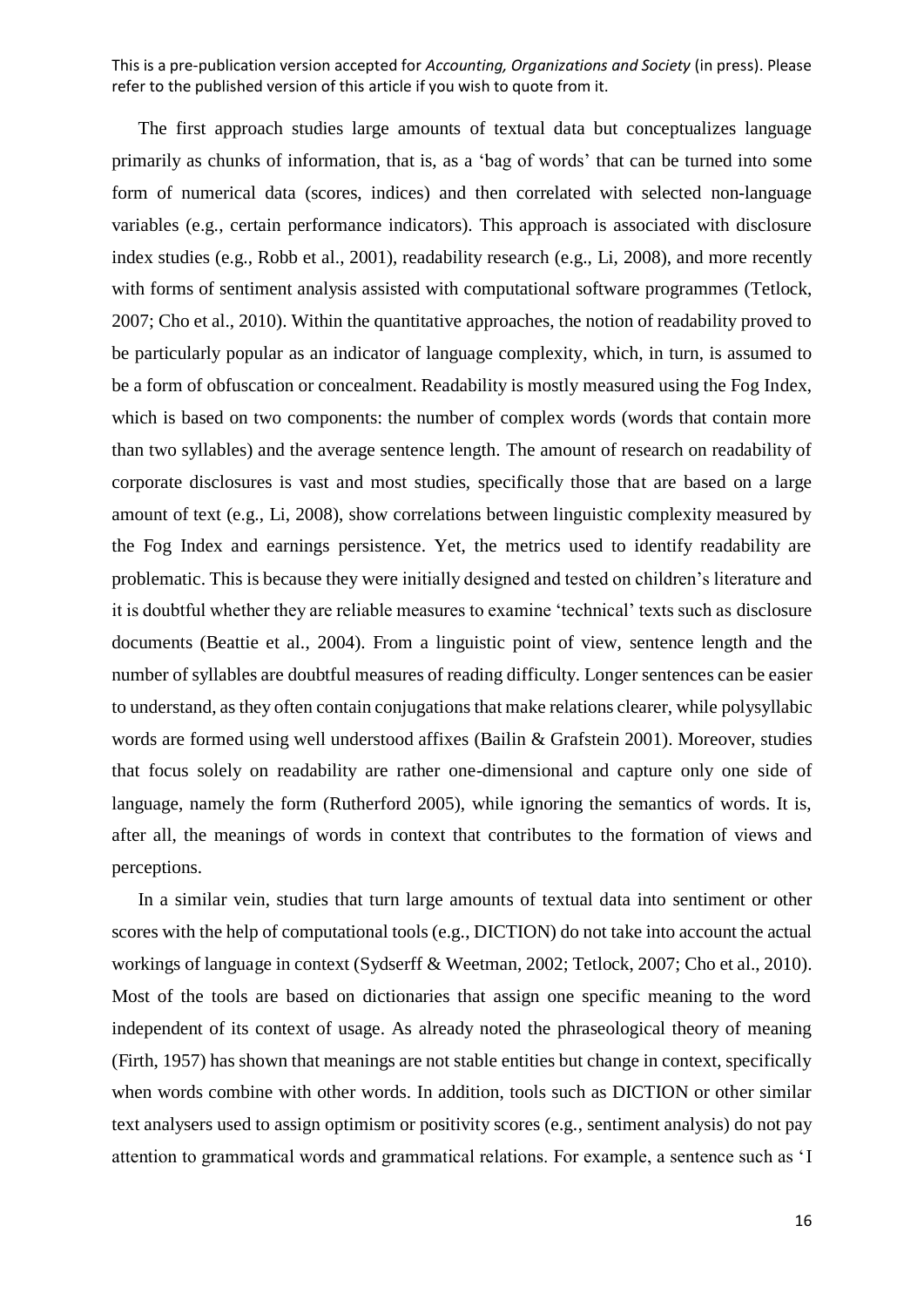The first approach studies large amounts of textual data but conceptualizes language primarily as chunks of information, that is, as a 'bag of words' that can be turned into some form of numerical data (scores, indices) and then correlated with selected non-language variables (e.g., certain performance indicators). This approach is associated with disclosure index studies (e.g., Robb et al., 2001), readability research (e.g., Li, 2008), and more recently with forms of sentiment analysis assisted with computational software programmes (Tetlock, 2007; Cho et al., 2010). Within the quantitative approaches, the notion of readability proved to be particularly popular as an indicator of language complexity, which, in turn, is assumed to be a form of obfuscation or concealment. Readability is mostly measured using the Fog Index, which is based on two components: the number of complex words (words that contain more than two syllables) and the average sentence length. The amount of research on readability of corporate disclosures is vast and most studies, specifically those that are based on a large amount of text (e.g., Li, 2008), show correlations between linguistic complexity measured by the Fog Index and earnings persistence. Yet, the metrics used to identify readability are problematic. This is because they were initially designed and tested on children's literature and it is doubtful whether they are reliable measures to examine 'technical' texts such as disclosure documents (Beattie et al., 2004). From a linguistic point of view, sentence length and the number of syllables are doubtful measures of reading difficulty. Longer sentences can be easier to understand, as they often contain conjugations that make relations clearer, while polysyllabic words are formed using well understood affixes (Bailin & Grafstein 2001). Moreover, studies that focus solely on readability are rather one-dimensional and capture only one side of language, namely the form (Rutherford 2005), while ignoring the semantics of words. It is, after all, the meanings of words in context that contributes to the formation of views and perceptions.

In a similar vein, studies that turn large amounts of textual data into sentiment or other scores with the help of computational tools (e.g., DICTION) do not take into account the actual workings of language in context (Sydserff & Weetman, 2002; Tetlock, 2007; Cho et al., 2010). Most of the tools are based on dictionaries that assign one specific meaning to the word independent of its context of usage. As already noted the phraseological theory of meaning (Firth, 1957) has shown that meanings are not stable entities but change in context, specifically when words combine with other words. In addition, tools such as DICTION or other similar text analysers used to assign optimism or positivity scores (e.g., sentiment analysis) do not pay attention to grammatical words and grammatical relations. For example, a sentence such as 'I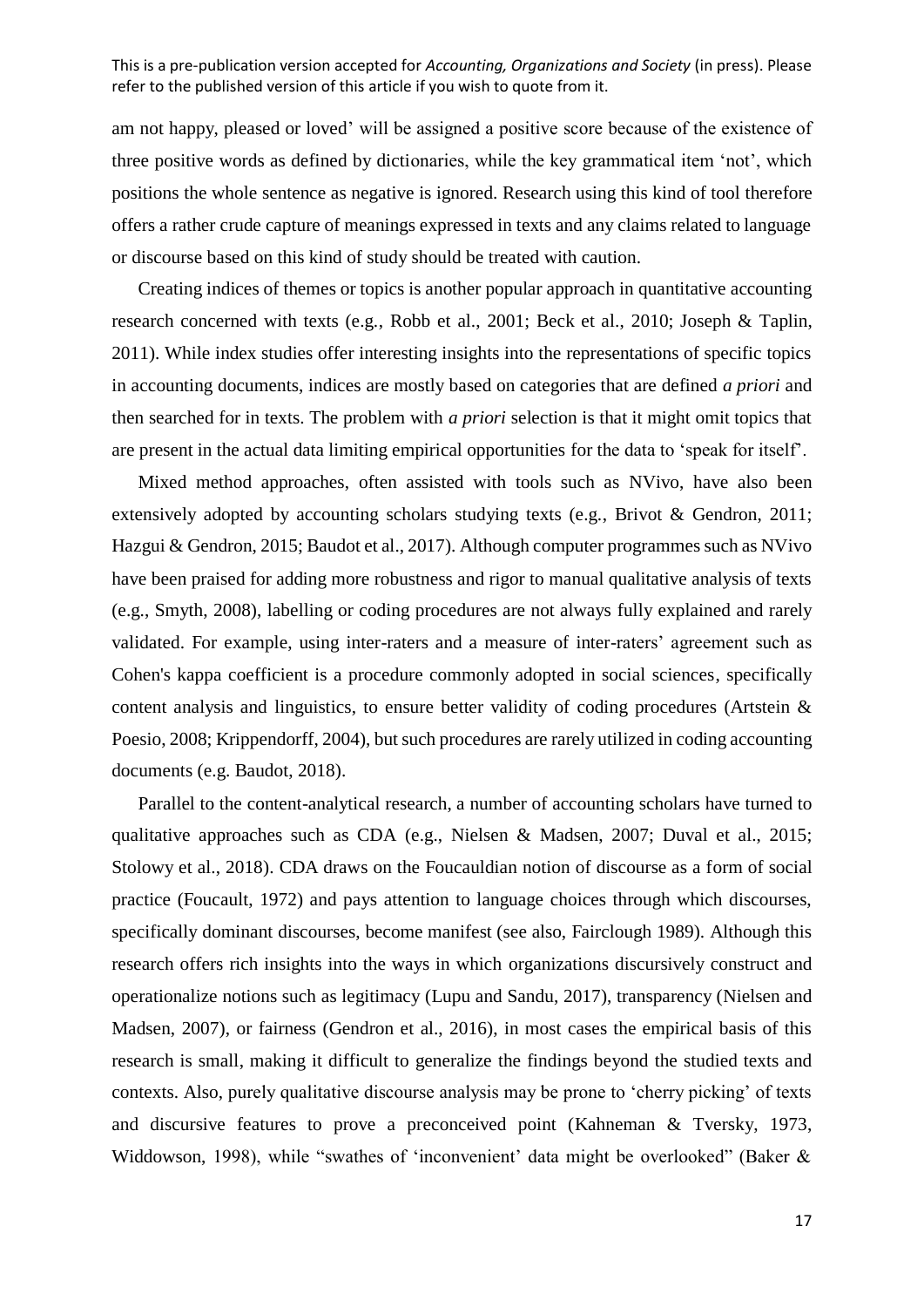am not happy, pleased or loved' will be assigned a positive score because of the existence of three positive words as defined by dictionaries, while the key grammatical item 'not', which positions the whole sentence as negative is ignored. Research using this kind of tool therefore offers a rather crude capture of meanings expressed in texts and any claims related to language or discourse based on this kind of study should be treated with caution.

Creating indices of themes or topics is another popular approach in quantitative accounting research concerned with texts (e.g., Robb et al., 2001; Beck et al., 2010; Joseph & Taplin, 2011). While index studies offer interesting insights into the representations of specific topics in accounting documents, indices are mostly based on categories that are defined *a priori* and then searched for in texts. The problem with *a priori* selection is that it might omit topics that are present in the actual data limiting empirical opportunities for the data to 'speak for itself'.

Mixed method approaches, often assisted with tools such as NVivo, have also been extensively adopted by accounting scholars studying texts (e.g., Brivot & Gendron, 2011; Hazgui & Gendron, 2015; Baudot et al., 2017). Although computer programmes such as NVivo have been praised for adding more robustness and rigor to manual qualitative analysis of texts (e.g., Smyth, 2008), labelling or coding procedures are not always fully explained and rarely validated. For example, using inter-raters and a measure of inter-raters' agreement such as Cohen's kappa coefficient is a procedure commonly adopted in social sciences, specifically content analysis and linguistics, to ensure better validity of coding procedures (Artstein & Poesio, 2008; Krippendorff, 2004), but such procedures are rarely utilized in coding accounting documents (e.g. Baudot, 2018).

Parallel to the content-analytical research, a number of accounting scholars have turned to qualitative approaches such as CDA (e.g., Nielsen & Madsen, 2007; Duval et al., 2015; Stolowy et al., 2018). CDA draws on the Foucauldian notion of discourse as a form of social practice (Foucault, 1972) and pays attention to language choices through which discourses, specifically dominant discourses, become manifest (see also, Fairclough 1989). Although this research offers rich insights into the ways in which organizations discursively construct and operationalize notions such as legitimacy (Lupu and Sandu, 2017), transparency (Nielsen and Madsen, 2007), or fairness (Gendron et al., 2016), in most cases the empirical basis of this research is small, making it difficult to generalize the findings beyond the studied texts and contexts. Also, purely qualitative discourse analysis may be prone to 'cherry picking' of texts and discursive features to prove a preconceived point (Kahneman & Tversky, 1973, Widdowson, 1998), while "swathes of 'inconvenient' data might be overlooked" (Baker &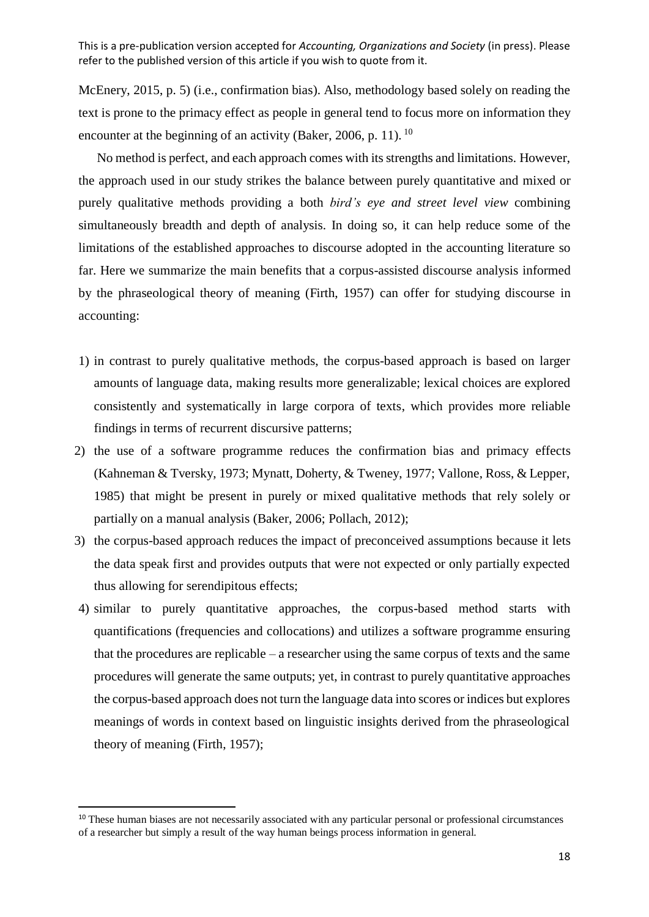McEnery, 2015, p. 5) (i.e., confirmation bias). Also, methodology based solely on reading the text is prone to the primacy effect as people in general tend to focus more on information they encounter at the beginning of an activity (Baker, 2006, p. 11). [10]

No method is perfect, and each approach comes with its strengths and limitations. However, the approach used in our study strikes the balance between purely quantitative and mixed or purely qualitative methods providing a both *bird's eye and street level view* combining simultaneously breadth and depth of analysis. In doing so, it can help reduce some of the limitations of the established approaches to discourse adopted in the accounting literature so far. Here we summarize the main benefits that a corpus-assisted discourse analysis informed by the phraseological theory of meaning (Firth, 1957) can offer for studying discourse in accounting:

1) in contrast to purely qualitative methods, the corpus-based approach is based on larger amounts of language data, making results more generalizable; lexical choices are explored consistently and systematically in large corpora of texts, which provides more reliable findings in terms of recurrent discursive patterns;
2) the use of a software programme reduces the confirmation bias and primacy effects (Kahneman & Tversky, 1973; Mynatt, Doherty, & Tweney, 1977; Vallone, Ross, & Lepper, 1985) that might be present in purely or mixed qualitative methods that rely solely or partially on a manual analysis (Baker, 2006; Pollach, 2012);
3) the corpus-based approach reduces the impact of preconceived assumptions because it lets the data speak first and provides outputs that were not expected or only partially expected thus allowing for serendipitous effects;
4) similar to purely quantitative approaches, the corpus-based method starts with quantifications (frequencies and collocations) and utilizes a software programme ensuring that the procedures are replicable – a researcher using the same corpus of texts and the same procedures will generate the same outputs; yet, in contrast to purely quantitative approaches the corpus-based approach does not turn the language data into scores or indices but explores meanings of words in context based on linguistic insights derived from the phraseological theory of meaning (Firth, 1957);

[10] These human biases are not necessarily associated with any particular personal or professional circumstances of a researcher but simply a result of the way human beings process information in general.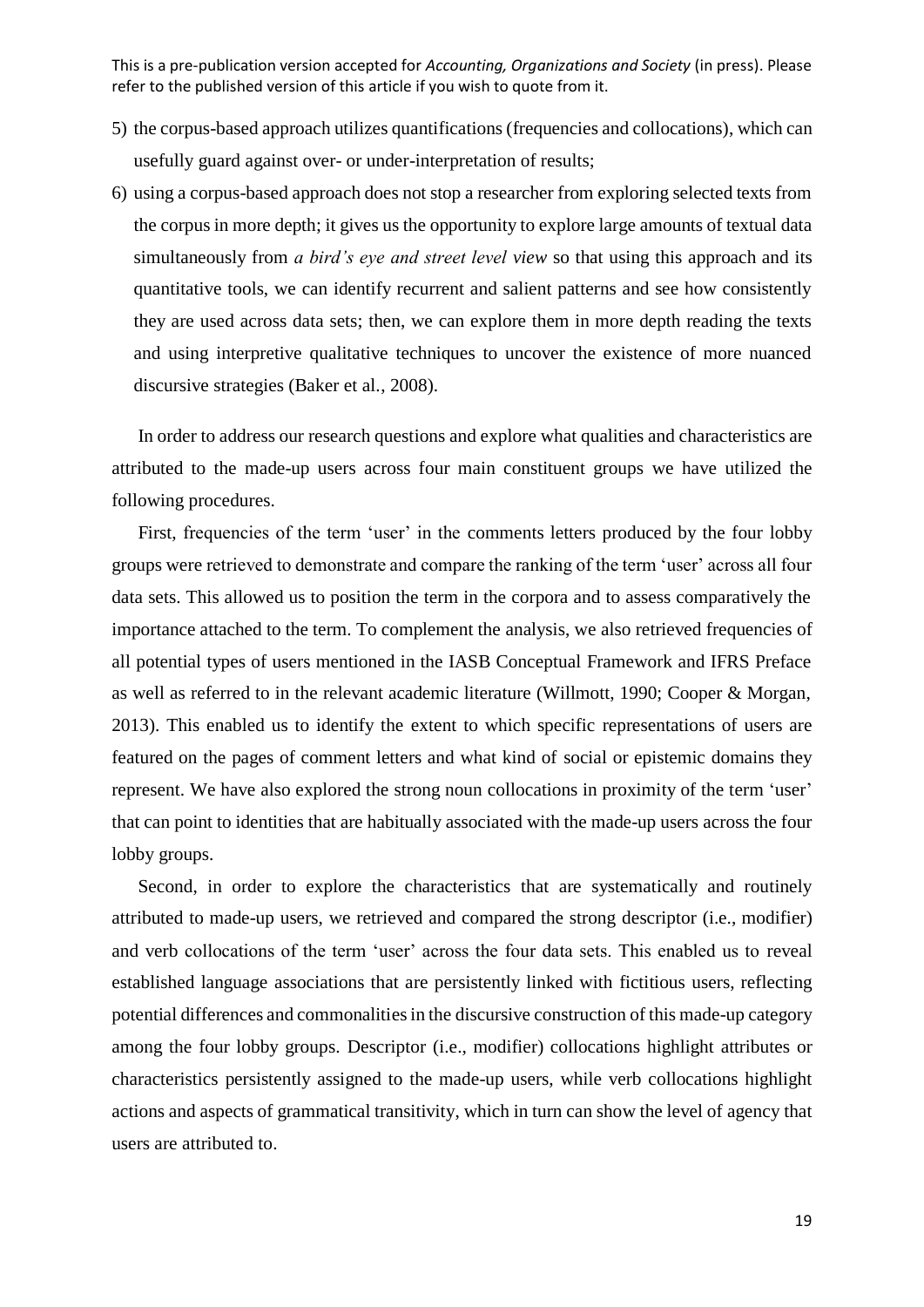5) the corpus-based approach utilizes quantifications (frequencies and collocations), which can usefully guard against over- or under-interpretation of results;
6) using a corpus-based approach does not stop a researcher from exploring selected texts from the corpus in more depth; it gives us the opportunity to explore large amounts of textual data simultaneously from *a bird's eye and street level view* so that using this approach and its quantitative tools, we can identify recurrent and salient patterns and see how consistently they are used across data sets; then, we can explore them in more depth reading the texts and using interpretive qualitative techniques to uncover the existence of more nuanced discursive strategies (Baker et al., 2008).

In order to address our research questions and explore what qualities and characteristics are attributed to the made-up users across four main constituent groups we have utilized the following procedures.

First, frequencies of the term 'user' in the comments letters produced by the four lobby groups were retrieved to demonstrate and compare the ranking of the term 'user' across all four data sets. This allowed us to position the term in the corpora and to assess comparatively the importance attached to the term. To complement the analysis, we also retrieved frequencies of all potential types of users mentioned in the IASB Conceptual Framework and IFRS Preface as well as referred to in the relevant academic literature (Willmott, 1990; Cooper & Morgan, 2013). This enabled us to identify the extent to which specific representations of users are featured on the pages of comment letters and what kind of social or epistemic domains they represent. We have also explored the strong noun collocations in proximity of the term 'user' that can point to identities that are habitually associated with the made-up users across the four lobby groups.

Second, in order to explore the characteristics that are systematically and routinely attributed to made-up users, we retrieved and compared the strong descriptor (i.e., modifier) and verb collocations of the term 'user' across the four data sets. This enabled us to reveal established language associations that are persistently linked with fictitious users, reflecting potential differences and commonalities in the discursive construction of this made-up category among the four lobby groups. Descriptor (i.e., modifier) collocations highlight attributes or characteristics persistently assigned to the made-up users, while verb collocations highlight actions and aspects of grammatical transitivity, which in turn can show the level of agency that users are attributed to.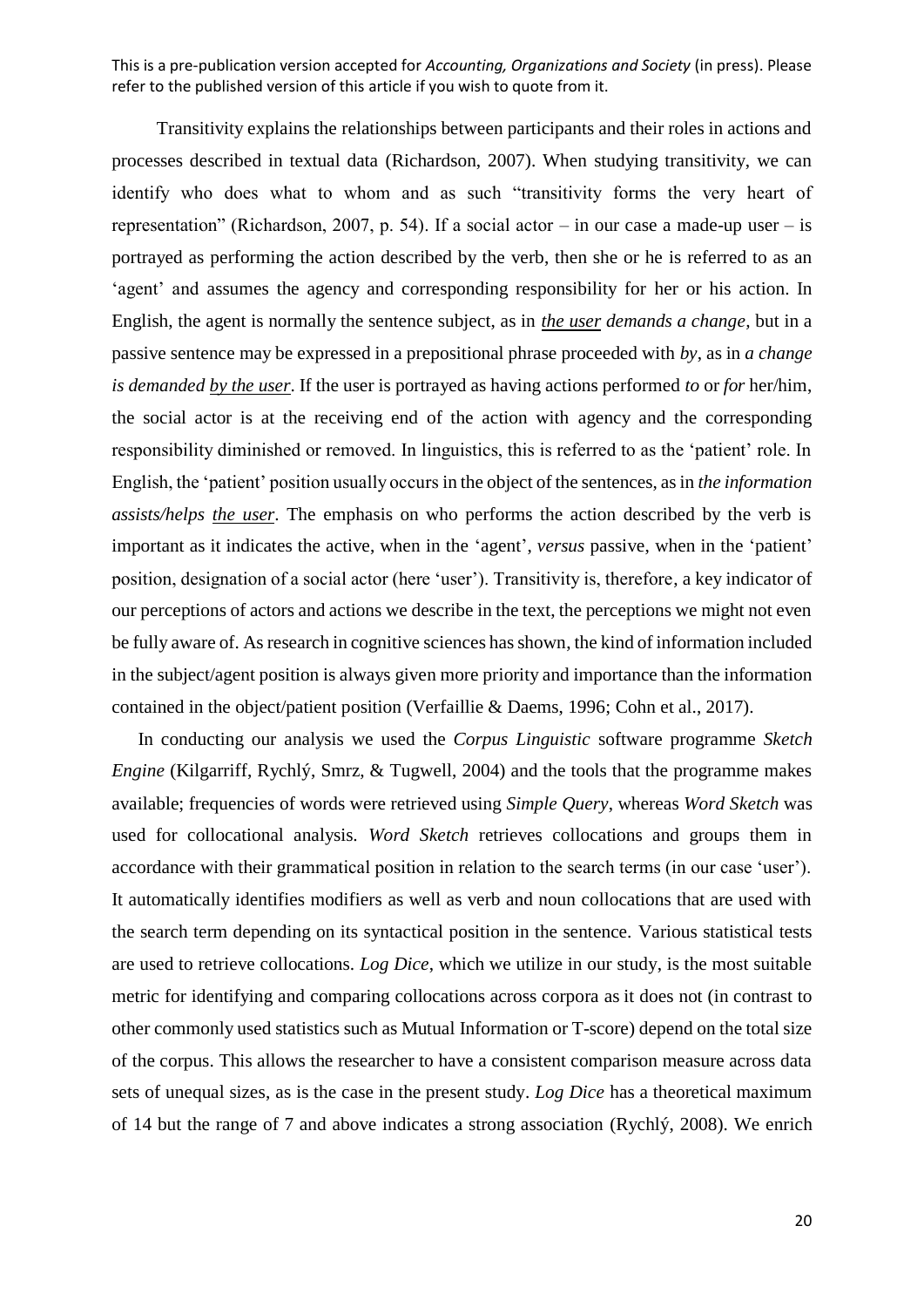Transitivity explains the relationships between participants and their roles in actions and processes described in textual data (Richardson, 2007). When studying transitivity, we can identify who does what to whom and as such "transitivity forms the very heart of representation" (Richardson, 2007, p. 54). If a social actor – in our case a made-up user – is portrayed as performing the action described by the verb, then she or he is referred to as an 'agent' and assumes the agency and corresponding responsibility for her or his action. In English, the agent is normally the sentence subject, as in <u>*the user*</u> *demands a change*, but in a passive sentence may be expressed in a prepositional phrase proceeded with *by*, as in *a change is demanded* <u>*by the user*</u>. If the user is portrayed as having actions performed *to* or *for* her/him, the social actor is at the receiving end of the action with agency and the corresponding responsibility diminished or removed. In linguistics, this is referred to as the 'patient' role. In English, the 'patient' position usually occurs in the object of the sentences, as in *the information assists/helps* <u>*the user*</u>. The emphasis on who performs the action described by the verb is important as it indicates the active, when in the 'agent', *versus* passive, when in the 'patient' position, designation of a social actor (here 'user'). Transitivity is, therefore, a key indicator of our perceptions of actors and actions we describe in the text, the perceptions we might not even be fully aware of. As research in cognitive sciences has shown, the kind of information included in the subject/agent position is always given more priority and importance than the information contained in the object/patient position (Verfaillie & Daems, 1996; Cohn et al., 2017).

In conducting our analysis we used the *Corpus Linguistic* software programme *Sketch Engine* (Kilgarriff, Rychlý, Smrz, & Tugwell, 2004) and the tools that the programme makes available; frequencies of words were retrieved using *Simple Query*, whereas *Word Sketch* was used for collocational analysis. *Word Sketch* retrieves collocations and groups them in accordance with their grammatical position in relation to the search terms (in our case 'user'). It automatically identifies modifiers as well as verb and noun collocations that are used with the search term depending on its syntactical position in the sentence. Various statistical tests are used to retrieve collocations. *Log Dice*, which we utilize in our study, is the most suitable metric for identifying and comparing collocations across corpora as it does not (in contrast to other commonly used statistics such as Mutual Information or T-score) depend on the total size of the corpus. This allows the researcher to have a consistent comparison measure across data sets of unequal sizes, as is the case in the present study. *Log Dice* has a theoretical maximum of 14 but the range of 7 and above indicates a strong association (Rychlý, 2008). We enrich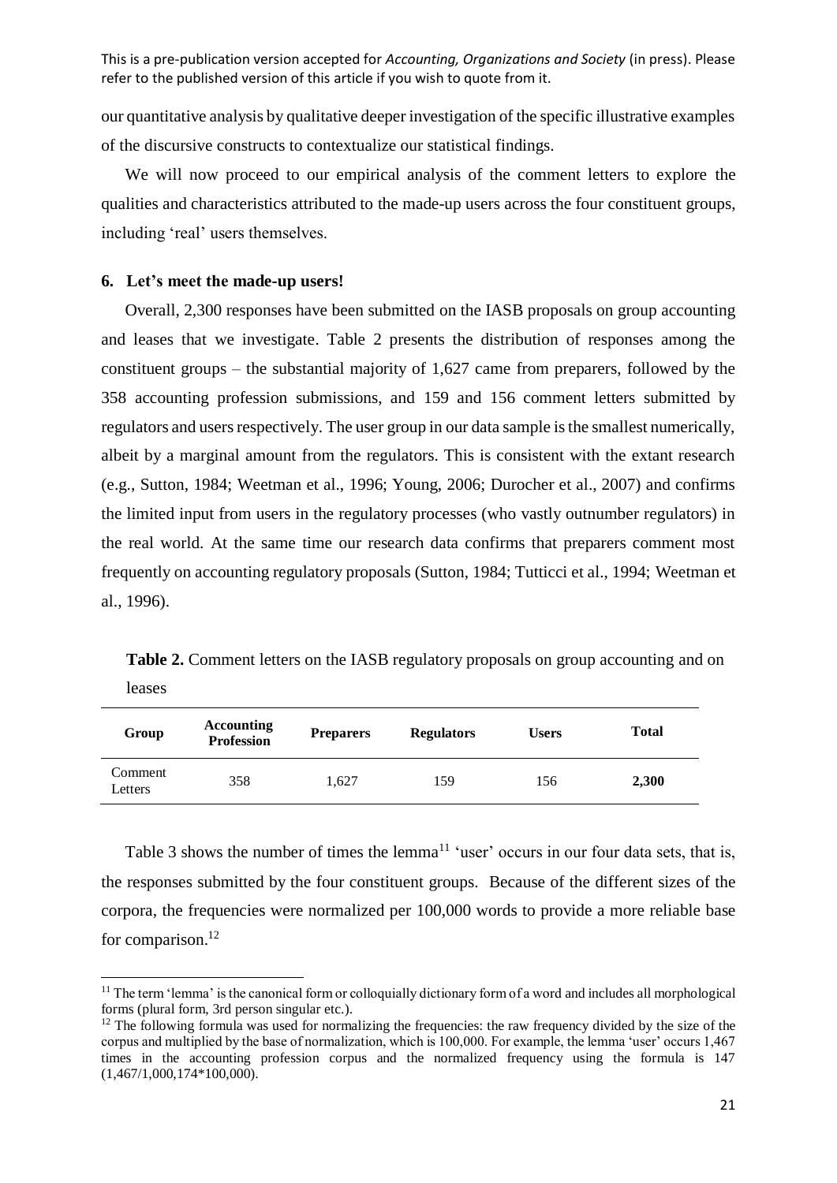our quantitative analysis by qualitative deeper investigation of the specific illustrative examples of the discursive constructs to contextualize our statistical findings.

We will now proceed to our empirical analysis of the comment letters to explore the qualities and characteristics attributed to the made-up users across the four constituent groups, including 'real' users themselves.

## 6. Let's meet the made-up users!

Overall, 2,300 responses have been submitted on the IASB proposals on group accounting and leases that we investigate. Table 2 presents the distribution of responses among the constituent groups – the substantial majority of 1,627 came from preparers, followed by the 358 accounting profession submissions, and 159 and 156 comment letters submitted by regulators and users respectively. The user group in our data sample is the smallest numerically, albeit by a marginal amount from the regulators. This is consistent with the extant research (e.g., Sutton, 1984; Weetman et al., 1996; Young, 2006; Durocher et al., 2007) and confirms the limited input from users in the regulatory processes (who vastly outnumber regulators) in the real world. At the same time our research data confirms that preparers comment most frequently on accounting regulatory proposals (Sutton, 1984; Tutticci et al., 1994; Weetman et al., 1996).

**Table 2.** Comment letters on the IASB regulatory proposals on group accounting and on leases

| Group | Accounting Profession | Preparers | Regulators | Users | Total |
|---|---|---|---|---|---|
| Comment Letters | 358 | 1,627 | 159 | 156 | **2,300** |

Table 3 shows the number of times the lemma[11] 'user' occurs in our four data sets, that is, the responses submitted by the four constituent groups. Because of the different sizes of the corpora, the frequencies were normalized per 100,000 words to provide a more reliable base for comparison.[12]

[11] The term 'lemma' is the canonical form or colloquially dictionary form of a word and includes all morphological forms (plural form, 3rd person singular etc.).

[12] The following formula was used for normalizing the frequencies: the raw frequency divided by the size of the corpus and multiplied by the base of normalization, which is 100,000. For example, the lemma 'user' occurs 1,467 times in the accounting profession corpus and the normalized frequency using the formula is 147 (1,467/1,000,174*100,000).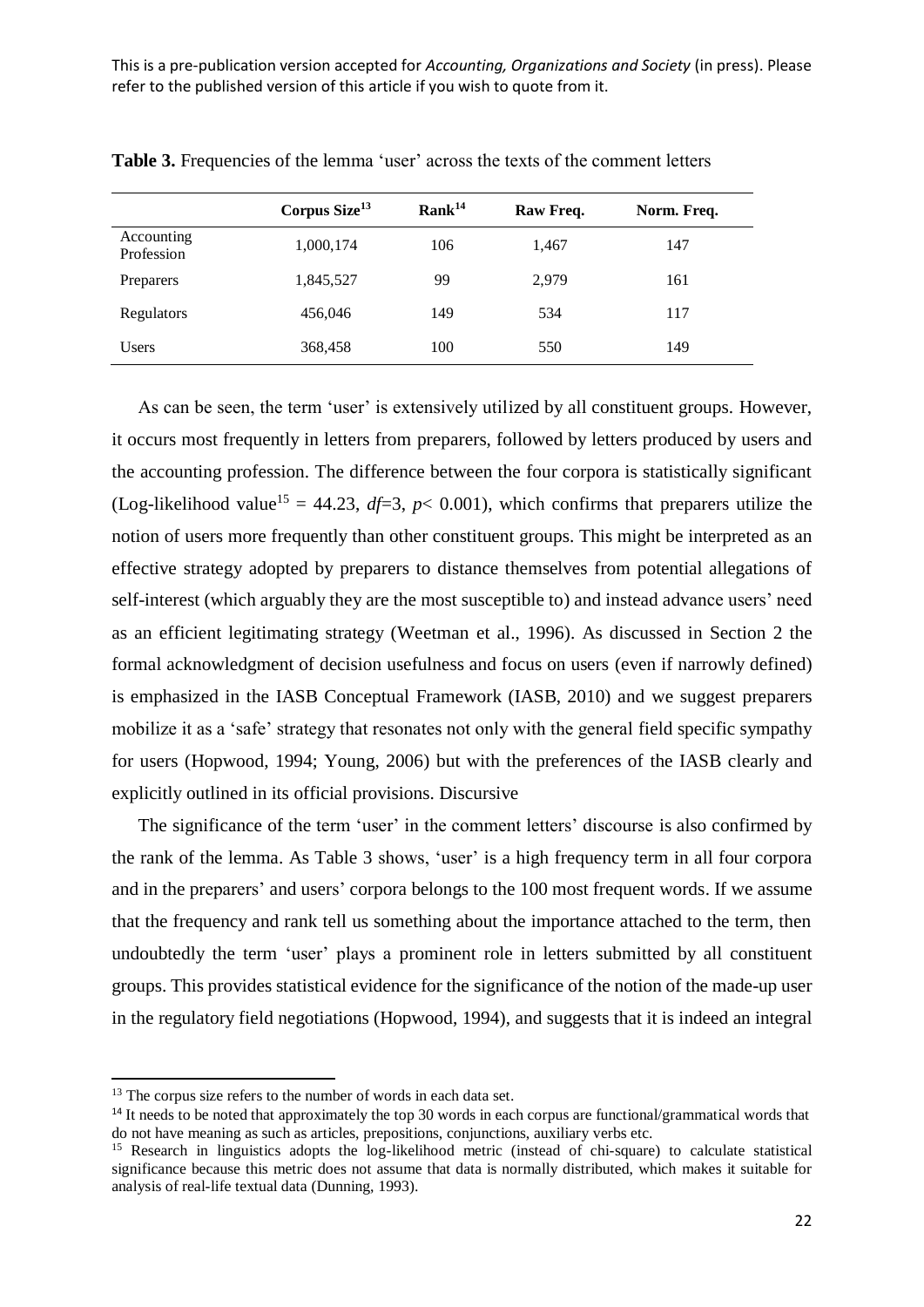**Table 3.** Frequencies of the lemma 'user' across the texts of the comment letters

| | Corpus Size[13] | Rank[14] | Raw Freq. | Norm. Freq. |
|---|---|---|---|---|
| Accounting Profession | 1,000,174 | 106 | 1,467 | 147 |
| Preparers | 1,845,527 | 99 | 2,979 | 161 |
| Regulators | 456,046 | 149 | 534 | 117 |
| Users | 368,458 | 100 | 550 | 149 |

As can be seen, the term 'user' is extensively utilized by all constituent groups. However, it occurs most frequently in letters from preparers, followed by letters produced by users and the accounting profession. The difference between the four corpora is statistically significant (Log-likelihood value[15] = 44.23, $df$=3, $p$< 0.001), which confirms that preparers utilize the notion of users more frequently than other constituent groups. This might be interpreted as an effective strategy adopted by preparers to distance themselves from potential allegations of self-interest (which arguably they are the most susceptible to) and instead advance users' need as an efficient legitimating strategy (Weetman et al., 1996). As discussed in Section 2 the formal acknowledgment of decision usefulness and focus on users (even if narrowly defined) is emphasized in the IASB Conceptual Framework (IASB, 2010) and we suggest preparers mobilize it as a 'safe' strategy that resonates not only with the general field specific sympathy for users (Hopwood, 1994; Young, 2006) but with the preferences of the IASB clearly and explicitly outlined in its official provisions. Discursive

The significance of the term 'user' in the comment letters' discourse is also confirmed by the rank of the lemma. As Table 3 shows, 'user' is a high frequency term in all four corpora and in the preparers' and users' corpora belongs to the 100 most frequent words. If we assume that the frequency and rank tell us something about the importance attached to the term, then undoubtedly the term 'user' plays a prominent role in letters submitted by all constituent groups. This provides statistical evidence for the significance of the notion of the made-up user in the regulatory field negotiations (Hopwood, 1994), and suggests that it is indeed an integral

[13] The corpus size refers to the number of words in each data set.

[14] It needs to be noted that approximately the top 30 words in each corpus are functional/grammatical words that do not have meaning as such as articles, prepositions, conjunctions, auxiliary verbs etc.

[15] Research in linguistics adopts the log-likelihood metric (instead of chi-square) to calculate statistical significance because this metric does not assume that data is normally distributed, which makes it suitable for analysis of real-life textual data (Dunning, 1993).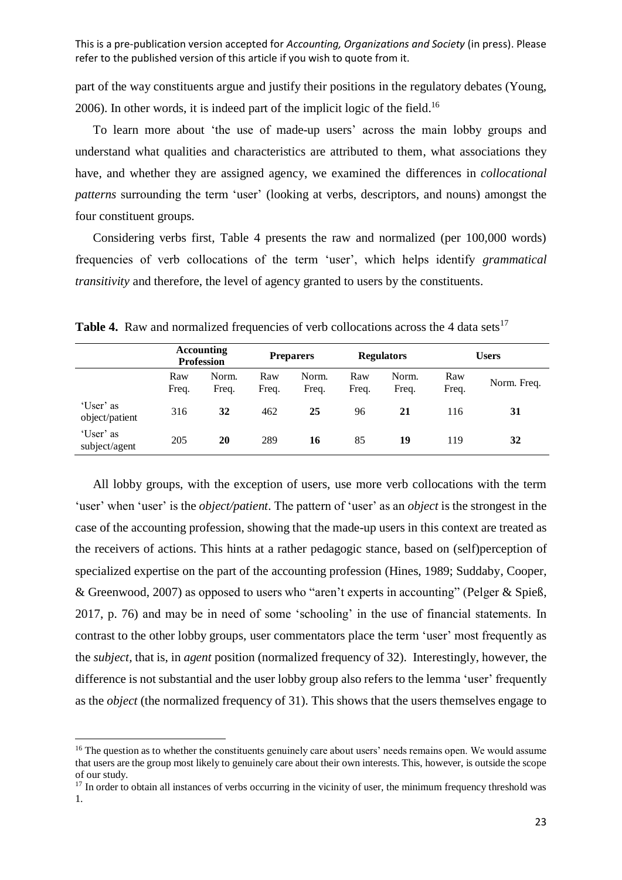part of the way constituents argue and justify their positions in the regulatory debates (Young, 2006). In other words, it is indeed part of the implicit logic of the field.[16]

To learn more about 'the use of made-up users' across the main lobby groups and understand what qualities and characteristics are attributed to them, what associations they have, and whether they are assigned agency, we examined the differences in *collocational patterns* surrounding the term 'user' (looking at verbs, descriptors, and nouns) amongst the four constituent groups.

Considering verbs first, Table 4 presents the raw and normalized (per 100,000 words) frequencies of verb collocations of the term 'user', which helps identify *grammatical transitivity* and therefore, the level of agency granted to users by the constituents.

**Table 4.** Raw and normalized frequencies of verb collocations across the 4 data sets[17]

| | Accounting Profession | | Preparers | | Regulators | | Users | |
|---|---|---|---|---|---|---|---|---|
| | Raw Freq. | Norm. Freq. | Raw Freq. | Norm. Freq. | Raw Freq. | Norm. Freq. | Raw Freq. | Norm. Freq. |
| 'User' as object/patient | 316 | **32** | 462 | **25** | 96 | **21** | 116 | **31** |
| 'User' as subject/agent | 205 | **20** | 289 | **16** | 85 | **19** | 119 | **32** |

All lobby groups, with the exception of users, use more verb collocations with the term 'user' when 'user' is the *object/patient*. The pattern of 'user' as an *object* is the strongest in the case of the accounting profession, showing that the made-up users in this context are treated as the receivers of actions. This hints at a rather pedagogic stance, based on (self)perception of specialized expertise on the part of the accounting profession (Hines, 1989; Suddaby, Cooper, & Greenwood, 2007) as opposed to users who "aren't experts in accounting" (Pelger & Spieß, 2017, p. 76) and may be in need of some 'schooling' in the use of financial statements. In contrast to the other lobby groups, user commentators place the term 'user' most frequently as the *subject*, that is, in *agent* position (normalized frequency of 32). Interestingly, however, the difference is not substantial and the user lobby group also refers to the lemma 'user' frequently as the *object* (the normalized frequency of 31). This shows that the users themselves engage to

[16] The question as to whether the constituents genuinely care about users' needs remains open. We would assume that users are the group most likely to genuinely care about their own interests. This, however, is outside the scope of our study.

[17] In order to obtain all instances of verbs occurring in the vicinity of user, the minimum frequency threshold was 1.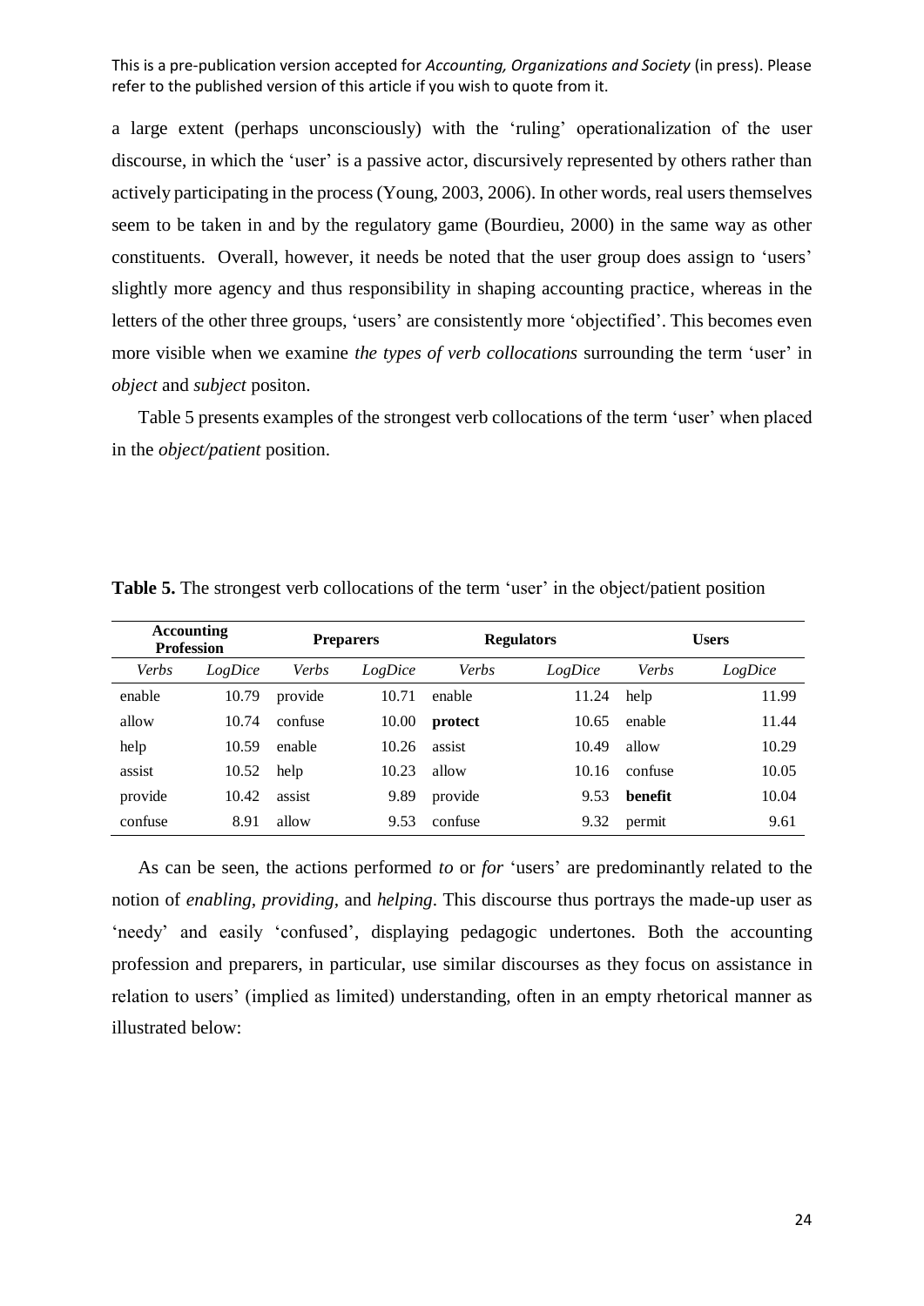a large extent (perhaps unconsciously) with the 'ruling' operationalization of the user discourse, in which the 'user' is a passive actor, discursively represented by others rather than actively participating in the process (Young, 2003, 2006). In other words, real users themselves seem to be taken in and by the regulatory game (Bourdieu, 2000) in the same way as other constituents. Overall, however, it needs be noted that the user group does assign to 'users' slightly more agency and thus responsibility in shaping accounting practice, whereas in the letters of the other three groups, 'users' are consistently more 'objectified'. This becomes even more visible when we examine *the types of verb collocations* surrounding the term 'user' in *object* and *subject* positon.

Table 5 presents examples of the strongest verb collocations of the term 'user' when placed in the *object/patient* position.

**Table 5.** The strongest verb collocations of the term 'user' in the object/patient position

| **Accounting Profession** | | **Preparers** | | **Regulators** | | **Users** | |
|---|---|---|---|---|---|---|---|
| *Verbs* | *LogDice* | *Verbs* | *LogDice* | *Verbs* | *LogDice* | *Verbs* | *LogDice* |
| enable | 10.79 | provide | 10.71 | enable | 11.24 | help | 11.99 |
| allow | 10.74 | confuse | 10.00 | **protect** | 10.65 | enable | 11.44 |
| help | 10.59 | enable | 10.26 | assist | 10.49 | allow | 10.29 |
| assist | 10.52 | help | 10.23 | allow | 10.16 | confuse | 10.05 |
| provide | 10.42 | assist | 9.89 | provide | 9.53 | **benefit** | 10.04 |
| confuse | 8.91 | allow | 9.53 | confuse | 9.32 | permit | 9.61 |

As can be seen, the actions performed *to* or *for* 'users' are predominantly related to the notion of *enabling*, *providing*, and *helping*. This discourse thus portrays the made-up user as 'needy' and easily 'confused', displaying pedagogic undertones. Both the accounting profession and preparers, in particular, use similar discourses as they focus on assistance in relation to users' (implied as limited) understanding, often in an empty rhetorical manner as illustrated below: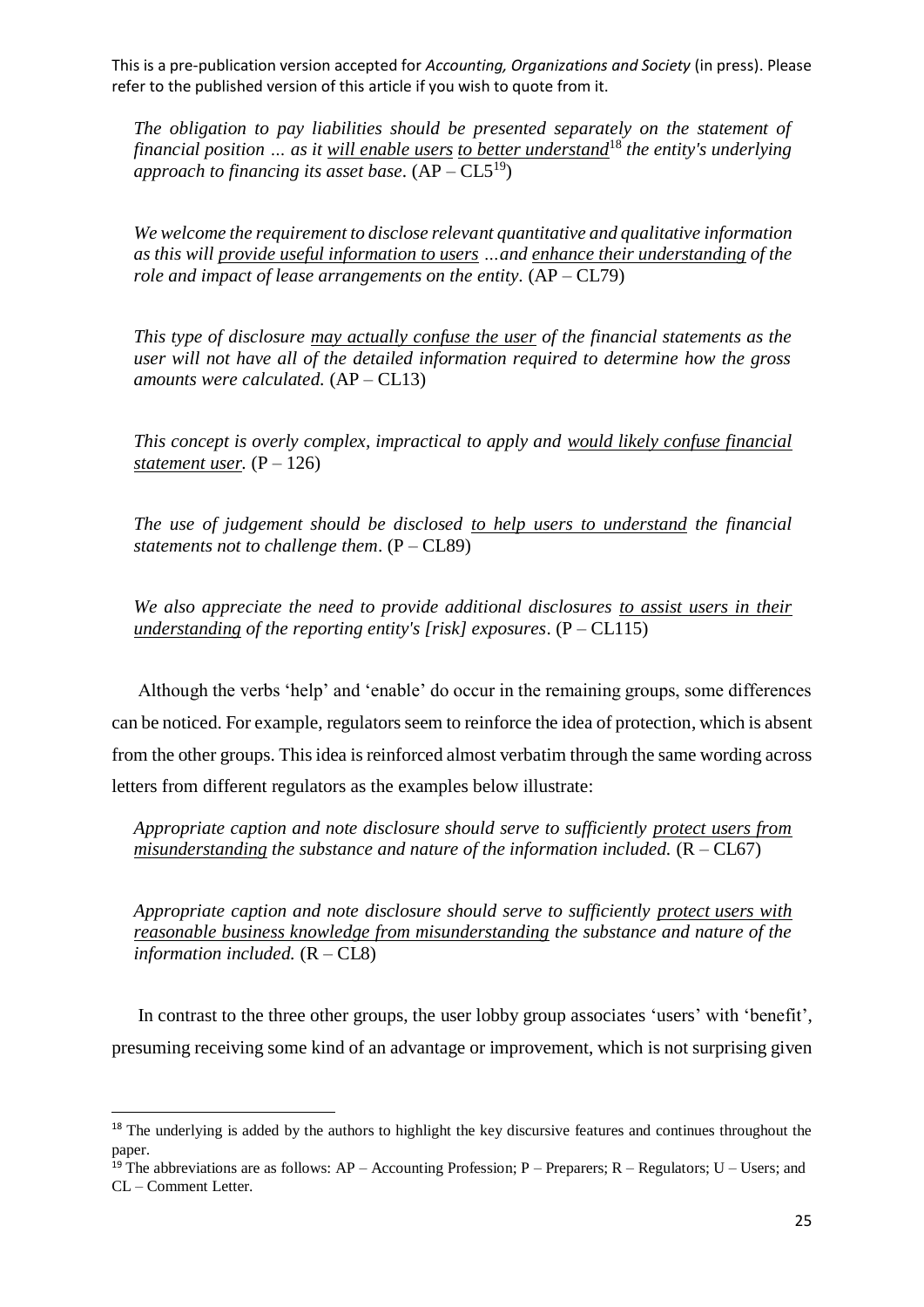*The obligation to pay liabilities should be presented separately on the statement of financial position … as it will enable users to better understand*[18] *the entity's underlying approach to financing its asset base*. (AP – CL5[19])

*We welcome the requirement to disclose relevant quantitative and qualitative information as this will provide useful information to users …and enhance their understanding of the role and impact of lease arrangements on the entity*. (AP – CL79)

*This type of disclosure may actually confuse the user of the financial statements as the user will not have all of the detailed information required to determine how the gross amounts were calculated.* (AP – CL13)

*This concept is overly complex, impractical to apply and would likely confuse financial statement user.* (P – 126)

*The use of judgement should be disclosed to help users to understand the financial statements not to challenge them*. (P – CL89)

*We also appreciate the need to provide additional disclosures to assist users in their understanding of the reporting entity's [risk] exposures*. (P – CL115)

Although the verbs 'help' and 'enable' do occur in the remaining groups, some differences can be noticed. For example, regulators seem to reinforce the idea of protection, which is absent from the other groups. This idea is reinforced almost verbatim through the same wording across letters from different regulators as the examples below illustrate:

*Appropriate caption and note disclosure should serve to sufficiently protect users from misunderstanding the substance and nature of the information included.* (R – CL67)

*Appropriate caption and note disclosure should serve to sufficiently protect users with reasonable business knowledge from misunderstanding the substance and nature of the information included.* (R – CL8)

In contrast to the three other groups, the user lobby group associates 'users' with 'benefit', presuming receiving some kind of an advantage or improvement, which is not surprising given

---

[18] The underlying is added by the authors to highlight the key discursive features and continues throughout the paper.

[19] The abbreviations are as follows: AP – Accounting Profession; P – Preparers; R – Regulators; U – Users; and CL – Comment Letter.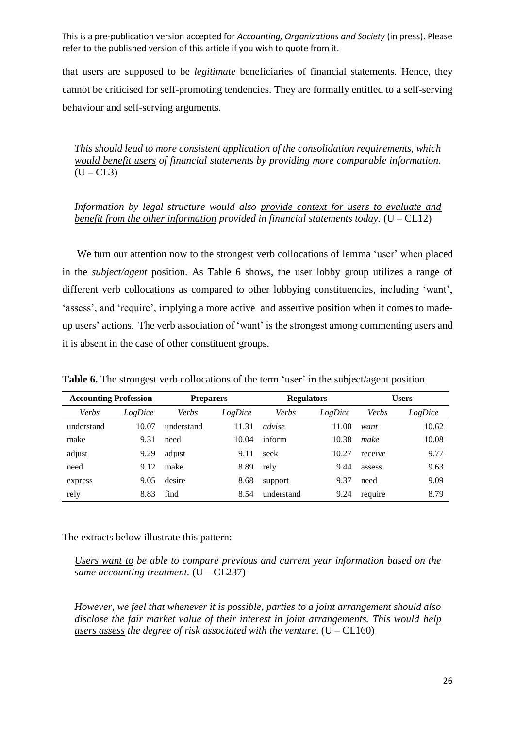that users are supposed to be *legitimate* beneficiaries of financial statements. Hence, they cannot be criticised for self-promoting tendencies. They are formally entitled to a self-serving behaviour and self-serving arguments.

> *This should lead to more consistent application of the consolidation requirements, which <u>would benefit users</u> of financial statements by providing more comparable information.* (U – CL3)

> *Information by legal structure would also <u>provide context for users to evaluate and benefit from the other information</u> provided in financial statements today.* (U – CL12)

We turn our attention now to the strongest verb collocations of lemma 'user' when placed in the *subject/agent* position. As Table 6 shows, the user lobby group utilizes a range of different verb collocations as compared to other lobbying constituencies, including 'want', 'assess', and 'require', implying a more active and assertive position when it comes to made-up users' actions. The verb association of 'want' is the strongest among commenting users and it is absent in the case of other constituent groups.

**Table 6.** The strongest verb collocations of the term 'user' in the subject/agent position

| Accounting Profession | | Preparers | | Regulators | | Users | |
|---|---|---|---|---|---|---|---|
| *Verbs* | *LogDice* | *Verbs* | *LogDice* | *Verbs* | *LogDice* | *Verbs* | *LogDice* |
| understand | 10.07 | understand | 11.31 | *advise* | 11.00 | *want* | 10.62 |
| make | 9.31 | need | 10.04 | inform | 10.38 | *make* | 10.08 |
| adjust | 9.29 | adjust | 9.11 | seek | 10.27 | receive | 9.77 |
| need | 9.12 | make | 8.89 | rely | 9.44 | assess | 9.63 |
| express | 9.05 | desire | 8.68 | support | 9.37 | need | 9.09 |
| rely | 8.83 | find | 8.54 | understand | 9.24 | require | 8.79 |

The extracts below illustrate this pattern:

> *<u>Users want to</u> be able to compare previous and current year information based on the same accounting treatment.* (U – CL237)

> *However, we feel that whenever it is possible, parties to a joint arrangement should also disclose the fair market value of their interest in joint arrangements. This would <u>help users assess</u> the degree of risk associated with the venture*. (U – CL160)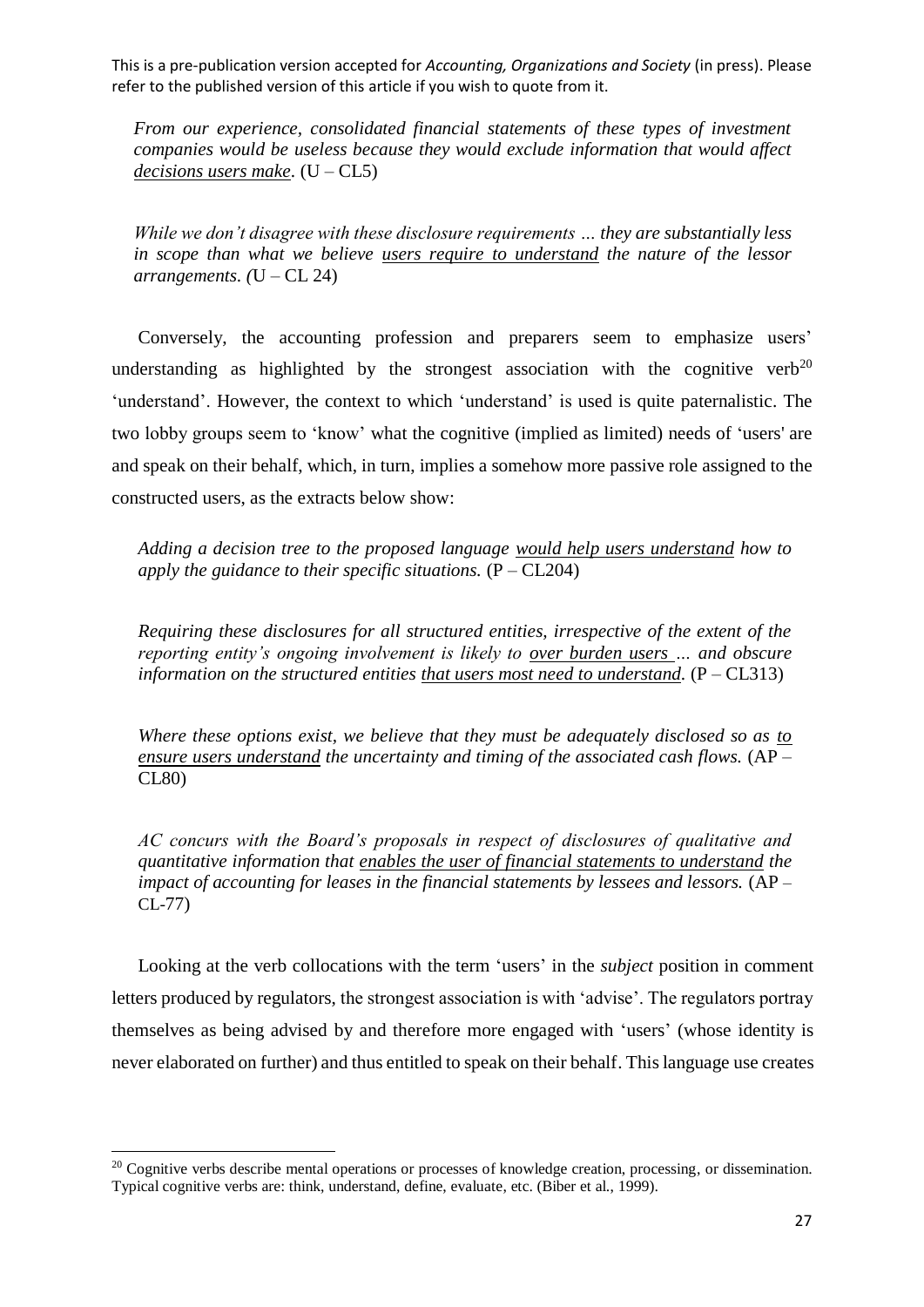*From our experience, consolidated financial statements of these types of investment companies would be useless because they would exclude information that would affect decisions users make.* (U – CL5)

*While we don't disagree with these disclosure requirements … they are substantially less in scope than what we believe users require to understand the nature of the lessor arrangements. (*U – CL 24)

Conversely, the accounting profession and preparers seem to emphasize users' understanding as highlighted by the strongest association with the cognitive verb[20] 'understand'. However, the context to which 'understand' is used is quite paternalistic. The two lobby groups seem to 'know' what the cognitive (implied as limited) needs of 'users' are and speak on their behalf, which, in turn, implies a somehow more passive role assigned to the constructed users, as the extracts below show:

*Adding a decision tree to the proposed language would help users understand how to apply the guidance to their specific situations.* (P – CL204)

*Requiring these disclosures for all structured entities, irrespective of the extent of the reporting entity's ongoing involvement is likely to over burden users … and obscure information on the structured entities that users most need to understand.* (P – CL313)

*Where these options exist, we believe that they must be adequately disclosed so as to ensure users understand the uncertainty and timing of the associated cash flows.* (AP – CL80)

*AC concurs with the Board's proposals in respect of disclosures of qualitative and quantitative information that enables the user of financial statements to understand the impact of accounting for leases in the financial statements by lessees and lessors.* (AP – CL-77)

Looking at the verb collocations with the term 'users' in the *subject* position in comment letters produced by regulators, the strongest association is with 'advise'. The regulators portray themselves as being advised by and therefore more engaged with 'users' (whose identity is never elaborated on further) and thus entitled to speak on their behalf. This language use creates

[20] Cognitive verbs describe mental operations or processes of knowledge creation, processing, or dissemination. Typical cognitive verbs are: think, understand, define, evaluate, etc. (Biber et al., 1999).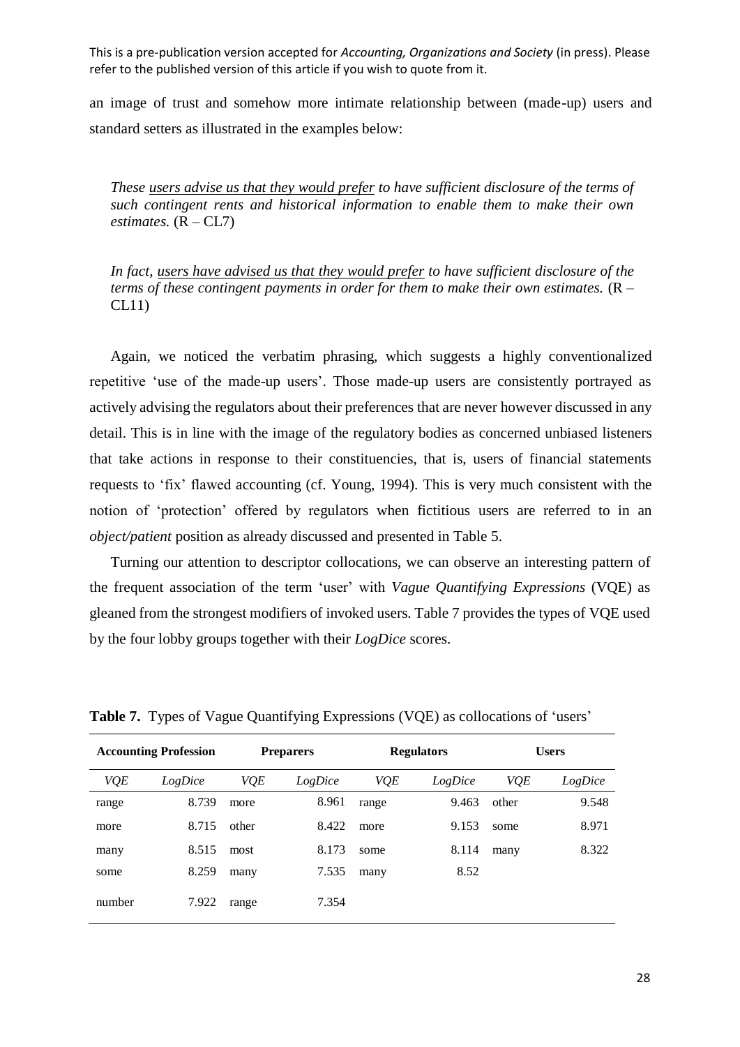an image of trust and somehow more intimate relationship between (made-up) users and standard setters as illustrated in the examples below:

> *These* <u>*users advise us that they would prefer*</u> *to have sufficient disclosure of the terms of such contingent rents and historical information to enable them to make their own estimates.* (R – CL7)

> *In fact,* <u>*users have advised us that they would prefer*</u> *to have sufficient disclosure of the terms of these contingent payments in order for them to make their own estimates.* (R – CL11)

Again, we noticed the verbatim phrasing, which suggests a highly conventionalized repetitive 'use of the made-up users'. Those made-up users are consistently portrayed as actively advising the regulators about their preferences that are never however discussed in any detail. This is in line with the image of the regulatory bodies as concerned unbiased listeners that take actions in response to their constituencies, that is, users of financial statements requests to 'fix' flawed accounting (cf. Young, 1994). This is very much consistent with the notion of 'protection' offered by regulators when fictitious users are referred to in an *object/patient* position as already discussed and presented in Table 5.

Turning our attention to descriptor collocations, we can observe an interesting pattern of the frequent association of the term 'user' with *Vague Quantifying Expressions* (VQE) as gleaned from the strongest modifiers of invoked users. Table 7 provides the types of VQE used by the four lobby groups together with their *LogDice* scores.

**Table 7.** Types of Vague Quantifying Expressions (VQE) as collocations of 'users'

| **Accounting Profession** | | **Preparers** | | **Regulators** | | **Users** | |
|---|---|---|---|---|---|---|---|
| *VQE* | *LogDice* | *VQE* | *LogDice* | *VQE* | *LogDice* | *VQE* | *LogDice* |
| range | 8.739 | more | 8.961 | range | 9.463 | other | 9.548 |
| more | 8.715 | other | 8.422 | more | 9.153 | some | 8.971 |
| many | 8.515 | most | 8.173 | some | 8.114 | many | 8.322 |
| some | 8.259 | many | 7.535 | many | 8.52 | | |
| number | 7.922 | range | 7.354 | | | | |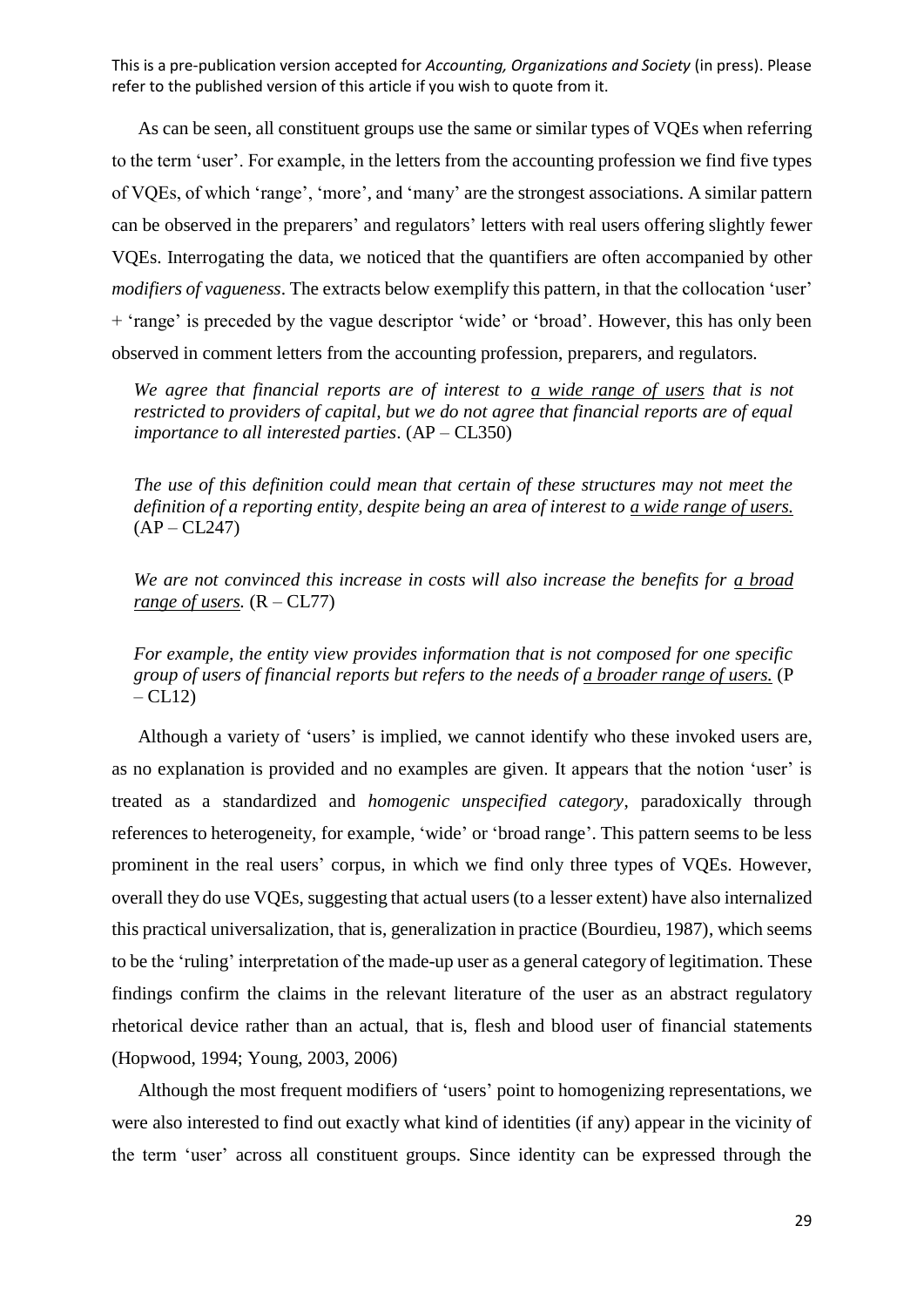As can be seen, all constituent groups use the same or similar types of VQEs when referring to the term 'user'. For example, in the letters from the accounting profession we find five types of VQEs, of which 'range', 'more', and 'many' are the strongest associations. A similar pattern can be observed in the preparers' and regulators' letters with real users offering slightly fewer VQEs. Interrogating the data, we noticed that the quantifiers are often accompanied by other *modifiers of vagueness*. The extracts below exemplify this pattern, in that the collocation 'user' + 'range' is preceded by the vague descriptor 'wide' or 'broad'. However, this has only been observed in comment letters from the accounting profession, preparers, and regulators.

> *We agree that financial reports are of interest to a wide range of users that is not restricted to providers of capital, but we do not agree that financial reports are of equal importance to all interested parties*. (AP – CL350)

> *The use of this definition could mean that certain of these structures may not meet the definition of a reporting entity, despite being an area of interest to a wide range of users.* (AP – CL247)

> *We are not convinced this increase in costs will also increase the benefits for a broad range of users.* (R – CL77)

> *For example, the entity view provides information that is not composed for one specific group of users of financial reports but refers to the needs of a broader range of users.* (P – CL12)

Although a variety of 'users' is implied, we cannot identify who these invoked users are, as no explanation is provided and no examples are given. It appears that the notion 'user' is treated as a standardized and *homogenic unspecified category*, paradoxically through references to heterogeneity, for example, 'wide' or 'broad range'. This pattern seems to be less prominent in the real users' corpus, in which we find only three types of VQEs. However, overall they do use VQEs, suggesting that actual users (to a lesser extent) have also internalized this practical universalization, that is, generalization in practice (Bourdieu, 1987), which seems to be the 'ruling' interpretation of the made-up user as a general category of legitimation. These findings confirm the claims in the relevant literature of the user as an abstract regulatory rhetorical device rather than an actual, that is, flesh and blood user of financial statements (Hopwood, 1994; Young, 2003, 2006)

Although the most frequent modifiers of 'users' point to homogenizing representations, we were also interested to find out exactly what kind of identities (if any) appear in the vicinity of the term 'user' across all constituent groups. Since identity can be expressed through the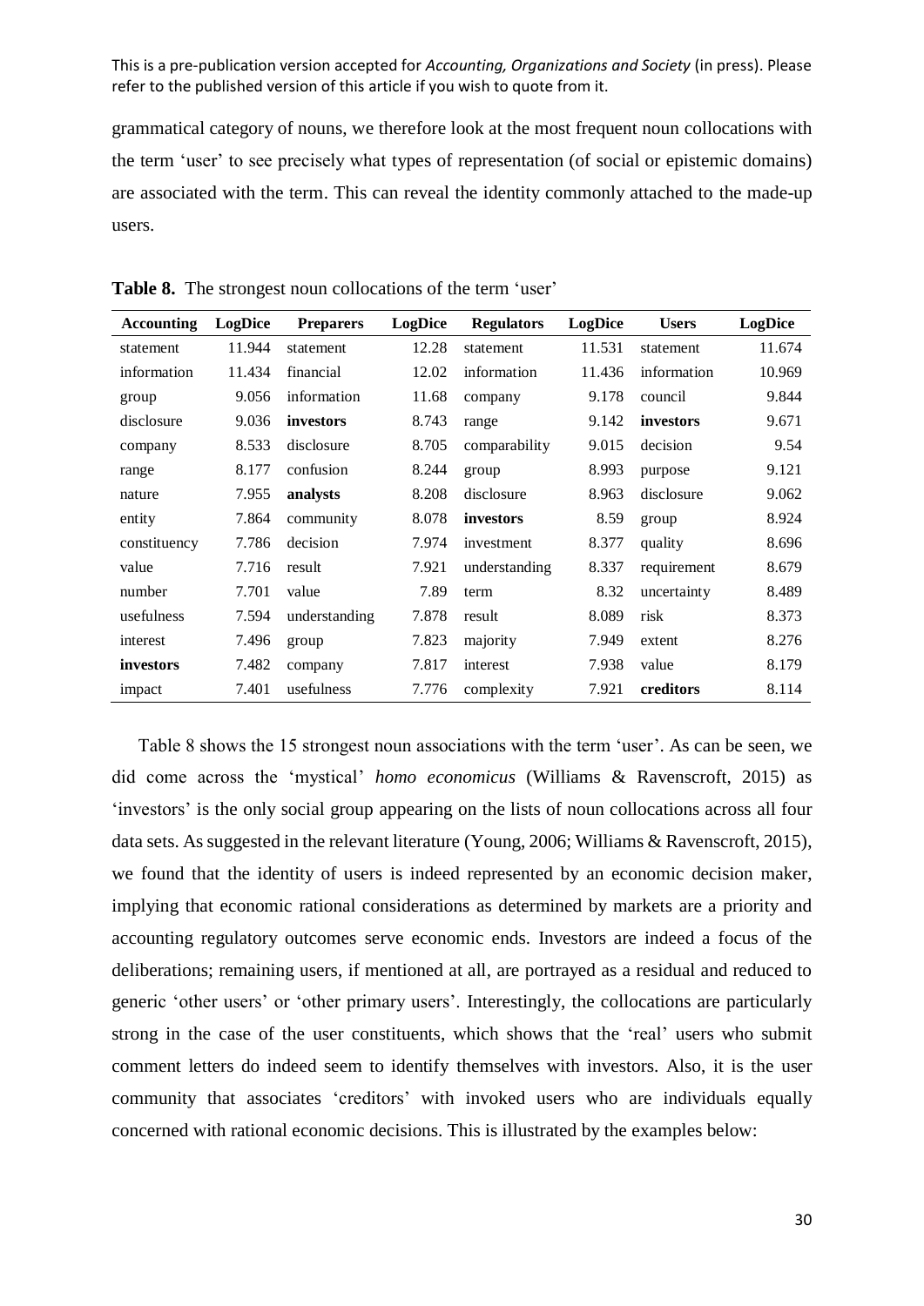grammatical category of nouns, we therefore look at the most frequent noun collocations with the term 'user' to see precisely what types of representation (of social or epistemic domains) are associated with the term. This can reveal the identity commonly attached to the made-up users.

**Table 8.** The strongest noun collocations of the term 'user'

| Accounting | LogDice | Preparers | LogDice | Regulators | LogDice | Users | LogDice |
|---|---|---|---|---|---|---|---|
| statement | 11.944 | statement | 12.28 | statement | 11.531 | statement | 11.674 |
| information | 11.434 | financial | 12.02 | information | 11.436 | information | 10.969 |
| group | 9.056 | information | 11.68 | company | 9.178 | council | 9.844 |
| disclosure | 9.036 | **investors** | 8.743 | range | 9.142 | **investors** | 9.671 |
| company | 8.533 | disclosure | 8.705 | comparability | 9.015 | decision | 9.54 |
| range | 8.177 | confusion | 8.244 | group | 8.993 | purpose | 9.121 |
| nature | 7.955 | **analysts** | 8.208 | disclosure | 8.963 | disclosure | 9.062 |
| entity | 7.864 | community | 8.078 | **investors** | 8.59 | group | 8.924 |
| constituency | 7.786 | decision | 7.974 | investment | 8.377 | quality | 8.696 |
| value | 7.716 | result | 7.921 | understanding | 8.337 | requirement | 8.679 |
| number | 7.701 | value | 7.89 | term | 8.32 | uncertainty | 8.489 |
| usefulness | 7.594 | understanding | 7.878 | result | 8.089 | risk | 8.373 |
| interest | 7.496 | group | 7.823 | majority | 7.949 | extent | 8.276 |
| **investors** | 7.482 | company | 7.817 | interest | 7.938 | value | 8.179 |
| impact | 7.401 | usefulness | 7.776 | complexity | 7.921 | **creditors** | 8.114 |

Table 8 shows the 15 strongest noun associations with the term 'user'. As can be seen, we did come across the 'mystical' *homo economicus* (Williams & Ravenscroft, 2015) as 'investors' is the only social group appearing on the lists of noun collocations across all four data sets. As suggested in the relevant literature (Young, 2006; Williams & Ravenscroft, 2015), we found that the identity of users is indeed represented by an economic decision maker, implying that economic rational considerations as determined by markets are a priority and accounting regulatory outcomes serve economic ends. Investors are indeed a focus of the deliberations; remaining users, if mentioned at all, are portrayed as a residual and reduced to generic 'other users' or 'other primary users'. Interestingly, the collocations are particularly strong in the case of the user constituents, which shows that the 'real' users who submit comment letters do indeed seem to identify themselves with investors. Also, it is the user community that associates 'creditors' with invoked users who are individuals equally concerned with rational economic decisions. This is illustrated by the examples below: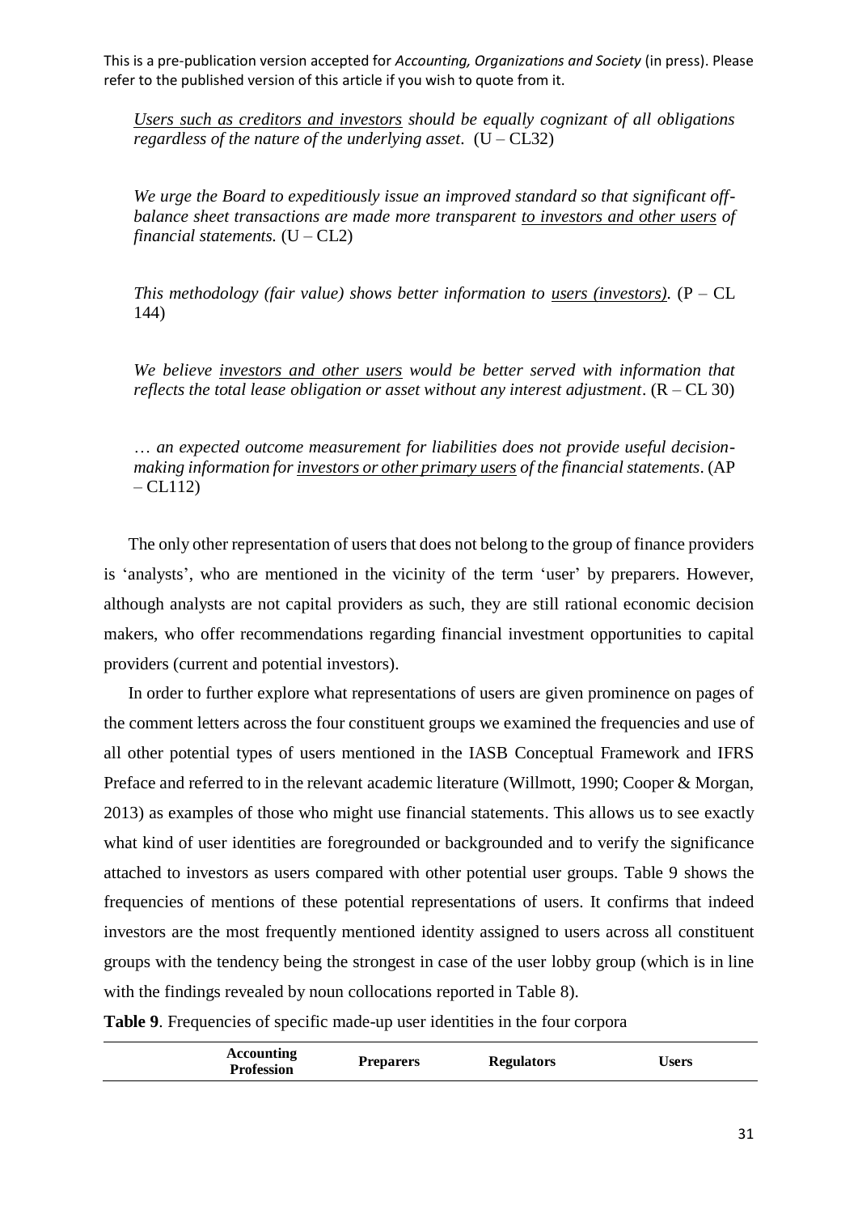*Users such as creditors and investors should be equally cognizant of all obligations regardless of the nature of the underlying asset*. (U – CL32)

*We urge the Board to expeditiously issue an improved standard so that significant off-balance sheet transactions are made more transparent to investors and other users of financial statements.* (U – CL2)

*This methodology (fair value) shows better information to users (investors).* (P – CL 144)

*We believe investors and other users would be better served with information that reflects the total lease obligation or asset without any interest adjustment*. (R – CL 30)

*… an expected outcome measurement for liabilities does not provide useful decision-making information for investors or other primary users of the financial statements*. (AP – CL112)

The only other representation of users that does not belong to the group of finance providers is 'analysts', who are mentioned in the vicinity of the term 'user' by preparers. However, although analysts are not capital providers as such, they are still rational economic decision makers, who offer recommendations regarding financial investment opportunities to capital providers (current and potential investors).

In order to further explore what representations of users are given prominence on pages of the comment letters across the four constituent groups we examined the frequencies and use of all other potential types of users mentioned in the IASB Conceptual Framework and IFRS Preface and referred to in the relevant academic literature (Willmott, 1990; Cooper & Morgan, 2013) as examples of those who might use financial statements. This allows us to see exactly what kind of user identities are foregrounded or backgrounded and to verify the significance attached to investors as users compared with other potential user groups. Table 9 shows the frequencies of mentions of these potential representations of users. It confirms that indeed investors are the most frequently mentioned identity assigned to users across all constituent groups with the tendency being the strongest in case of the user lobby group (which is in line with the findings revealed by noun collocations reported in Table 8).

**Table 9**. Frequencies of specific made-up user identities in the four corpora

| | Accounting Profession | Preparers | Regulators | Users |
|---|---|---|---|---|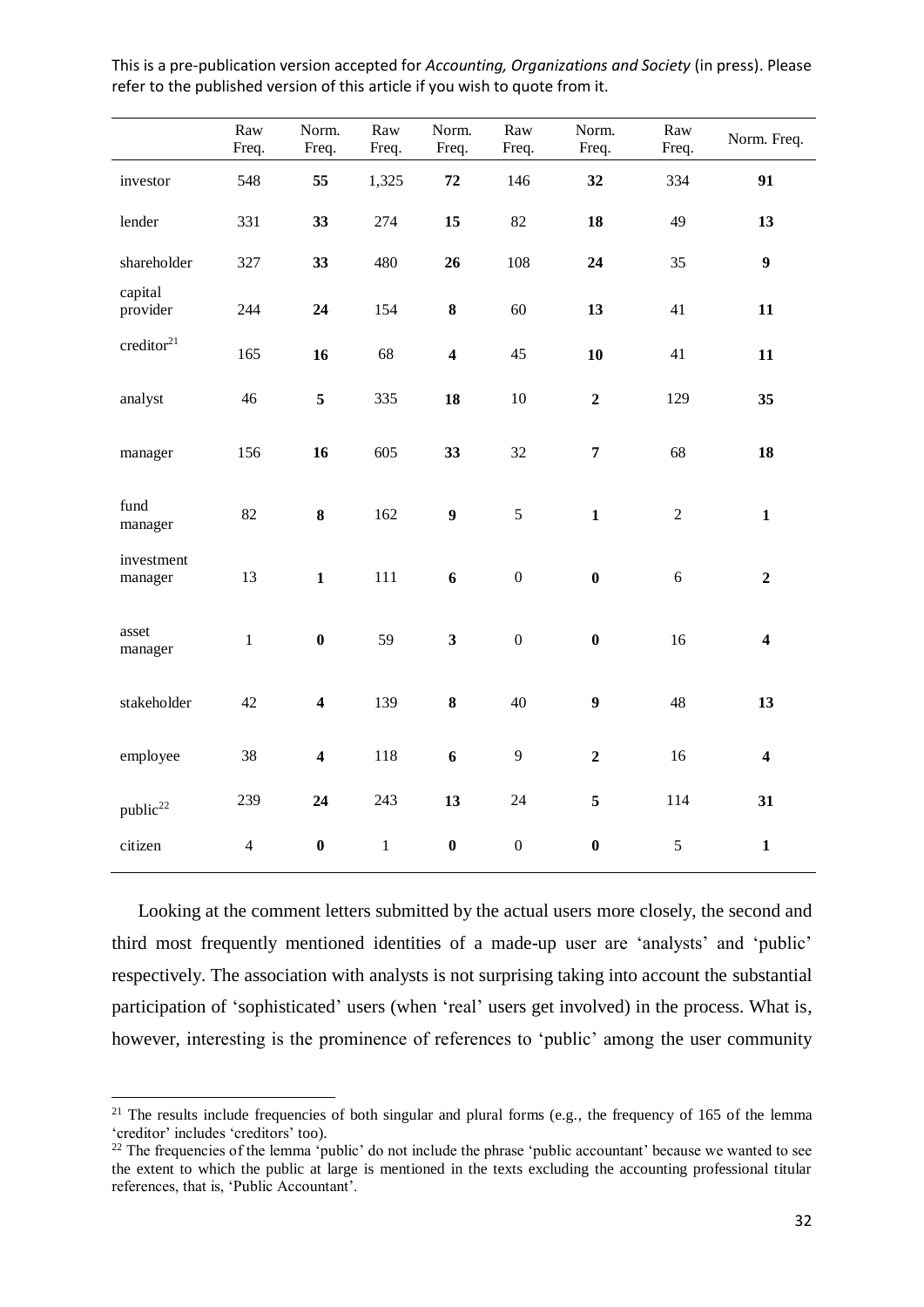This is a pre-publication version accepted for *Accounting, Organizations and Society* (in press). Please refer to the published version of this article if you wish to quote from it.

| | Raw Freq. | Norm. Freq. | Raw Freq. | Norm. Freq. | Raw Freq. | Norm. Freq. | Raw Freq. | Norm. Freq. |
|---|---|---|---|---|---|---|---|---|
| investor | 548 | **55** | 1,325 | **72** | 146 | **32** | 334 | **91** |
| lender | 331 | **33** | 274 | **15** | 82 | **18** | 49 | **13** |
| shareholder | 327 | **33** | 480 | **26** | 108 | **24** | 35 | **9** |
| capital provider | 244 | **24** | 154 | **8** | 60 | **13** | 41 | **11** |
| creditor[21] | 165 | **16** | 68 | **4** | 45 | **10** | 41 | **11** |
| analyst | 46 | **5** | 335 | **18** | 10 | **2** | 129 | **35** |
| manager | 156 | **16** | 605 | **33** | 32 | **7** | 68 | **18** |
| fund manager | 82 | **8** | 162 | **9** | 5 | **1** | 2 | **1** |
| investment manager | 13 | **1** | 111 | **6** | 0 | **0** | 6 | **2** |
| asset manager | 1 | **0** | 59 | **3** | 0 | **0** | 16 | **4** |
| stakeholder | 42 | **4** | 139 | **8** | 40 | **9** | 48 | **13** |
| employee | 38 | **4** | 118 | **6** | 9 | **2** | 16 | **4** |
| public[22] | 239 | **24** | 243 | **13** | 24 | **5** | 114 | **31** |
| citizen | 4 | **0** | 1 | **0** | 0 | **0** | 5 | **1** |

Looking at the comment letters submitted by the actual users more closely, the second and third most frequently mentioned identities of a made-up user are 'analysts' and 'public' respectively. The association with analysts is not surprising taking into account the substantial participation of 'sophisticated' users (when 'real' users get involved) in the process. What is, however, interesting is the prominence of references to 'public' among the user community

[21] The results include frequencies of both singular and plural forms (e.g., the frequency of 165 of the lemma 'creditor' includes 'creditors' too).

[22] The frequencies of the lemma 'public' do not include the phrase 'public accountant' because we wanted to see the extent to which the public at large is mentioned in the texts excluding the accounting professional titular references, that is, 'Public Accountant'.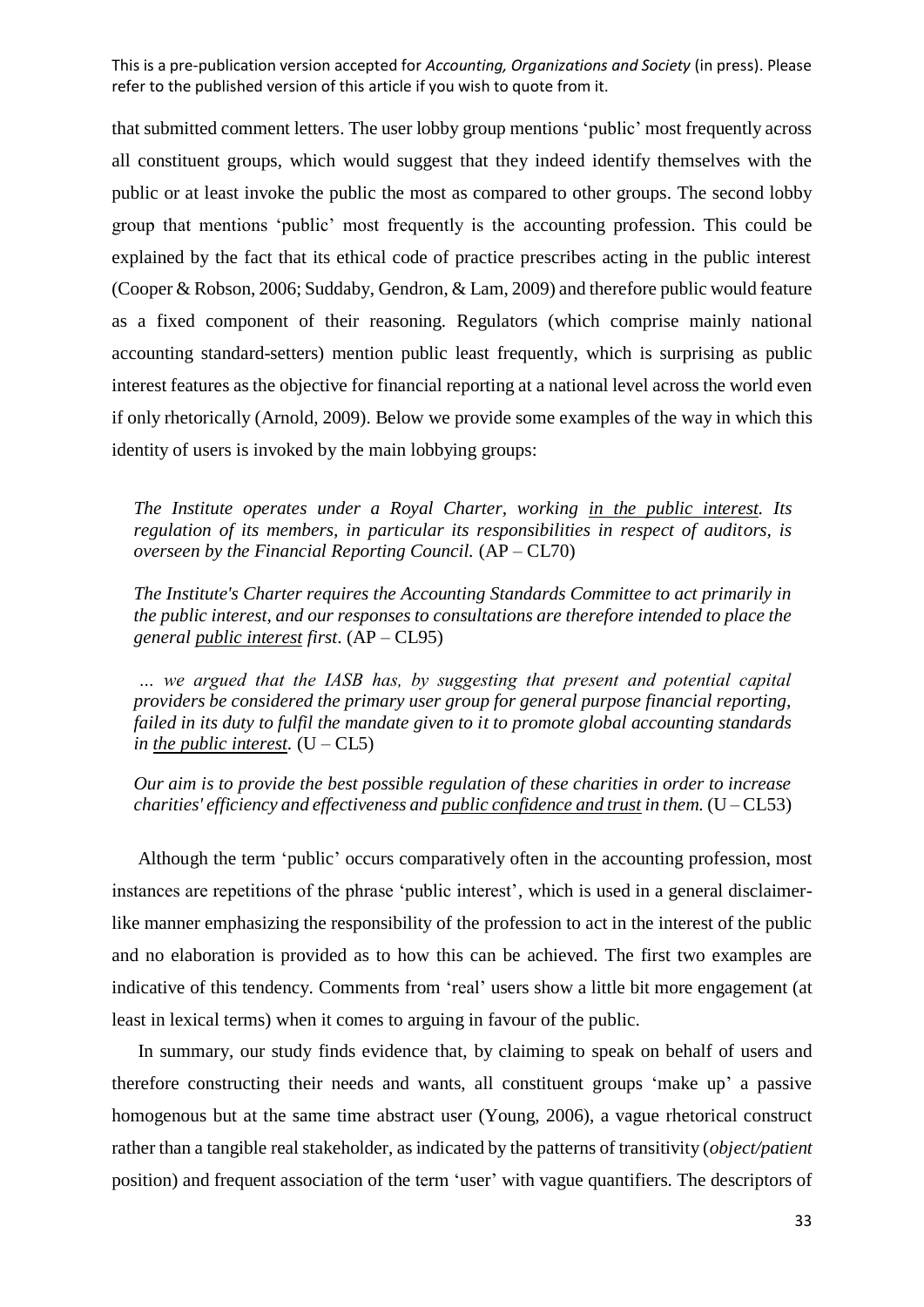that submitted comment letters. The user lobby group mentions 'public' most frequently across all constituent groups, which would suggest that they indeed identify themselves with the public or at least invoke the public the most as compared to other groups. The second lobby group that mentions 'public' most frequently is the accounting profession. This could be explained by the fact that its ethical code of practice prescribes acting in the public interest (Cooper & Robson, 2006; Suddaby, Gendron, & Lam, 2009) and therefore public would feature as a fixed component of their reasoning. Regulators (which comprise mainly national accounting standard-setters) mention public least frequently, which is surprising as public interest features as the objective for financial reporting at a national level across the world even if only rhetorically (Arnold, 2009). Below we provide some examples of the way in which this identity of users is invoked by the main lobbying groups:

> *The Institute operates under a Royal Charter, working <u>in the public interest</u>. Its regulation of its members, in particular its responsibilities in respect of auditors, is overseen by the Financial Reporting Council.* (AP – CL70)
>
> *The Institute's Charter requires the Accounting Standards Committee to act primarily in the public interest, and our responses to consultations are therefore intended to place the general <u>public interest</u> first*. (AP – CL95)
>
> *… we argued that the IASB has, by suggesting that present and potential capital providers be considered the primary user group for general purpose financial reporting, failed in its duty to fulfil the mandate given to it to promote global accounting standards in <u>the public interest</u>.* (U – CL5)
>
> *Our aim is to provide the best possible regulation of these charities in order to increase charities' efficiency and effectiveness and <u>public confidence and trust</u> in them.* (U – CL53)

Although the term 'public' occurs comparatively often in the accounting profession, most instances are repetitions of the phrase 'public interest', which is used in a general disclaimer-like manner emphasizing the responsibility of the profession to act in the interest of the public and no elaboration is provided as to how this can be achieved. The first two examples are indicative of this tendency. Comments from 'real' users show a little bit more engagement (at least in lexical terms) when it comes to arguing in favour of the public.

In summary, our study finds evidence that, by claiming to speak on behalf of users and therefore constructing their needs and wants, all constituent groups 'make up' a passive homogenous but at the same time abstract user (Young, 2006), a vague rhetorical construct rather than a tangible real stakeholder, as indicated by the patterns of transitivity (*object/patient* position) and frequent association of the term 'user' with vague quantifiers. The descriptors of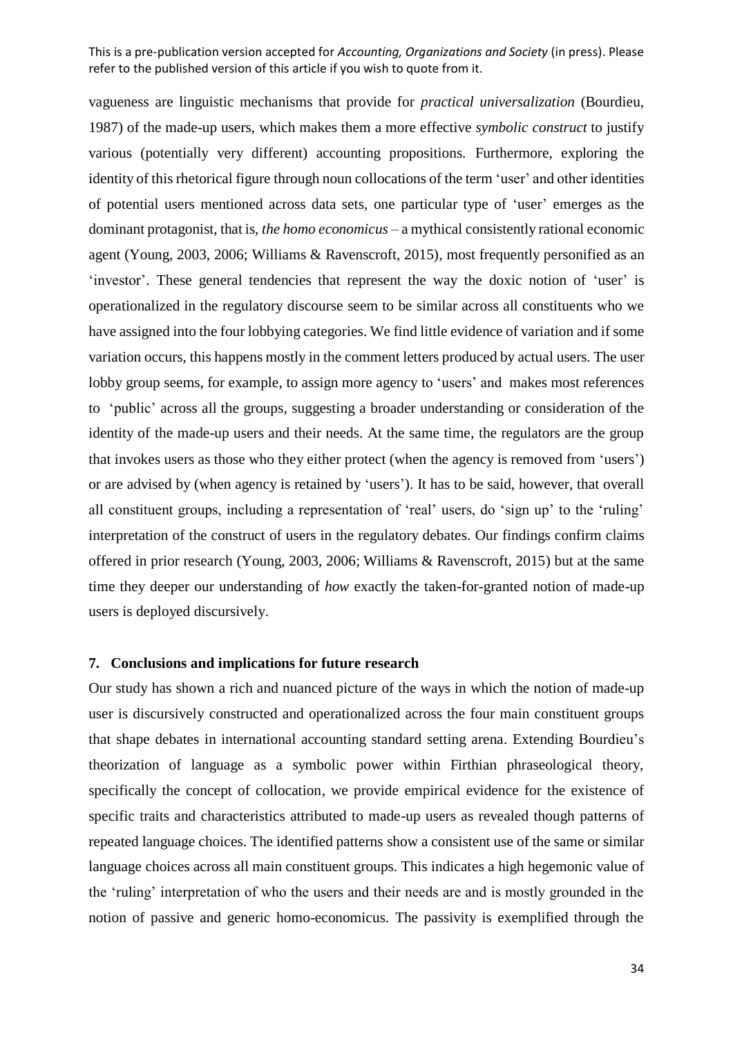vagueness are linguistic mechanisms that provide for *practical universalization* (Bourdieu, 1987) of the made-up users, which makes them a more effective *symbolic construct* to justify various (potentially very different) accounting propositions. Furthermore, exploring the identity of this rhetorical figure through noun collocations of the term 'user' and other identities of potential users mentioned across data sets, one particular type of 'user' emerges as the dominant protagonist, that is, *the homo economicus* – a mythical consistently rational economic agent (Young, 2003, 2006; Williams & Ravenscroft, 2015), most frequently personified as an 'investor'. These general tendencies that represent the way the doxic notion of 'user' is operationalized in the regulatory discourse seem to be similar across all constituents who we have assigned into the four lobbying categories. We find little evidence of variation and if some variation occurs, this happens mostly in the comment letters produced by actual users. The user lobby group seems, for example, to assign more agency to 'users' and makes most references to 'public' across all the groups, suggesting a broader understanding or consideration of the identity of the made-up users and their needs. At the same time, the regulators are the group that invokes users as those who they either protect (when the agency is removed from 'users') or are advised by (when agency is retained by 'users'). It has to be said, however, that overall all constituent groups, including a representation of 'real' users, do 'sign up' to the 'ruling' interpretation of the construct of users in the regulatory debates. Our findings confirm claims offered in prior research (Young, 2003, 2006; Williams & Ravenscroft, 2015) but at the same time they deeper our understanding of *how* exactly the taken-for-granted notion of made-up users is deployed discursively.

## 7. Conclusions and implications for future research

Our study has shown a rich and nuanced picture of the ways in which the notion of made-up user is discursively constructed and operationalized across the four main constituent groups that shape debates in international accounting standard setting arena. Extending Bourdieu's theorization of language as a symbolic power within Firthian phraseological theory, specifically the concept of collocation, we provide empirical evidence for the existence of specific traits and characteristics attributed to made-up users as revealed though patterns of repeated language choices. The identified patterns show a consistent use of the same or similar language choices across all main constituent groups. This indicates a high hegemonic value of the 'ruling' interpretation of who the users and their needs are and is mostly grounded in the notion of passive and generic homo-economicus. The passivity is exemplified through the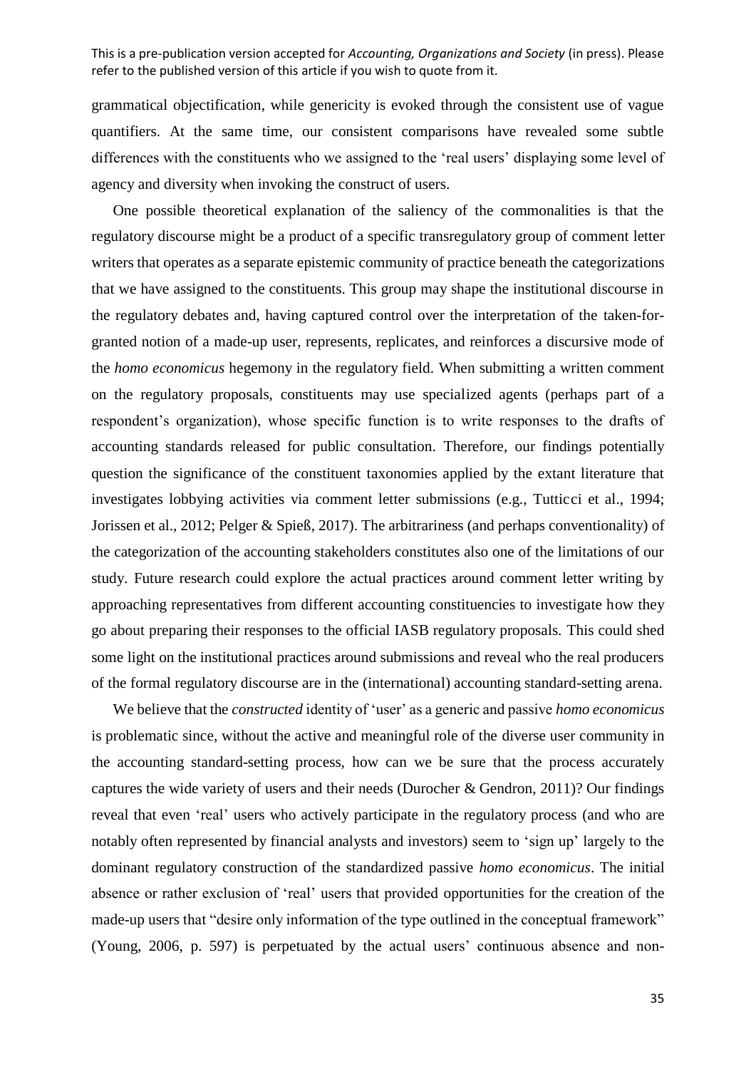grammatical objectification, while genericity is evoked through the consistent use of vague quantifiers. At the same time, our consistent comparisons have revealed some subtle differences with the constituents who we assigned to the 'real users' displaying some level of agency and diversity when invoking the construct of users.

One possible theoretical explanation of the saliency of the commonalities is that the regulatory discourse might be a product of a specific transregulatory group of comment letter writers that operates as a separate epistemic community of practice beneath the categorizations that we have assigned to the constituents. This group may shape the institutional discourse in the regulatory debates and, having captured control over the interpretation of the taken-for-granted notion of a made-up user, represents, replicates, and reinforces a discursive mode of the *homo economicus* hegemony in the regulatory field. When submitting a written comment on the regulatory proposals, constituents may use specialized agents (perhaps part of a respondent's organization), whose specific function is to write responses to the drafts of accounting standards released for public consultation. Therefore, our findings potentially question the significance of the constituent taxonomies applied by the extant literature that investigates lobbying activities via comment letter submissions (e.g., Tutticci et al., 1994; Jorissen et al., 2012; Pelger & Spieß, 2017). The arbitrariness (and perhaps conventionality) of the categorization of the accounting stakeholders constitutes also one of the limitations of our study. Future research could explore the actual practices around comment letter writing by approaching representatives from different accounting constituencies to investigate how they go about preparing their responses to the official IASB regulatory proposals. This could shed some light on the institutional practices around submissions and reveal who the real producers of the formal regulatory discourse are in the (international) accounting standard-setting arena.

We believe that the *constructed* identity of 'user' as a generic and passive *homo economicus* is problematic since, without the active and meaningful role of the diverse user community in the accounting standard-setting process, how can we be sure that the process accurately captures the wide variety of users and their needs (Durocher & Gendron, 2011)? Our findings reveal that even 'real' users who actively participate in the regulatory process (and who are notably often represented by financial analysts and investors) seem to 'sign up' largely to the dominant regulatory construction of the standardized passive *homo economicus*. The initial absence or rather exclusion of 'real' users that provided opportunities for the creation of the made-up users that "desire only information of the type outlined in the conceptual framework" (Young, 2006, p. 597) is perpetuated by the actual users' continuous absence and non-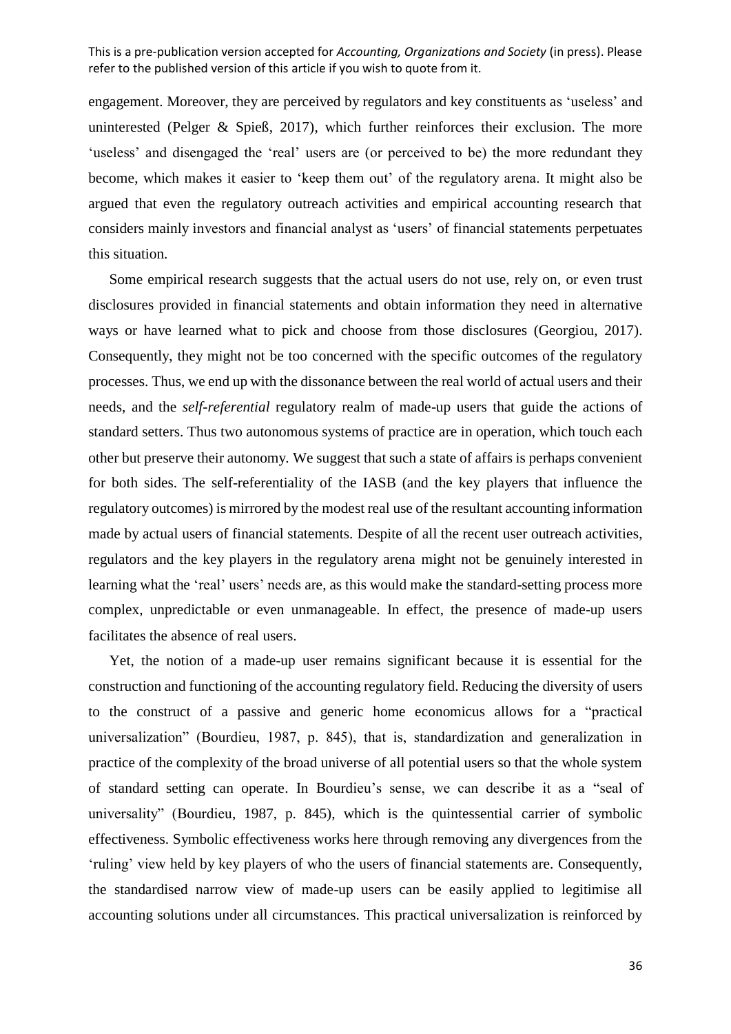engagement. Moreover, they are perceived by regulators and key constituents as 'useless' and uninterested (Pelger & Spieß, 2017), which further reinforces their exclusion. The more 'useless' and disengaged the 'real' users are (or perceived to be) the more redundant they become, which makes it easier to 'keep them out' of the regulatory arena. It might also be argued that even the regulatory outreach activities and empirical accounting research that considers mainly investors and financial analyst as 'users' of financial statements perpetuates this situation.

Some empirical research suggests that the actual users do not use, rely on, or even trust disclosures provided in financial statements and obtain information they need in alternative ways or have learned what to pick and choose from those disclosures (Georgiou, 2017). Consequently, they might not be too concerned with the specific outcomes of the regulatory processes. Thus, we end up with the dissonance between the real world of actual users and their needs, and the *self-referential* regulatory realm of made-up users that guide the actions of standard setters. Thus two autonomous systems of practice are in operation, which touch each other but preserve their autonomy. We suggest that such a state of affairs is perhaps convenient for both sides. The self-referentiality of the IASB (and the key players that influence the regulatory outcomes) is mirrored by the modest real use of the resultant accounting information made by actual users of financial statements. Despite of all the recent user outreach activities, regulators and the key players in the regulatory arena might not be genuinely interested in learning what the 'real' users' needs are, as this would make the standard-setting process more complex, unpredictable or even unmanageable. In effect, the presence of made-up users facilitates the absence of real users.

Yet, the notion of a made-up user remains significant because it is essential for the construction and functioning of the accounting regulatory field. Reducing the diversity of users to the construct of a passive and generic home economicus allows for a "practical universalization" (Bourdieu, 1987, p. 845), that is, standardization and generalization in practice of the complexity of the broad universe of all potential users so that the whole system of standard setting can operate. In Bourdieu's sense, we can describe it as a "seal of universality" (Bourdieu, 1987, p. 845), which is the quintessential carrier of symbolic effectiveness. Symbolic effectiveness works here through removing any divergences from the 'ruling' view held by key players of who the users of financial statements are. Consequently, the standardised narrow view of made-up users can be easily applied to legitimise all accounting solutions under all circumstances. This practical universalization is reinforced by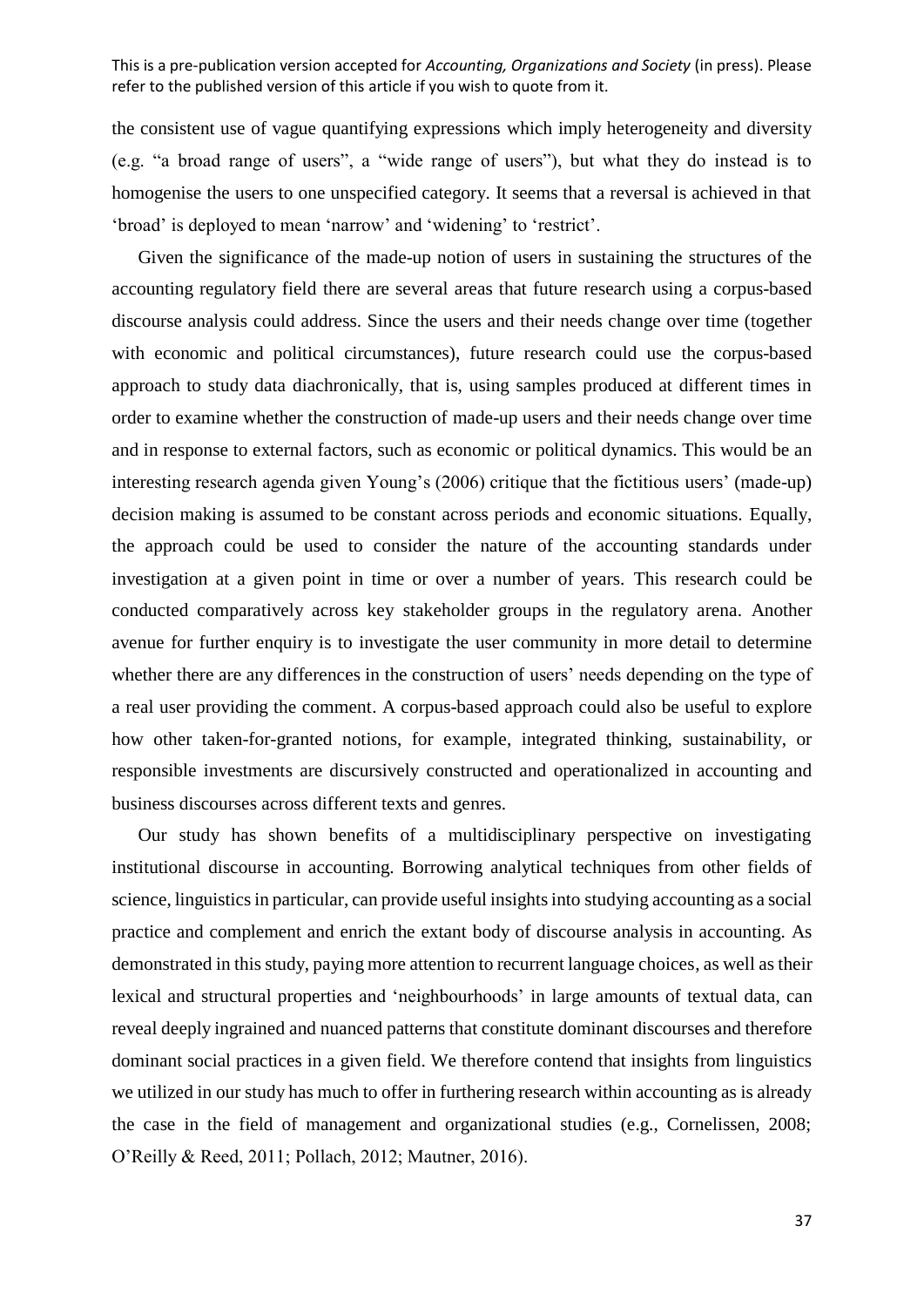the consistent use of vague quantifying expressions which imply heterogeneity and diversity (e.g. "a broad range of users", a "wide range of users"), but what they do instead is to homogenise the users to one unspecified category. It seems that a reversal is achieved in that 'broad' is deployed to mean 'narrow' and 'widening' to 'restrict'.

Given the significance of the made-up notion of users in sustaining the structures of the accounting regulatory field there are several areas that future research using a corpus-based discourse analysis could address. Since the users and their needs change over time (together with economic and political circumstances), future research could use the corpus-based approach to study data diachronically, that is, using samples produced at different times in order to examine whether the construction of made-up users and their needs change over time and in response to external factors, such as economic or political dynamics. This would be an interesting research agenda given Young's (2006) critique that the fictitious users' (made-up) decision making is assumed to be constant across periods and economic situations. Equally, the approach could be used to consider the nature of the accounting standards under investigation at a given point in time or over a number of years. This research could be conducted comparatively across key stakeholder groups in the regulatory arena. Another avenue for further enquiry is to investigate the user community in more detail to determine whether there are any differences in the construction of users' needs depending on the type of a real user providing the comment. A corpus-based approach could also be useful to explore how other taken-for-granted notions, for example, integrated thinking, sustainability, or responsible investments are discursively constructed and operationalized in accounting and business discourses across different texts and genres.

Our study has shown benefits of a multidisciplinary perspective on investigating institutional discourse in accounting. Borrowing analytical techniques from other fields of science, linguistics in particular, can provide useful insights into studying accounting as a social practice and complement and enrich the extant body of discourse analysis in accounting. As demonstrated in this study, paying more attention to recurrent language choices, as well as their lexical and structural properties and 'neighbourhoods' in large amounts of textual data, can reveal deeply ingrained and nuanced patterns that constitute dominant discourses and therefore dominant social practices in a given field. We therefore contend that insights from linguistics we utilized in our study has much to offer in furthering research within accounting as is already the case in the field of management and organizational studies (e.g., Cornelissen, 2008; O'Reilly & Reed, 2011; Pollach, 2012; Mautner, 2016).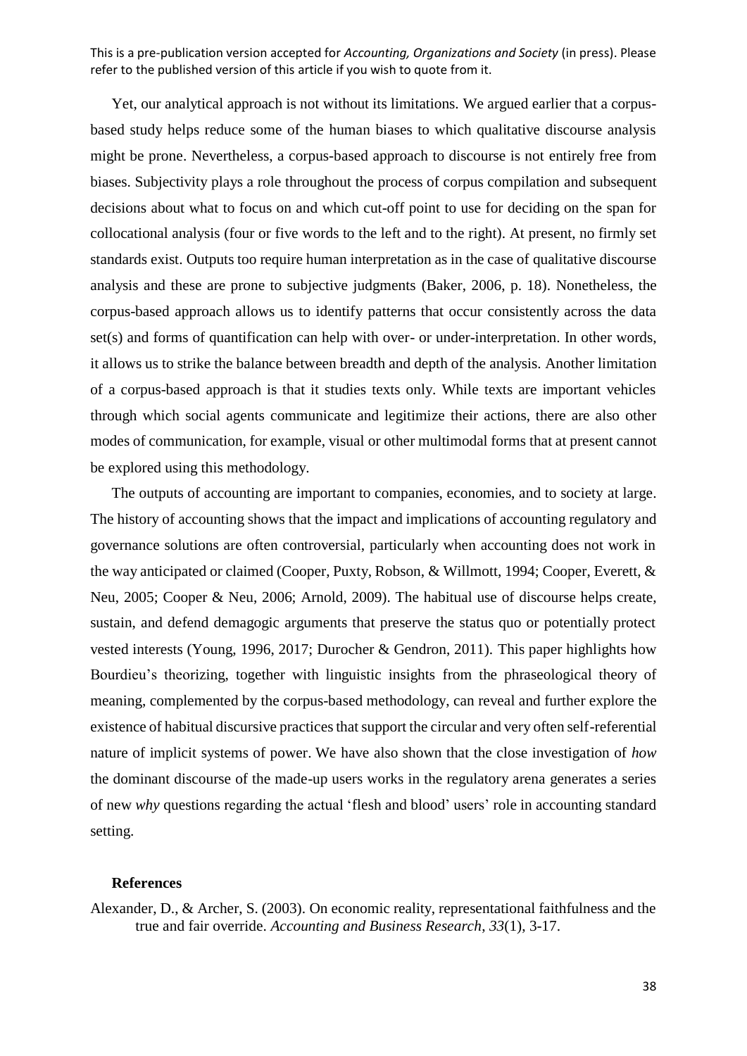Yet, our analytical approach is not without its limitations. We argued earlier that a corpus-based study helps reduce some of the human biases to which qualitative discourse analysis might be prone. Nevertheless, a corpus-based approach to discourse is not entirely free from biases. Subjectivity plays a role throughout the process of corpus compilation and subsequent decisions about what to focus on and which cut-off point to use for deciding on the span for collocational analysis (four or five words to the left and to the right). At present, no firmly set standards exist. Outputs too require human interpretation as in the case of qualitative discourse analysis and these are prone to subjective judgments (Baker, 2006, p. 18). Nonetheless, the corpus-based approach allows us to identify patterns that occur consistently across the data set(s) and forms of quantification can help with over- or under-interpretation. In other words, it allows us to strike the balance between breadth and depth of the analysis. Another limitation of a corpus-based approach is that it studies texts only. While texts are important vehicles through which social agents communicate and legitimize their actions, there are also other modes of communication, for example, visual or other multimodal forms that at present cannot be explored using this methodology.

The outputs of accounting are important to companies, economies, and to society at large. The history of accounting shows that the impact and implications of accounting regulatory and governance solutions are often controversial, particularly when accounting does not work in the way anticipated or claimed (Cooper, Puxty, Robson, & Willmott, 1994; Cooper, Everett, & Neu, 2005; Cooper & Neu, 2006; Arnold, 2009). The habitual use of discourse helps create, sustain, and defend demagogic arguments that preserve the status quo or potentially protect vested interests (Young, 1996, 2017; Durocher & Gendron, 2011). This paper highlights how Bourdieu's theorizing, together with linguistic insights from the phraseological theory of meaning, complemented by the corpus-based methodology, can reveal and further explore the existence of habitual discursive practices that support the circular and very often self-referential nature of implicit systems of power. We have also shown that the close investigation of *how* the dominant discourse of the made-up users works in the regulatory arena generates a series of new *why* questions regarding the actual 'flesh and blood' users' role in accounting standard setting.

## References

Alexander, D., & Archer, S. (2003). On economic reality, representational faithfulness and the true and fair override. *Accounting and Business Research*, *33*(1), 3-17.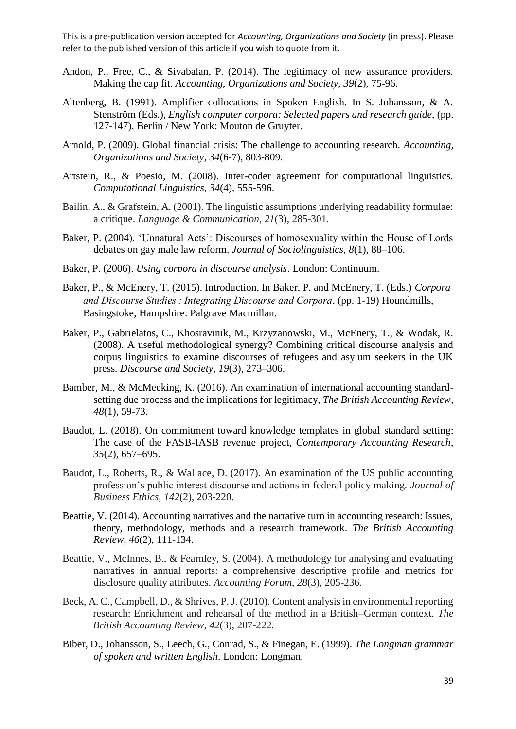Andon, P., Free, C., & Sivabalan, P. (2014). The legitimacy of new assurance providers. Making the cap fit. *Accounting, Organizations and Society*, *39*(2), 75-96.

Altenberg, B. (1991). Amplifier collocations in Spoken English. In S. Johansson, & A. Stenström (Eds.), *English computer corpora: Selected papers and research guide,* (pp. 127-147). Berlin / New York: Mouton de Gruyter.

Arnold, P. (2009). Global financial crisis: The challenge to accounting research. *Accounting, Organizations and Society*, *34*(6-7), 803-809.

Artstein, R., & Poesio, M. (2008). Inter-coder agreement for computational linguistics. *Computational Linguistics*, *34*(4), 555-596.

Bailin, A., & Grafstein, A. (2001). The linguistic assumptions underlying readability formulae: a critique. *Language & Communication*, *21*(3), 285-301.

Baker, P. (2004). 'Unnatural Acts': Discourses of homosexuality within the House of Lords debates on gay male law reform. *Journal of Sociolinguistics, 8*(1), 88–106.

Baker, P. (2006). *Using corpora in discourse analysis*. London: Continuum.

Baker, P., & McEnery, T. (2015). Introduction, In Baker, P. and McEnery, T. (Eds.) *Corpora and Discourse Studies : Integrating Discourse and Corpora*. (pp. 1-19) Houndmills, Basingstoke, Hampshire: Palgrave Macmillan.

Baker, P., Gabrielatos, C., Khosravinik, M., Krzyzanowski, M., McEnery, T., & Wodak, R. (2008). A useful methodological synergy? Combining critical discourse analysis and corpus linguistics to examine discourses of refugees and asylum seekers in the UK press. *Discourse and Society, 19*(3), 273–306.

Bamber, M., & McMeeking, K. (2016). An examination of international accounting standard-setting due process and the implications for legitimacy, *The British Accounting Review*, *48*(1), 59-73.

Baudot, L. (2018). On commitment toward knowledge templates in global standard setting: The case of the FASB-IASB revenue project, *Contemporary Accounting Research*, *35*(2), 657–695.

Baudot, L., Roberts, R., & Wallace, D. (2017). An examination of the US public accounting profession's public interest discourse and actions in federal policy making. *Journal of Business Ethics*, *142*(2), 203-220.

Beattie, V. (2014). Accounting narratives and the narrative turn in accounting research: Issues, theory, methodology, methods and a research framework. *The British Accounting Review*, *46*(2), 111-134.

Beattie, V., McInnes, B., & Fearnley, S. (2004). A methodology for analysing and evaluating narratives in annual reports: a comprehensive descriptive profile and metrics for disclosure quality attributes. *Accounting Forum*, *28*(3), 205-236.

Beck, A. C., Campbell, D., & Shrives, P. J. (2010). Content analysis in environmental reporting research: Enrichment and rehearsal of the method in a British–German context. *The British Accounting Review*, *42*(3), 207-222.

Biber, D., Johansson, S., Leech, G., Conrad, S., & Finegan, E. (1999). *The Longman grammar of spoken and written English*. London: Longman.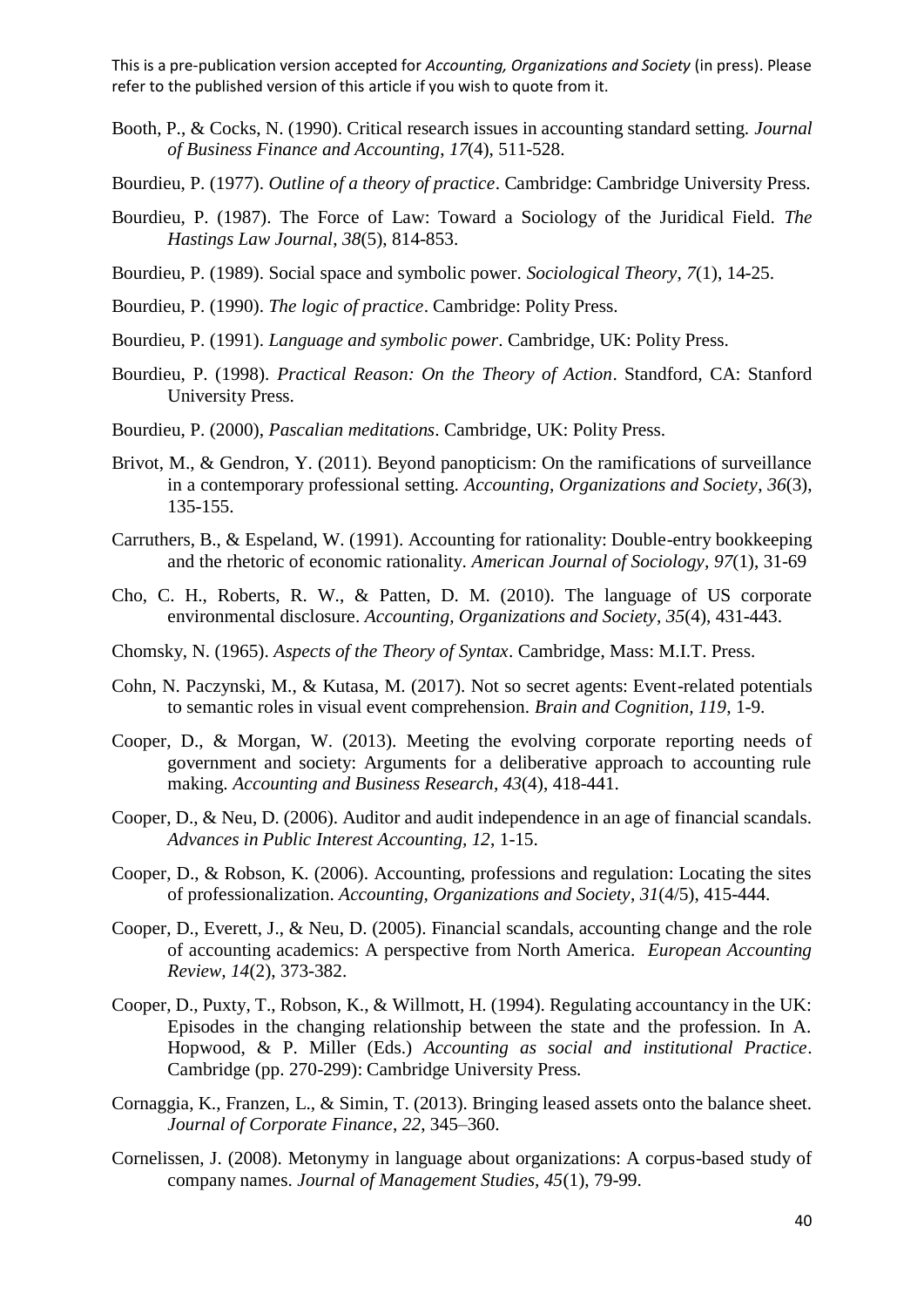Booth, P., & Cocks, N. (1990). Critical research issues in accounting standard setting. *Journal of Business Finance and Accounting*, *17*(4), 511-528.

Bourdieu, P. (1977). *Outline of a theory of practice*. Cambridge: Cambridge University Press.

Bourdieu, P. (1987). The Force of Law: Toward a Sociology of the Juridical Field. *The Hastings Law Journal*, *38*(5), 814-853.

Bourdieu, P. (1989). Social space and symbolic power. *Sociological Theory*, *7*(1), 14-25.

Bourdieu, P. (1990). *The logic of practice*. Cambridge: Polity Press.

Bourdieu, P. (1991). *Language and symbolic power*. Cambridge, UK: Polity Press.

Bourdieu, P. (1998). *Practical Reason: On the Theory of Action*. Standford, CA: Stanford University Press.

Bourdieu, P. (2000), *Pascalian meditations*. Cambridge, UK: Polity Press.

Brivot, M., & Gendron, Y. (2011). Beyond panopticism: On the ramifications of surveillance in a contemporary professional setting. *Accounting, Organizations and Society*, *36*(3), 135-155.

Carruthers, B., & Espeland, W. (1991). Accounting for rationality: Double-entry bookkeeping and the rhetoric of economic rationality. *American Journal of Sociology, 97*(1), 31-69

Cho, C. H., Roberts, R. W., & Patten, D. M. (2010). The language of US corporate environmental disclosure. *Accounting, Organizations and Society*, *35*(4), 431-443.

Chomsky, N. (1965). *Aspects of the Theory of Syntax*. Cambridge, Mass: M.I.T. Press.

Cohn, N. Paczynski, M., & Kutasa, M. (2017). Not so secret agents: Event-related potentials to semantic roles in visual event comprehension. *Brain and Cognition, 119*, 1-9.

Cooper, D., & Morgan, W. (2013). Meeting the evolving corporate reporting needs of government and society: Arguments for a deliberative approach to accounting rule making. *Accounting and Business Research*, *43*(4), 418-441.

Cooper, D., & Neu, D. (2006). Auditor and audit independence in an age of financial scandals. *Advances in Public Interest Accounting, 12*, 1-15.

Cooper, D., & Robson, K. (2006). Accounting, professions and regulation: Locating the sites of professionalization. *Accounting, Organizations and Society*, *31*(4/5), 415-444.

Cooper, D., Everett, J., & Neu, D. (2005). Financial scandals, accounting change and the role of accounting academics: A perspective from North America. *European Accounting Review, 14*(2), 373-382.

Cooper, D., Puxty, T., Robson, K., & Willmott, H. (1994). Regulating accountancy in the UK: Episodes in the changing relationship between the state and the profession. In A. Hopwood, & P. Miller (Eds.) *Accounting as social and institutional Practice*. Cambridge (pp. 270-299): Cambridge University Press.

Cornaggia, K., Franzen, L., & Simin, T. (2013). Bringing leased assets onto the balance sheet. *Journal of Corporate Finance*, *22*, 345–360.

Cornelissen, J. (2008). Metonymy in language about organizations: A corpus-based study of company names. *Journal of Management Studies, 45*(1), 79-99.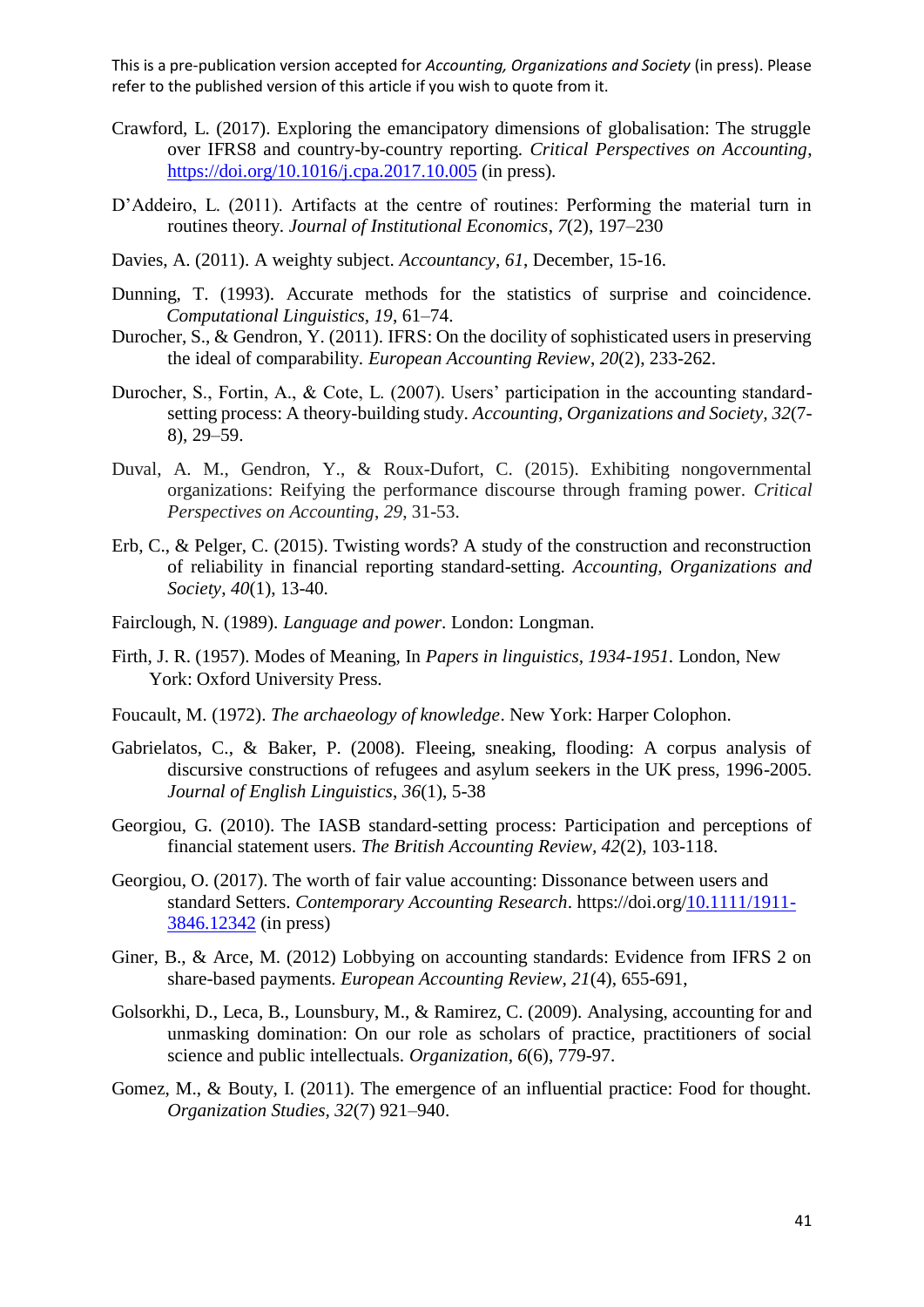Crawford, L. (2017). Exploring the emancipatory dimensions of globalisation: The struggle over IFRS8 and country-by-country reporting. *Critical Perspectives on Accounting*, https://doi.org/10.1016/j.cpa.2017.10.005 (in press).

D'Addeiro, L. (2011). Artifacts at the centre of routines: Performing the material turn in routines theory. *Journal of Institutional Economics*, *7*(2), 197–230

Davies, A. (2011). A weighty subject. *Accountancy*, *61*, December, 15-16.

Dunning, T. (1993). Accurate methods for the statistics of surprise and coincidence. *Computational Linguistics*, *19*, 61–74.

Durocher, S., & Gendron, Y. (2011). IFRS: On the docility of sophisticated users in preserving the ideal of comparability. *European Accounting Review*, *20*(2), 233-262.

Durocher, S., Fortin, A., & Cote, L. (2007). Users' participation in the accounting standard-setting process: A theory-building study. *Accounting, Organizations and Society*, *32*(7-8), 29–59.

Duval, A. M., Gendron, Y., & Roux-Dufort, C. (2015). Exhibiting nongovernmental organizations: Reifying the performance discourse through framing power. *Critical Perspectives on Accounting*, *29*, 31-53.

Erb, C., & Pelger, C. (2015). Twisting words? A study of the construction and reconstruction of reliability in financial reporting standard-setting. *Accounting, Organizations and Society*, *40*(1), 13-40.

Fairclough, N. (1989). *Language and power*. London: Longman.

Firth, J. R. (1957). Modes of Meaning, In *Papers in linguistics, 1934-1951*. London, New York: Oxford University Press.

Foucault, M. (1972). *The archaeology of knowledge*. New York: Harper Colophon.

Gabrielatos, C., & Baker, P. (2008). Fleeing, sneaking, flooding: A corpus analysis of discursive constructions of refugees and asylum seekers in the UK press, 1996-2005. *Journal of English Linguistics*, *36*(1), 5-38

Georgiou, G. (2010). The IASB standard-setting process: Participation and perceptions of financial statement users. *The British Accounting Review*, *42*(2), 103-118.

Georgiou, O. (2017). The worth of fair value accounting: Dissonance between users and standard Setters. *Contemporary Accounting Research*. https://doi.org/10.1111/1911-3846.12342 (in press)

Giner, B., & Arce, M. (2012) Lobbying on accounting standards: Evidence from IFRS 2 on share-based payments. *European Accounting Review*, *21*(4), 655-691,

Golsorkhi, D., Leca, B., Lounsbury, M., & Ramirez, C. (2009). Analysing, accounting for and unmasking domination: On our role as scholars of practice, practitioners of social science and public intellectuals. *Organization*, *6*(6), 779-97.

Gomez, M., & Bouty, I. (2011). The emergence of an influential practice: Food for thought. *Organization Studies*, *32*(7) 921–940.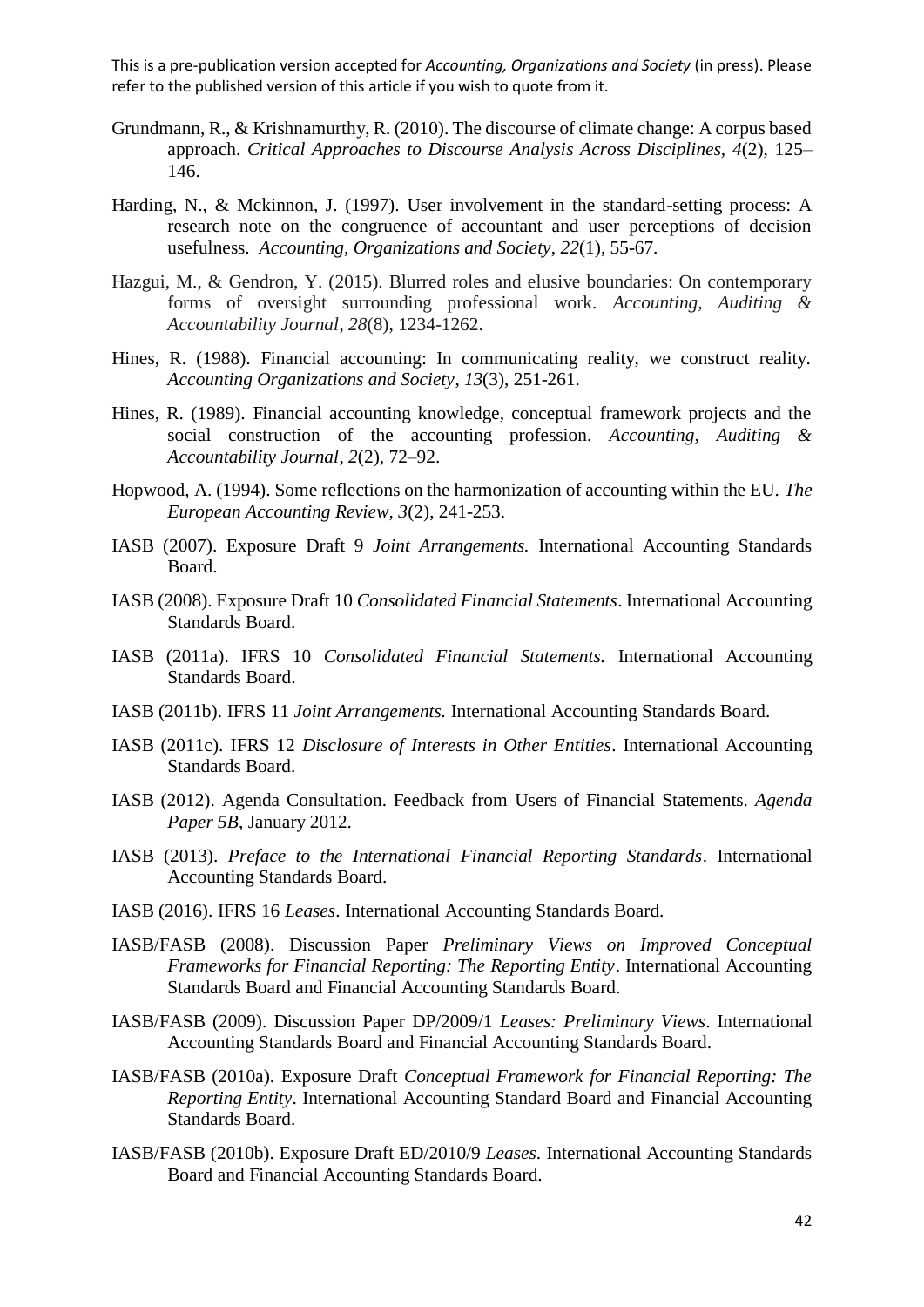Grundmann, R., & Krishnamurthy, R. (2010). The discourse of climate change: A corpus based approach. *Critical Approaches to Discourse Analysis Across Disciplines*, *4*(2), 125–146.

Harding, N., & Mckinnon, J. (1997). User involvement in the standard-setting process: A research note on the congruence of accountant and user perceptions of decision usefulness. *Accounting, Organizations and Society*, *22*(1), 55-67.

Hazgui, M., & Gendron, Y. (2015). Blurred roles and elusive boundaries: On contemporary forms of oversight surrounding professional work. *Accounting, Auditing & Accountability Journal*, *28*(8), 1234-1262.

Hines, R. (1988). Financial accounting: In communicating reality, we construct reality. *Accounting Organizations and Society*, *13*(3), 251-261.

Hines, R. (1989). Financial accounting knowledge, conceptual framework projects and the social construction of the accounting profession. *Accounting, Auditing & Accountability Journal*, *2*(2), 72–92.

Hopwood, A. (1994). Some reflections on the harmonization of accounting within the EU. *The European Accounting Review, 3*(2), 241-253.

IASB (2007). Exposure Draft 9 *Joint Arrangements.* International Accounting Standards Board.

IASB (2008). Exposure Draft 10 *Consolidated Financial Statements*. International Accounting Standards Board.

IASB (2011a). IFRS 10 *Consolidated Financial Statements.* International Accounting Standards Board.

IASB (2011b). IFRS 11 *Joint Arrangements.* International Accounting Standards Board.

IASB (2011c). IFRS 12 *Disclosure of Interests in Other Entities*. International Accounting Standards Board.

IASB (2012). Agenda Consultation. Feedback from Users of Financial Statements. *Agenda Paper 5B*, January 2012.

IASB (2013). *Preface to the International Financial Reporting Standards*. International Accounting Standards Board.

IASB (2016). IFRS 16 *Leases*. International Accounting Standards Board.

IASB/FASB (2008). Discussion Paper *Preliminary Views on Improved Conceptual Frameworks for Financial Reporting: The Reporting Entity*. International Accounting Standards Board and Financial Accounting Standards Board.

IASB/FASB (2009). Discussion Paper DP/2009/1 *Leases: Preliminary Views*. International Accounting Standards Board and Financial Accounting Standards Board.

IASB/FASB (2010a). Exposure Draft *Conceptual Framework for Financial Reporting: The Reporting Entity*. International Accounting Standard Board and Financial Accounting Standards Board.

IASB/FASB (2010b). Exposure Draft ED/2010/9 *Leases*. International Accounting Standards Board and Financial Accounting Standards Board.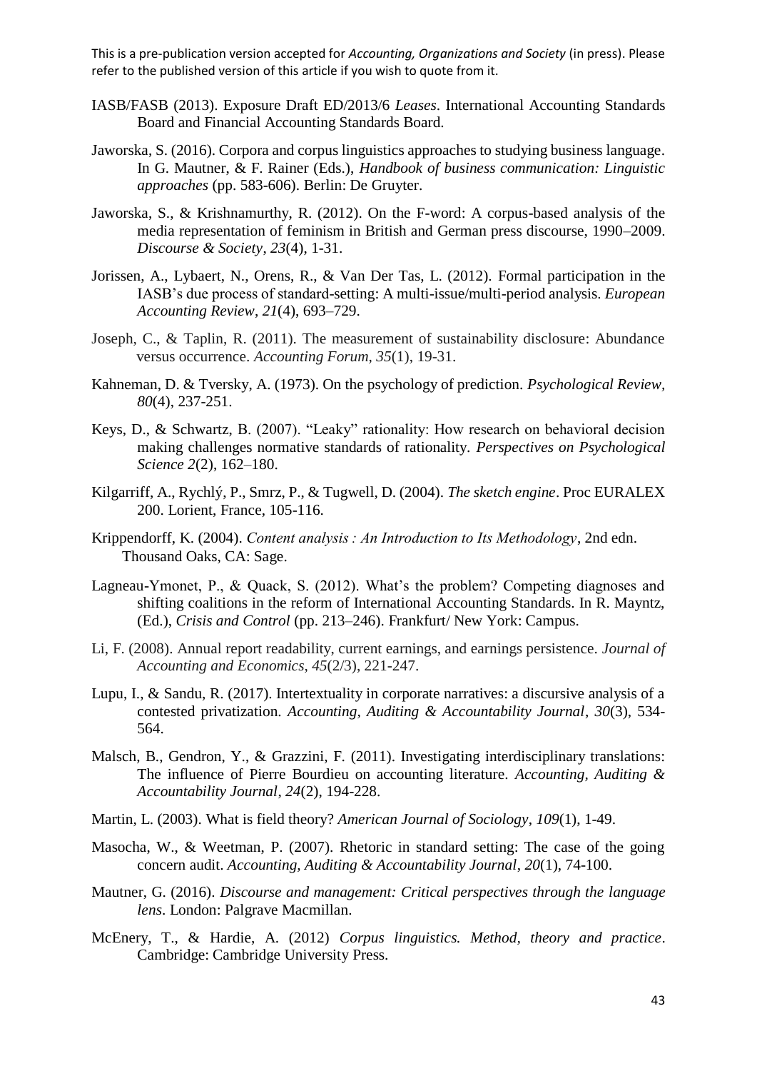IASB/FASB (2013). Exposure Draft ED/2013/6 *Leases*. International Accounting Standards Board and Financial Accounting Standards Board.

Jaworska, S. (2016). Corpora and corpus linguistics approaches to studying business language. In G. Mautner, & F. Rainer (Eds.), *Handbook of business communication: Linguistic approaches* (pp. 583-606). Berlin: De Gruyter.

Jaworska, S., & Krishnamurthy, R. (2012). On the F-word: A corpus-based analysis of the media representation of feminism in British and German press discourse, 1990–2009. *Discourse & Society*, *23*(4), 1-31.

Jorissen, A., Lybaert, N., Orens, R., & Van Der Tas, L. (2012). Formal participation in the IASB's due process of standard-setting: A multi-issue/multi-period analysis. *European Accounting Review*, *21*(4), 693–729.

Joseph, C., & Taplin, R. (2011). The measurement of sustainability disclosure: Abundance versus occurrence. *Accounting Forum*, *35*(1), 19-31.

Kahneman, D. & Tversky, A. (1973). On the psychology of prediction. *Psychological Review, 80*(4), 237-251.

Keys, D., & Schwartz, B. (2007). "Leaky" rationality: How research on behavioral decision making challenges normative standards of rationality. *Perspectives on Psychological Science 2*(2), 162–180.

Kilgarriff, A., Rychlý, P., Smrz, P., & Tugwell, D. (2004). *The sketch engine*. Proc EURALEX 200. Lorient, France, 105-116.

Krippendorff, K. (2004). *Content analysis : An Introduction to Its Methodology*, 2nd edn. Thousand Oaks, CA: Sage.

Lagneau-Ymonet, P., & Quack, S. (2012). What's the problem? Competing diagnoses and shifting coalitions in the reform of International Accounting Standards. In R. Mayntz, (Ed.), *Crisis and Control* (pp. 213–246). Frankfurt/ New York: Campus.

Li, F. (2008). Annual report readability, current earnings, and earnings persistence. *Journal of Accounting and Economics*, *45*(2/3), 221-247.

Lupu, I., & Sandu, R. (2017). Intertextuality in corporate narratives: a discursive analysis of a contested privatization. *Accounting, Auditing & Accountability Journal*, *30*(3), 534-564.

Malsch, B., Gendron, Y., & Grazzini, F. (2011). Investigating interdisciplinary translations: The influence of Pierre Bourdieu on accounting literature. *Accounting, Auditing & Accountability Journal*, *24*(2), 194-228.

Martin, L. (2003). What is field theory? *American Journal of Sociology*, *109*(1), 1-49.

Masocha, W., & Weetman, P. (2007). Rhetoric in standard setting: The case of the going concern audit. *Accounting, Auditing & Accountability Journal*, *20*(1), 74-100.

Mautner, G. (2016). *Discourse and management: Critical perspectives through the language lens*. London: Palgrave Macmillan.

McEnery, T., & Hardie, A. (2012) *Corpus linguistics. Method, theory and practice*. Cambridge: Cambridge University Press.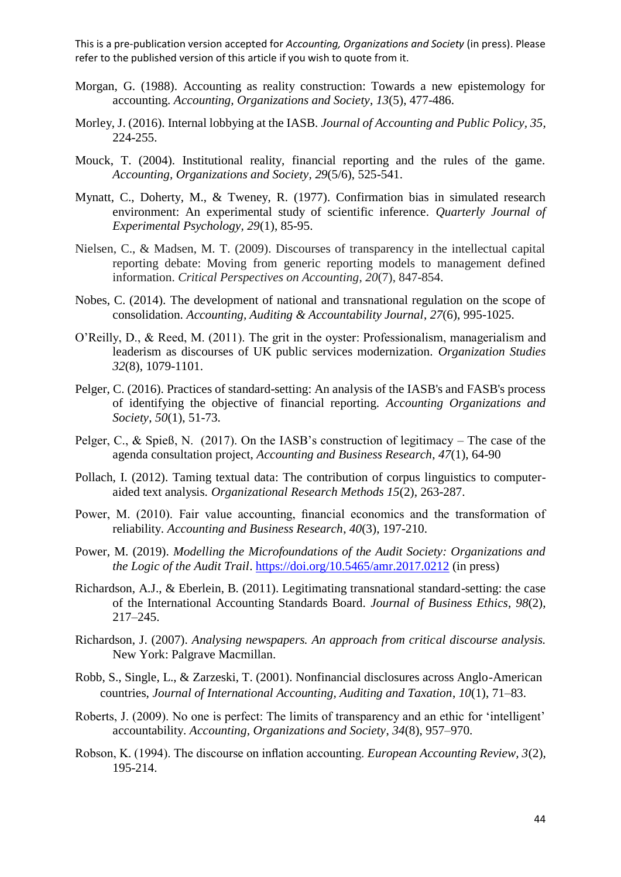Morgan, G. (1988). Accounting as reality construction: Towards a new epistemology for accounting. *Accounting, Organizations and Society*, *13*(5), 477-486.

Morley, J. (2016). Internal lobbying at the IASB. *Journal of Accounting and Public Policy*, *35*, 224-255.

Mouck, T. (2004). Institutional reality, financial reporting and the rules of the game. *Accounting, Organizations and Society*, *29*(5/6), 525-541.

Mynatt, C., Doherty, M., & Tweney, R. (1977). Confirmation bias in simulated research environment: An experimental study of scientific inference. *Quarterly Journal of Experimental Psychology*, *29*(1), 85-95.

Nielsen, C., & Madsen, M. T. (2009). Discourses of transparency in the intellectual capital reporting debate: Moving from generic reporting models to management defined information. *Critical Perspectives on Accounting*, *20*(7), 847-854.

Nobes, C. (2014). The development of national and transnational regulation on the scope of consolidation. *Accounting, Auditing & Accountability Journal*, *27*(6), 995-1025.

O'Reilly, D., & Reed, M. (2011). The grit in the oyster: Professionalism, managerialism and leaderism as discourses of UK public services modernization. *Organization Studies* *32*(8), 1079-1101.

Pelger, C. (2016). Practices of standard-setting: An analysis of the IASB's and FASB's process of identifying the objective of financial reporting. *Accounting Organizations and Society*, *50*(1), 51-73.

Pelger, C., & Spieß, N. (2017). On the IASB's construction of legitimacy – The case of the agenda consultation project, *Accounting and Business Research*, *47*(1), 64-90

Pollach, I. (2012). Taming textual data: The contribution of corpus linguistics to computer-aided text analysis. *Organizational Research Methods* *15*(2), 263-287.

Power, M. (2010). Fair value accounting, financial economics and the transformation of reliability. *Accounting and Business Research*, *40*(3), 197-210.

Power, M. (2019). *Modelling the Microfoundations of the Audit Society: Organizations and the Logic of the Audit Trail*. https://doi.org/10.5465/amr.2017.0212 (in press)

Richardson, A.J., & Eberlein, B. (2011). Legitimating transnational standard-setting: the case of the International Accounting Standards Board. *Journal of Business Ethics*, *98*(2), 217–245.

Richardson, J. (2007). *Analysing newspapers. An approach from critical discourse analysis.* New York: Palgrave Macmillan.

Robb, S., Single, L., & Zarzeski, T. (2001). Nonfinancial disclosures across Anglo-American countries, *Journal of International Accounting, Auditing and Taxation*, *10*(1), 71–83.

Roberts, J. (2009). No one is perfect: The limits of transparency and an ethic for 'intelligent' accountability. *Accounting, Organizations and Society*, *34*(8), 957–970.

Robson, K. (1994). The discourse on inflation accounting. *European Accounting Review*, *3*(2), 195-214.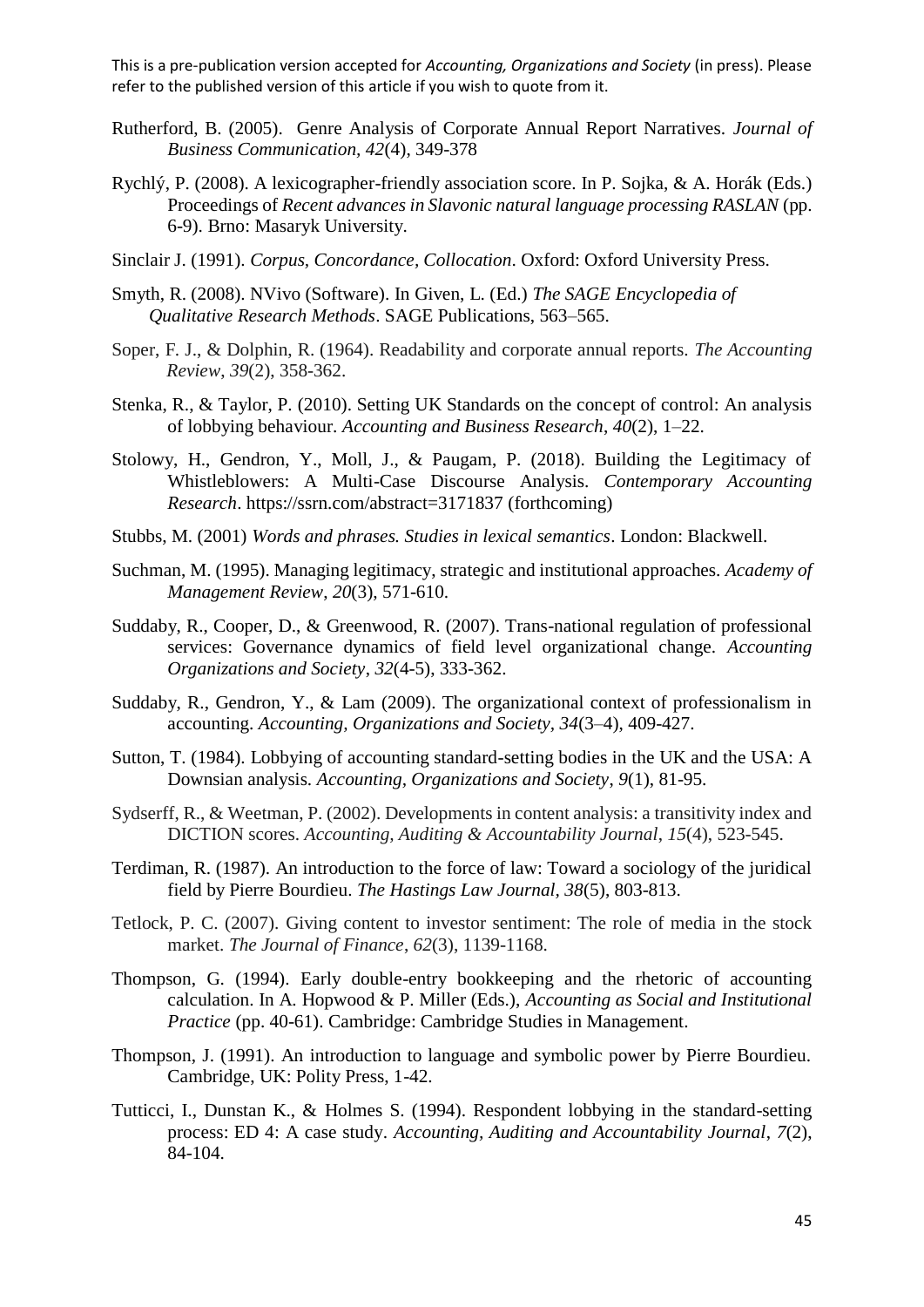Rutherford, B. (2005). Genre Analysis of Corporate Annual Report Narratives. *Journal of Business Communication*, *42*(4), 349-378

Rychlý, P. (2008). A lexicographer-friendly association score. In P. Sojka, & A. Horák (Eds.) Proceedings of *Recent advances in Slavonic natural language processing RASLAN* (pp. 6-9). Brno: Masaryk University.

Sinclair J. (1991). *Corpus, Concordance, Collocation*. Oxford: Oxford University Press.

Smyth, R. (2008). NVivo (Software). In Given, L. (Ed.) *The SAGE Encyclopedia of Qualitative Research Methods*. SAGE Publications, 563–565.

Soper, F. J., & Dolphin, R. (1964). Readability and corporate annual reports. *The Accounting Review*, *39*(2), 358-362.

Stenka, R., & Taylor, P. (2010). Setting UK Standards on the concept of control: An analysis of lobbying behaviour. *Accounting and Business Research*, *40*(2), 1–22.

Stolowy, H., Gendron, Y., Moll, J., & Paugam, P. (2018). Building the Legitimacy of Whistleblowers: A Multi-Case Discourse Analysis. *Contemporary Accounting Research*. https://ssrn.com/abstract=3171837 (forthcoming)

Stubbs, M. (2001) *Words and phrases. Studies in lexical semantics*. London: Blackwell.

Suchman, M. (1995). Managing legitimacy, strategic and institutional approaches. *Academy of Management Review, 20*(3), 571-610.

Suddaby, R., Cooper, D., & Greenwood, R. (2007). Trans-national regulation of professional services: Governance dynamics of field level organizational change. *Accounting Organizations and Society*, *32*(4-5), 333-362.

Suddaby, R., Gendron, Y., & Lam (2009). The organizational context of professionalism in accounting. *Accounting, Organizations and Society*, *34*(3–4), 409-427.

Sutton, T. (1984). Lobbying of accounting standard-setting bodies in the UK and the USA: A Downsian analysis. *Accounting, Organizations and Society*, *9*(1), 81-95.

Sydserff, R., & Weetman, P. (2002). Developments in content analysis: a transitivity index and DICTION scores. *Accounting, Auditing & Accountability Journal*, *15*(4), 523-545.

Terdiman, R. (1987). An introduction to the force of law: Toward a sociology of the juridical field by Pierre Bourdieu. *The Hastings Law Journal, 38*(5), 803-813.

Tetlock, P. C. (2007). Giving content to investor sentiment: The role of media in the stock market. *The Journal of Finance*, *62*(3), 1139-1168.

Thompson, G. (1994). Early double-entry bookkeeping and the rhetoric of accounting calculation. In A. Hopwood & P. Miller (Eds.), *Accounting as Social and Institutional Practice* (pp. 40-61). Cambridge: Cambridge Studies in Management.

Thompson, J. (1991). An introduction to language and symbolic power by Pierre Bourdieu. Cambridge, UK: Polity Press, 1-42.

Tutticci, I., Dunstan K., & Holmes S. (1994). Respondent lobbying in the standard-setting process: ED 4: A case study. *Accounting, Auditing and Accountability Journal*, *7*(2), 84-104.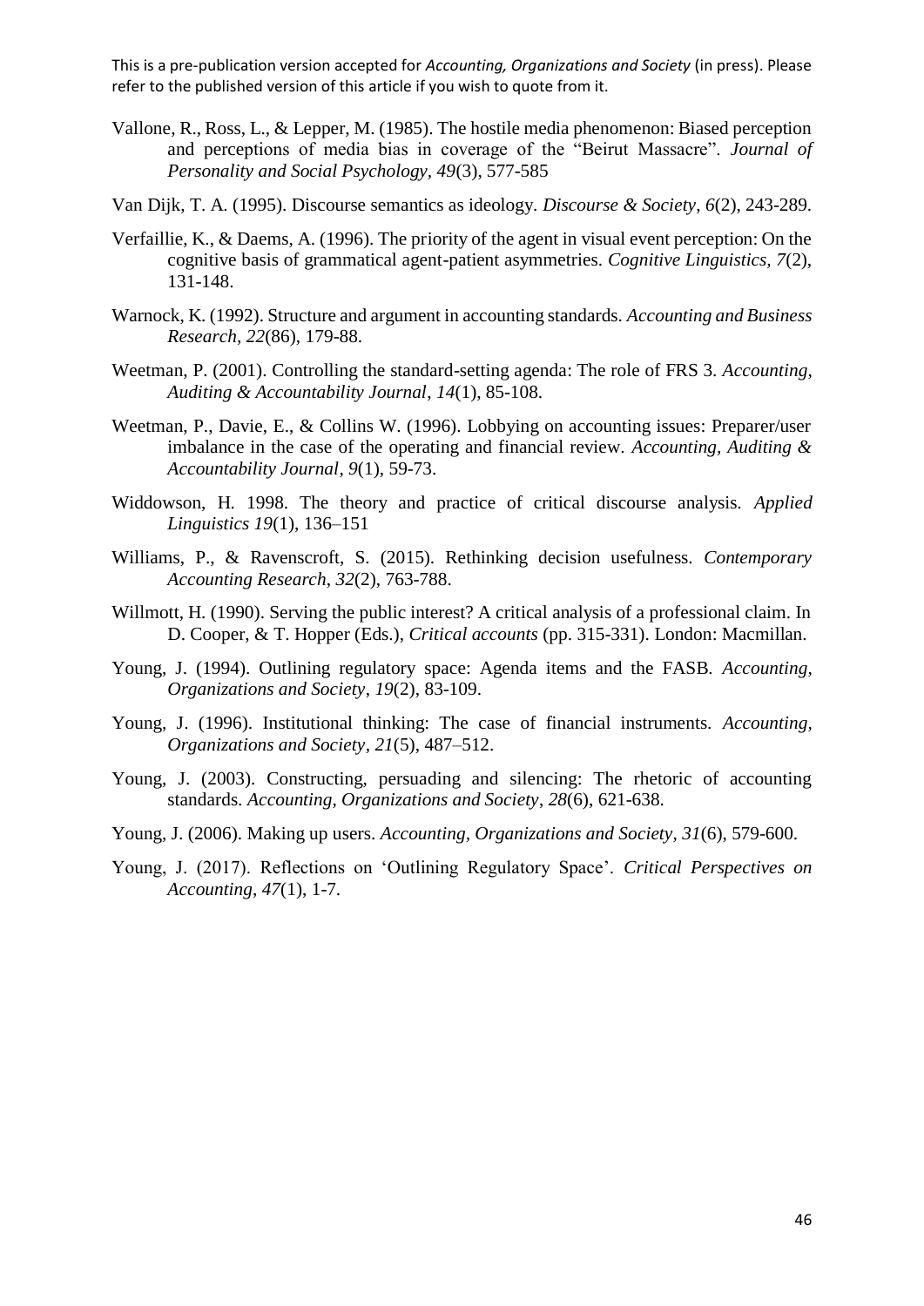Vallone, R., Ross, L., & Lepper, M. (1985). The hostile media phenomenon: Biased perception and perceptions of media bias in coverage of the "Beirut Massacre". *Journal of Personality and Social Psychology*, *49*(3), 577-585

Van Dijk, T. A. (1995). Discourse semantics as ideology. *Discourse & Society*, *6*(2), 243-289.

Verfaillie, K., & Daems, A. (1996). The priority of the agent in visual event perception: On the cognitive basis of grammatical agent-patient asymmetries. *Cognitive Linguistics, 7*(2), 131-148.

Warnock, K. (1992). Structure and argument in accounting standards. *Accounting and Business Research, 22*(86), 179-88.

Weetman, P. (2001). Controlling the standard-setting agenda: The role of FRS 3. *Accounting, Auditing & Accountability Journal*, *14*(1), 85-108.

Weetman, P., Davie, E., & Collins W. (1996). Lobbying on accounting issues: Preparer/user imbalance in the case of the operating and financial review. *Accounting, Auditing & Accountability Journal*, *9*(1), 59-73.

Widdowson, H. 1998. The theory and practice of critical discourse analysis. *Applied Linguistics 19*(1), 136–151

Williams, P., & Ravenscroft, S. (2015). Rethinking decision usefulness. *Contemporary Accounting Research*, *32*(2), 763-788.

Willmott, H. (1990). Serving the public interest? A critical analysis of a professional claim. In D. Cooper, & T. Hopper (Eds.), *Critical accounts* (pp. 315-331). London: Macmillan.

Young, J. (1994). Outlining regulatory space: Agenda items and the FASB. *Accounting, Organizations and Society*, *19*(2), 83-109.

Young, J. (1996). Institutional thinking: The case of financial instruments. *Accounting, Organizations and Society*, *21*(5), 487–512.

Young, J. (2003). Constructing, persuading and silencing: The rhetoric of accounting standards. *Accounting, Organizations and Society*, *28*(6), 621-638.

Young, J. (2006). Making up users. *Accounting, Organizations and Society*, *31*(6), 579-600.

Young, J. (2017). Reflections on 'Outlining Regulatory Space'. *Critical Perspectives on Accounting*, *47*(1), 1-7.